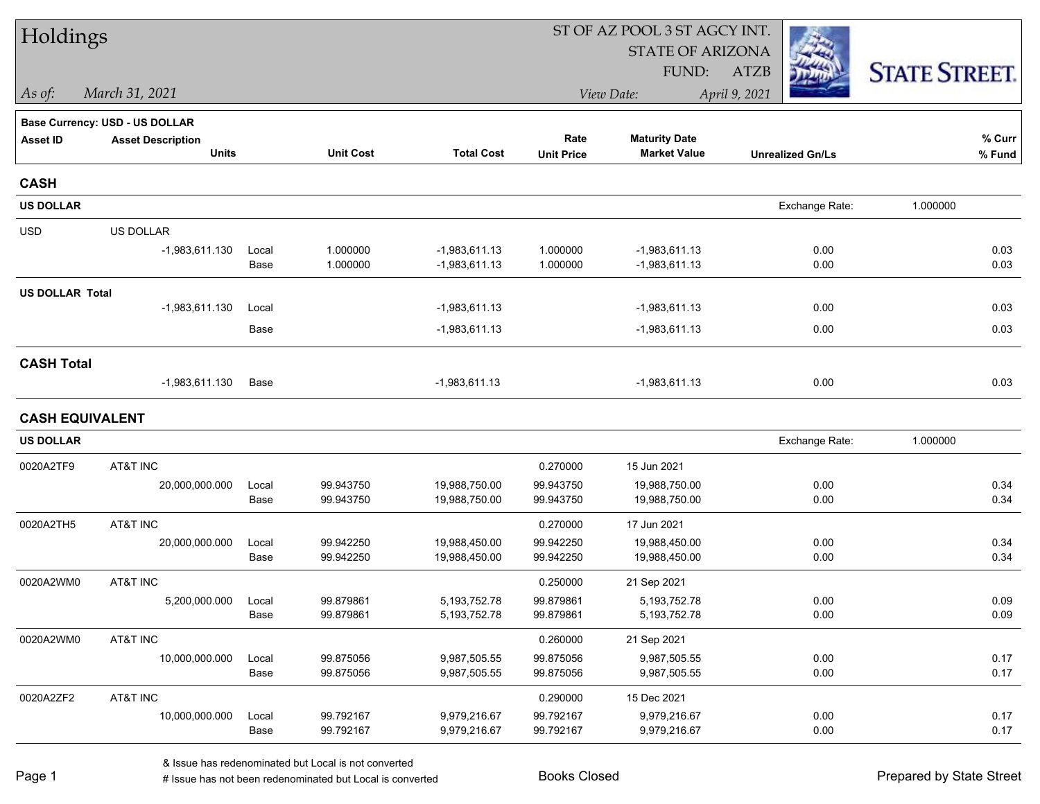# Holdings

ST OF AZ POOL 3 ST AGCY INT.
STATE OF ARIZONA
FUND: ATZB

*As of:* *March 31, 2021*
*View Date:* *April 9, 2021*

STATE STREET.

**Base Currency: USD - US DOLLAR**

| Asset ID | Asset Description / Units | | Unit Cost | Total Cost | Rate / Unit Price | Maturity Date / Market Value | Unrealized Gn/Ls | % Curr / % Fund |
|---|---|---|---|---|---|---|---|---|
| **CASH** | | | | | | | | |
| **US DOLLAR** | | | | | | | Exchange Rate: | 1.000000 |
| USD | US DOLLAR | | | | | | | |
| | -1,983,611.130 | Local | 1.000000 | -1,983,611.13 | 1.000000 | -1,983,611.13 | 0.00 | 0.03 |
| | | Base | 1.000000 | -1,983,611.13 | 1.000000 | -1,983,611.13 | 0.00 | 0.03 |
| **US DOLLAR Total** | | | | | | | | |
| | -1,983,611.130 | Local | | -1,983,611.13 | | -1,983,611.13 | 0.00 | 0.03 |
| | | Base | | -1,983,611.13 | | -1,983,611.13 | 0.00 | 0.03 |
| **CASH Total** | | | | | | | | |
| | -1,983,611.130 | Base | | -1,983,611.13 | | -1,983,611.13 | 0.00 | 0.03 |
| **CASH EQUIVALENT** | | | | | | | | |
| **US DOLLAR** | | | | | | | Exchange Rate: | 1.000000 |
| 0020A2TF9 | AT&T INC | | | | 0.270000 | 15 Jun 2021 | | |
| | 20,000,000.000 | Local | 99.943750 | 19,988,750.00 | 99.943750 | 19,988,750.00 | 0.00 | 0.34 |
| | | Base | 99.943750 | 19,988,750.00 | 99.943750 | 19,988,750.00 | 0.00 | 0.34 |
| 0020A2TH5 | AT&T INC | | | | 0.270000 | 17 Jun 2021 | | |
| | 20,000,000.000 | Local | 99.942250 | 19,988,450.00 | 99.942250 | 19,988,450.00 | 0.00 | 0.34 |
| | | Base | 99.942250 | 19,988,450.00 | 99.942250 | 19,988,450.00 | 0.00 | 0.34 |
| 0020A2WM0 | AT&T INC | | | | 0.250000 | 21 Sep 2021 | | |
| | 5,200,000.000 | Local | 99.879861 | 5,193,752.78 | 99.879861 | 5,193,752.78 | 0.00 | 0.09 |
| | | Base | 99.879861 | 5,193,752.78 | 99.879861 | 5,193,752.78 | 0.00 | 0.09 |
| 0020A2WM0 | AT&T INC | | | | 0.260000 | 21 Sep 2021 | | |
| | 10,000,000.000 | Local | 99.875056 | 9,987,505.55 | 99.875056 | 9,987,505.55 | 0.00 | 0.17 |
| | | Base | 99.875056 | 9,987,505.55 | 99.875056 | 9,987,505.55 | 0.00 | 0.17 |
| 0020A2ZF2 | AT&T INC | | | | 0.290000 | 15 Dec 2021 | | |
| | 10,000,000.000 | Local | 99.792167 | 9,979,216.67 | 99.792167 | 9,979,216.67 | 0.00 | 0.17 |
| | | Base | 99.792167 | 9,979,216.67 | 99.792167 | 9,979,216.67 | 0.00 | 0.17 |

& Issue has redenominated but Local is not converted
# Issue has not been redenominated but Local is converted

Books Closed

Prepared by State Street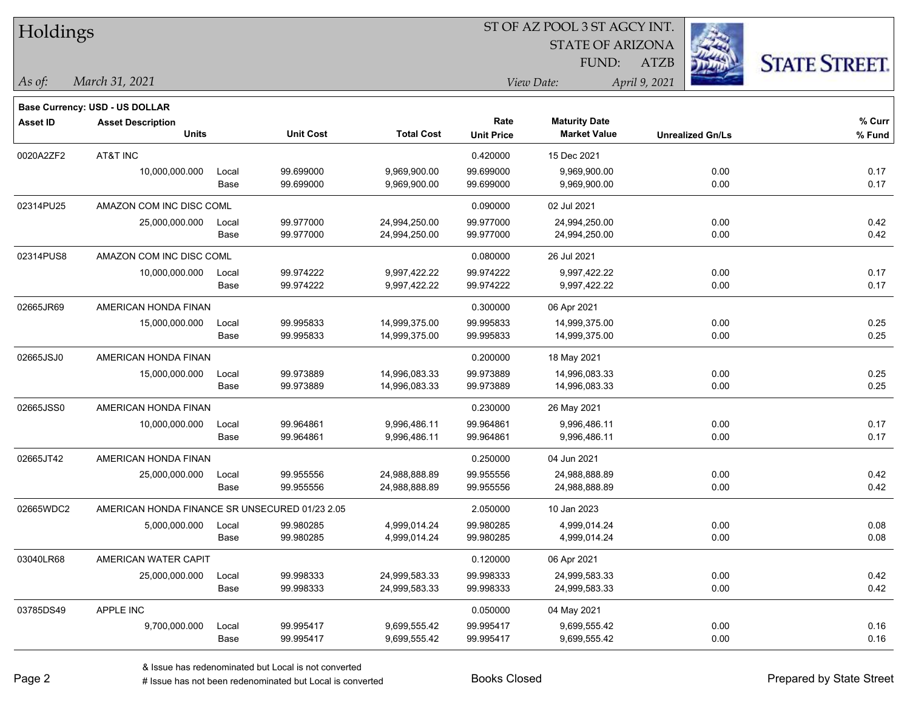# Holdings

ST OF AZ POOL 3 ST AGCY INT.
STATE OF ARIZONA
FUND: ATZB

*As of:* *March 31, 2021* *View Date:* *April 9, 2021*

**Base Currency: USD - US DOLLAR**

| Asset ID | Asset Description / Units | | Unit Cost | Total Cost | Rate / Unit Price | Maturity Date / Market Value | Unrealized Gn/Ls | % Curr / % Fund |
|---|---|---|---|---|---|---|---|---|
| 0020A2ZF2 | AT&T INC | | | | 0.420000 | 15 Dec 2021 | | |
| | 10,000,000.000 | Local | 99.699000 | 9,969,900.00 | 99.699000 | 9,969,900.00 | 0.00 | 0.17 |
| | | Base | 99.699000 | 9,969,900.00 | 99.699000 | 9,969,900.00 | 0.00 | 0.17 |
| 02314PU25 | AMAZON COM INC DISC COML | | | | 0.090000 | 02 Jul 2021 | | |
| | 25,000,000.000 | Local | 99.977000 | 24,994,250.00 | 99.977000 | 24,994,250.00 | 0.00 | 0.42 |
| | | Base | 99.977000 | 24,994,250.00 | 99.977000 | 24,994,250.00 | 0.00 | 0.42 |
| 02314PUS8 | AMAZON COM INC DISC COML | | | | 0.080000 | 26 Jul 2021 | | |
| | 10,000,000.000 | Local | 99.974222 | 9,997,422.22 | 99.974222 | 9,997,422.22 | 0.00 | 0.17 |
| | | Base | 99.974222 | 9,997,422.22 | 99.974222 | 9,997,422.22 | 0.00 | 0.17 |
| 02665JR69 | AMERICAN HONDA FINAN | | | | 0.300000 | 06 Apr 2021 | | |
| | 15,000,000.000 | Local | 99.995833 | 14,999,375.00 | 99.995833 | 14,999,375.00 | 0.00 | 0.25 |
| | | Base | 99.995833 | 14,999,375.00 | 99.995833 | 14,999,375.00 | 0.00 | 0.25 |
| 02665JSJ0 | AMERICAN HONDA FINAN | | | | 0.200000 | 18 May 2021 | | |
| | 15,000,000.000 | Local | 99.973889 | 14,996,083.33 | 99.973889 | 14,996,083.33 | 0.00 | 0.25 |
| | | Base | 99.973889 | 14,996,083.33 | 99.973889 | 14,996,083.33 | 0.00 | 0.25 |
| 02665JSS0 | AMERICAN HONDA FINAN | | | | 0.230000 | 26 May 2021 | | |
| | 10,000,000.000 | Local | 99.964861 | 9,996,486.11 | 99.964861 | 9,996,486.11 | 0.00 | 0.17 |
| | | Base | 99.964861 | 9,996,486.11 | 99.964861 | 9,996,486.11 | 0.00 | 0.17 |
| 02665JT42 | AMERICAN HONDA FINAN | | | | 0.250000 | 04 Jun 2021 | | |
| | 25,000,000.000 | Local | 99.955556 | 24,988,888.89 | 99.955556 | 24,988,888.89 | 0.00 | 0.42 |
| | | Base | 99.955556 | 24,988,888.89 | 99.955556 | 24,988,888.89 | 0.00 | 0.42 |
| 02665WDC2 | AMERICAN HONDA FINANCE SR UNSECURED 01/23 2.05 | | | | 2.050000 | 10 Jan 2023 | | |
| | 5,000,000.000 | Local | 99.980285 | 4,999,014.24 | 99.980285 | 4,999,014.24 | 0.00 | 0.08 |
| | | Base | 99.980285 | 4,999,014.24 | 99.980285 | 4,999,014.24 | 0.00 | 0.08 |
| 03040LR68 | AMERICAN WATER CAPIT | | | | 0.120000 | 06 Apr 2021 | | |
| | 25,000,000.000 | Local | 99.998333 | 24,999,583.33 | 99.998333 | 24,999,583.33 | 0.00 | 0.42 |
| | | Base | 99.998333 | 24,999,583.33 | 99.998333 | 24,999,583.33 | 0.00 | 0.42 |
| 03785DS49 | APPLE INC | | | | 0.050000 | 04 May 2021 | | |
| | 9,700,000.000 | Local | 99.995417 | 9,699,555.42 | 99.995417 | 9,699,555.42 | 0.00 | 0.16 |
| | | Base | 99.995417 | 9,699,555.42 | 99.995417 | 9,699,555.42 | 0.00 | 0.16 |

& Issue has redenominated but Local is not converted
# Issue has not been redenominated but Local is converted

Books Closed

Prepared by State Street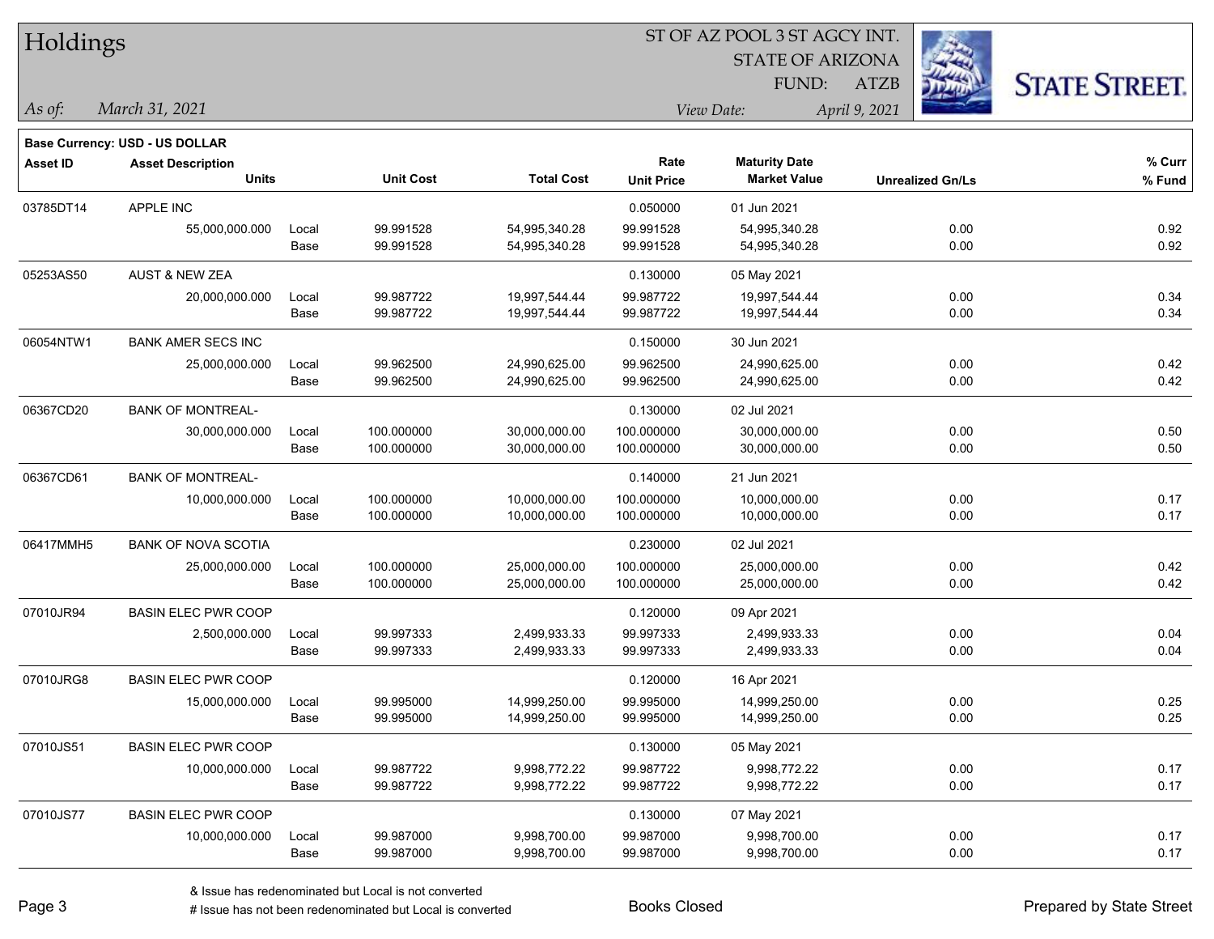# Holdings

ST OF AZ POOL 3 ST AGCY INT.
STATE OF ARIZONA
FUND: ATZB

*As of:* *March 31, 2021*

*View Date:* *April 9, 2021*

**Base Currency: USD - US DOLLAR**

| Asset ID | Asset Description / Units | | Unit Cost | Total Cost | Rate / Unit Price | Maturity Date / Market Value | Unrealized Gn/Ls | % Curr / % Fund |
|---|---|---|---|---|---|---|---|---|
| 03785DT14 | APPLE INC | | | | 0.050000 | 01 Jun 2021 | | |
| | 55,000,000.000 | Local | 99.991528 | 54,995,340.28 | 99.991528 | 54,995,340.28 | 0.00 | 0.92 |
| | | Base | 99.991528 | 54,995,340.28 | 99.991528 | 54,995,340.28 | 0.00 | 0.92 |
| 05253AS50 | AUST & NEW ZEA | | | | 0.130000 | 05 May 2021 | | |
| | 20,000,000.000 | Local | 99.987722 | 19,997,544.44 | 99.987722 | 19,997,544.44 | 0.00 | 0.34 |
| | | Base | 99.987722 | 19,997,544.44 | 99.987722 | 19,997,544.44 | 0.00 | 0.34 |
| 06054NTW1 | BANK AMER SECS INC | | | | 0.150000 | 30 Jun 2021 | | |
| | 25,000,000.000 | Local | 99.962500 | 24,990,625.00 | 99.962500 | 24,990,625.00 | 0.00 | 0.42 |
| | | Base | 99.962500 | 24,990,625.00 | 99.962500 | 24,990,625.00 | 0.00 | 0.42 |
| 06367CD20 | BANK OF MONTREAL- | | | | 0.130000 | 02 Jul 2021 | | |
| | 30,000,000.000 | Local | 100.000000 | 30,000,000.00 | 100.000000 | 30,000,000.00 | 0.00 | 0.50 |
| | | Base | 100.000000 | 30,000,000.00 | 100.000000 | 30,000,000.00 | 0.00 | 0.50 |
| 06367CD61 | BANK OF MONTREAL- | | | | 0.140000 | 21 Jun 2021 | | |
| | 10,000,000.000 | Local | 100.000000 | 10,000,000.00 | 100.000000 | 10,000,000.00 | 0.00 | 0.17 |
| | | Base | 100.000000 | 10,000,000.00 | 100.000000 | 10,000,000.00 | 0.00 | 0.17 |
| 06417MMH5 | BANK OF NOVA SCOTIA | | | | 0.230000 | 02 Jul 2021 | | |
| | 25,000,000.000 | Local | 100.000000 | 25,000,000.00 | 100.000000 | 25,000,000.00 | 0.00 | 0.42 |
| | | Base | 100.000000 | 25,000,000.00 | 100.000000 | 25,000,000.00 | 0.00 | 0.42 |
| 07010JR94 | BASIN ELEC PWR COOP | | | | 0.120000 | 09 Apr 2021 | | |
| | 2,500,000.000 | Local | 99.997333 | 2,499,933.33 | 99.997333 | 2,499,933.33 | 0.00 | 0.04 |
| | | Base | 99.997333 | 2,499,933.33 | 99.997333 | 2,499,933.33 | 0.00 | 0.04 |
| 07010JRG8 | BASIN ELEC PWR COOP | | | | 0.120000 | 16 Apr 2021 | | |
| | 15,000,000.000 | Local | 99.995000 | 14,999,250.00 | 99.995000 | 14,999,250.00 | 0.00 | 0.25 |
| | | Base | 99.995000 | 14,999,250.00 | 99.995000 | 14,999,250.00 | 0.00 | 0.25 |
| 07010JS51 | BASIN ELEC PWR COOP | | | | 0.130000 | 05 May 2021 | | |
| | 10,000,000.000 | Local | 99.987722 | 9,998,772.22 | 99.987722 | 9,998,772.22 | 0.00 | 0.17 |
| | | Base | 99.987722 | 9,998,772.22 | 99.987722 | 9,998,772.22 | 0.00 | 0.17 |
| 07010JS77 | BASIN ELEC PWR COOP | | | | 0.130000 | 07 May 2021 | | |
| | 10,000,000.000 | Local | 99.987000 | 9,998,700.00 | 99.987000 | 9,998,700.00 | 0.00 | 0.17 |
| | | Base | 99.987000 | 9,998,700.00 | 99.987000 | 9,998,700.00 | 0.00 | 0.17 |

& Issue has redenominated but Local is not converted
# Issue has not been redenominated but Local is converted

Books Closed

Prepared by State Street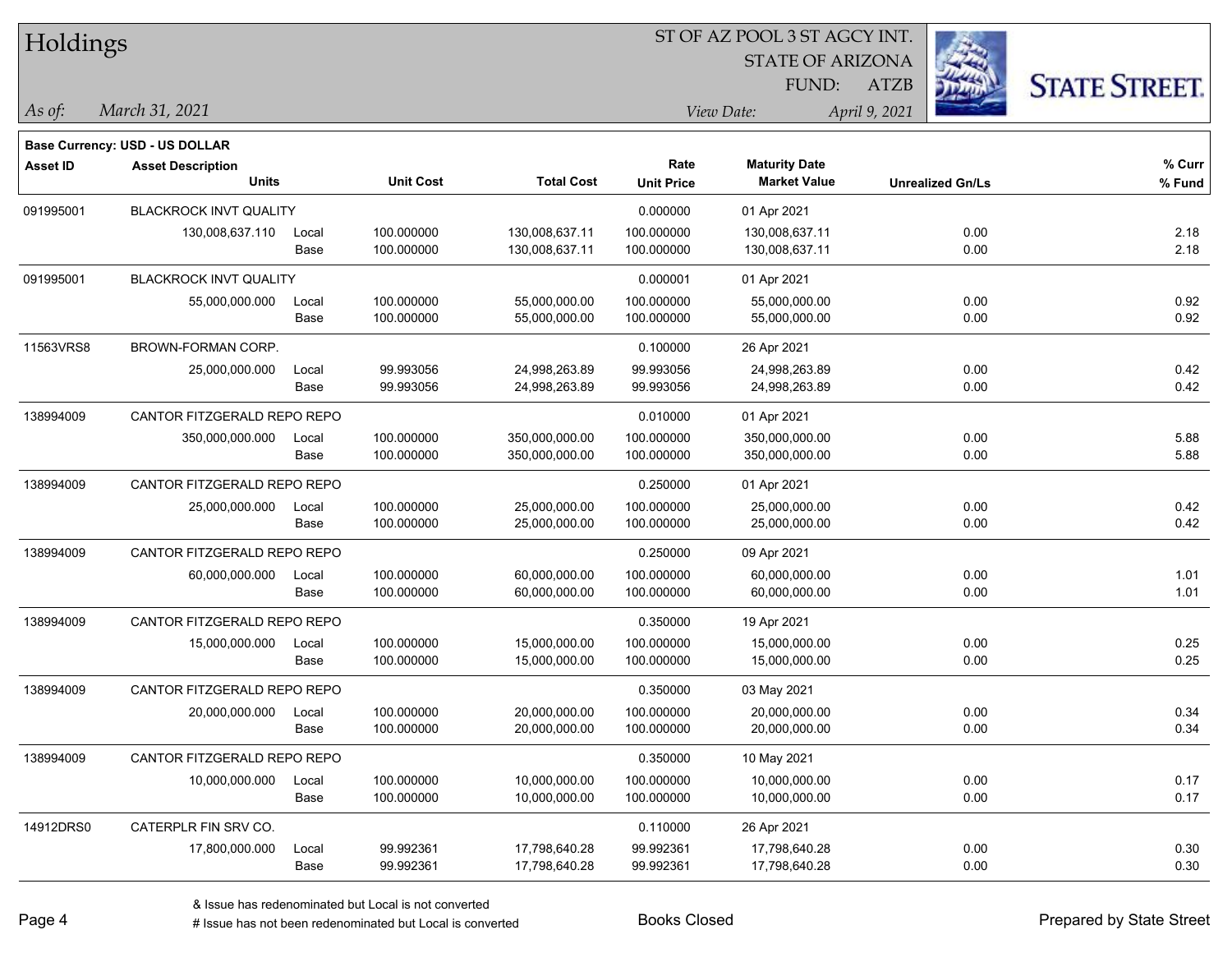# Holdings

ST OF AZ POOL 3 ST AGCY INT.
STATE OF ARIZONA
FUND: ATZB

*As of:* *March 31, 2021*

*View Date:* *April 9, 2021*

**Base Currency: USD - US DOLLAR**

| Asset ID | Asset Description / Units | | Unit Cost | Total Cost | Rate / Unit Price | Maturity Date / Market Value | Unrealized Gn/Ls | % Curr / % Fund |
|---|---|---|---|---|---|---|---|---|
| 091995001 | BLACKROCK INVT QUALITY | | | | 0.000000 | 01 Apr 2021 | | |
| | 130,008,637.110 | Local | 100.000000 | 130,008,637.11 | 100.000000 | 130,008,637.11 | 0.00 | 2.18 |
| | | Base | 100.000000 | 130,008,637.11 | 100.000000 | 130,008,637.11 | 0.00 | 2.18 |
| 091995001 | BLACKROCK INVT QUALITY | | | | 0.000001 | 01 Apr 2021 | | |
| | 55,000,000.000 | Local | 100.000000 | 55,000,000.00 | 100.000000 | 55,000,000.00 | 0.00 | 0.92 |
| | | Base | 100.000000 | 55,000,000.00 | 100.000000 | 55,000,000.00 | 0.00 | 0.92 |
| 11563VRS8 | BROWN-FORMAN CORP. | | | | 0.100000 | 26 Apr 2021 | | |
| | 25,000,000.000 | Local | 99.993056 | 24,998,263.89 | 99.993056 | 24,998,263.89 | 0.00 | 0.42 |
| | | Base | 99.993056 | 24,998,263.89 | 99.993056 | 24,998,263.89 | 0.00 | 0.42 |
| 138994009 | CANTOR FITZGERALD REPO REPO | | | | 0.010000 | 01 Apr 2021 | | |
| | 350,000,000.000 | Local | 100.000000 | 350,000,000.00 | 100.000000 | 350,000,000.00 | 0.00 | 5.88 |
| | | Base | 100.000000 | 350,000,000.00 | 100.000000 | 350,000,000.00 | 0.00 | 5.88 |
| 138994009 | CANTOR FITZGERALD REPO REPO | | | | 0.250000 | 01 Apr 2021 | | |
| | 25,000,000.000 | Local | 100.000000 | 25,000,000.00 | 100.000000 | 25,000,000.00 | 0.00 | 0.42 |
| | | Base | 100.000000 | 25,000,000.00 | 100.000000 | 25,000,000.00 | 0.00 | 0.42 |
| 138994009 | CANTOR FITZGERALD REPO REPO | | | | 0.250000 | 09 Apr 2021 | | |
| | 60,000,000.000 | Local | 100.000000 | 60,000,000.00 | 100.000000 | 60,000,000.00 | 0.00 | 1.01 |
| | | Base | 100.000000 | 60,000,000.00 | 100.000000 | 60,000,000.00 | 0.00 | 1.01 |
| 138994009 | CANTOR FITZGERALD REPO REPO | | | | 0.350000 | 19 Apr 2021 | | |
| | 15,000,000.000 | Local | 100.000000 | 15,000,000.00 | 100.000000 | 15,000,000.00 | 0.00 | 0.25 |
| | | Base | 100.000000 | 15,000,000.00 | 100.000000 | 15,000,000.00 | 0.00 | 0.25 |
| 138994009 | CANTOR FITZGERALD REPO REPO | | | | 0.350000 | 03 May 2021 | | |
| | 20,000,000.000 | Local | 100.000000 | 20,000,000.00 | 100.000000 | 20,000,000.00 | 0.00 | 0.34 |
| | | Base | 100.000000 | 20,000,000.00 | 100.000000 | 20,000,000.00 | 0.00 | 0.34 |
| 138994009 | CANTOR FITZGERALD REPO REPO | | | | 0.350000 | 10 May 2021 | | |
| | 10,000,000.000 | Local | 100.000000 | 10,000,000.00 | 100.000000 | 10,000,000.00 | 0.00 | 0.17 |
| | | Base | 100.000000 | 10,000,000.00 | 100.000000 | 10,000,000.00 | 0.00 | 0.17 |
| 14912DRS0 | CATERPLR FIN SRV CO. | | | | 0.110000 | 26 Apr 2021 | | |
| | 17,800,000.000 | Local | 99.992361 | 17,798,640.28 | 99.992361 | 17,798,640.28 | 0.00 | 0.30 |
| | | Base | 99.992361 | 17,798,640.28 | 99.992361 | 17,798,640.28 | 0.00 | 0.30 |

& Issue has redenominated but Local is not converted
# Issue has not been redenominated but Local is converted

Books Closed

Prepared by State Street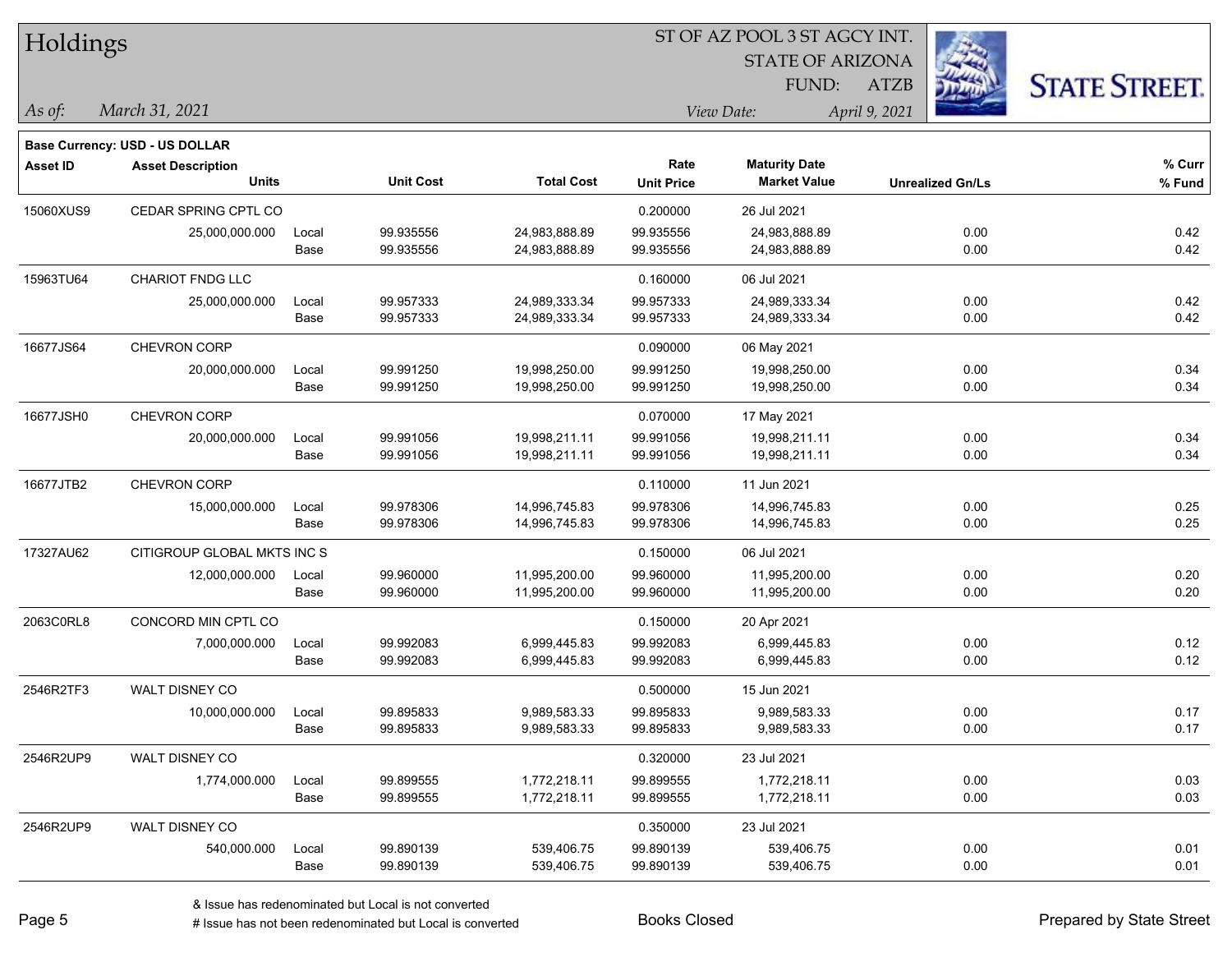# Holdings

ST OF AZ POOL 3 ST AGCY INT.
STATE OF ARIZONA
FUND: ATZB

*As of:* *March 31, 2021*
*View Date:* *April 9, 2021*

**Base Currency: USD - US DOLLAR**

| Asset ID | Asset Description / Units | | Unit Cost | Total Cost | Rate / Unit Price | Maturity Date / Market Value | Unrealized Gn/Ls | % Curr / % Fund |
|---|---|---|---|---|---|---|---|---|
| 15060XUS9 | CEDAR SPRING CPTL CO | | | | 0.200000 | 26 Jul 2021 | | |
| | 25,000,000.000 | Local | 99.935556 | 24,983,888.89 | 99.935556 | 24,983,888.89 | 0.00 | 0.42 |
| | | Base | 99.935556 | 24,983,888.89 | 99.935556 | 24,983,888.89 | 0.00 | 0.42 |
| 15963TU64 | CHARIOT FNDG LLC | | | | 0.160000 | 06 Jul 2021 | | |
| | 25,000,000.000 | Local | 99.957333 | 24,989,333.34 | 99.957333 | 24,989,333.34 | 0.00 | 0.42 |
| | | Base | 99.957333 | 24,989,333.34 | 99.957333 | 24,989,333.34 | 0.00 | 0.42 |
| 16677JS64 | CHEVRON CORP | | | | 0.090000 | 06 May 2021 | | |
| | 20,000,000.000 | Local | 99.991250 | 19,998,250.00 | 99.991250 | 19,998,250.00 | 0.00 | 0.34 |
| | | Base | 99.991250 | 19,998,250.00 | 99.991250 | 19,998,250.00 | 0.00 | 0.34 |
| 16677JSH0 | CHEVRON CORP | | | | 0.070000 | 17 May 2021 | | |
| | 20,000,000.000 | Local | 99.991056 | 19,998,211.11 | 99.991056 | 19,998,211.11 | 0.00 | 0.34 |
| | | Base | 99.991056 | 19,998,211.11 | 99.991056 | 19,998,211.11 | 0.00 | 0.34 |
| 16677JTB2 | CHEVRON CORP | | | | 0.110000 | 11 Jun 2021 | | |
| | 15,000,000.000 | Local | 99.978306 | 14,996,745.83 | 99.978306 | 14,996,745.83 | 0.00 | 0.25 |
| | | Base | 99.978306 | 14,996,745.83 | 99.978306 | 14,996,745.83 | 0.00 | 0.25 |
| 17327AU62 | CITIGROUP GLOBAL MKTS INC S | | | | 0.150000 | 06 Jul 2021 | | |
| | 12,000,000.000 | Local | 99.960000 | 11,995,200.00 | 99.960000 | 11,995,200.00 | 0.00 | 0.20 |
| | | Base | 99.960000 | 11,995,200.00 | 99.960000 | 11,995,200.00 | 0.00 | 0.20 |
| 2063C0RL8 | CONCORD MIN CPTL CO | | | | 0.150000 | 20 Apr 2021 | | |
| | 7,000,000.000 | Local | 99.992083 | 6,999,445.83 | 99.992083 | 6,999,445.83 | 0.00 | 0.12 |
| | | Base | 99.992083 | 6,999,445.83 | 99.992083 | 6,999,445.83 | 0.00 | 0.12 |
| 2546R2TF3 | WALT DISNEY CO | | | | 0.500000 | 15 Jun 2021 | | |
| | 10,000,000.000 | Local | 99.895833 | 9,989,583.33 | 99.895833 | 9,989,583.33 | 0.00 | 0.17 |
| | | Base | 99.895833 | 9,989,583.33 | 99.895833 | 9,989,583.33 | 0.00 | 0.17 |
| 2546R2UP9 | WALT DISNEY CO | | | | 0.320000 | 23 Jul 2021 | | |
| | 1,774,000.000 | Local | 99.899555 | 1,772,218.11 | 99.899555 | 1,772,218.11 | 0.00 | 0.03 |
| | | Base | 99.899555 | 1,772,218.11 | 99.899555 | 1,772,218.11 | 0.00 | 0.03 |
| 2546R2UP9 | WALT DISNEY CO | | | | 0.350000 | 23 Jul 2021 | | |
| | 540,000.000 | Local | 99.890139 | 539,406.75 | 99.890139 | 539,406.75 | 0.00 | 0.01 |
| | | Base | 99.890139 | 539,406.75 | 99.890139 | 539,406.75 | 0.00 | 0.01 |

& Issue has redenominated but Local is not converted
# Issue has not been redenominated but Local is converted

Books Closed

Prepared by State Street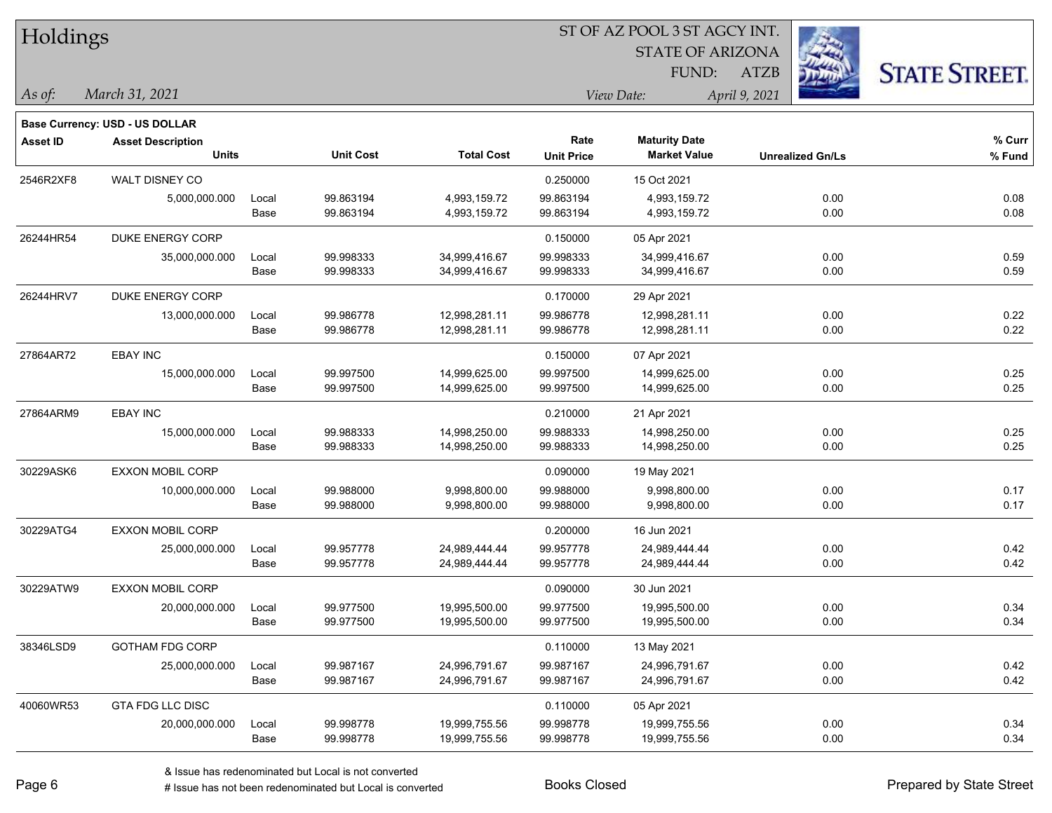# Holdings

ST OF AZ POOL 3 ST AGCY INT.
STATE OF ARIZONA
FUND: ATZB

*As of:* March 31, 2021

*View Date:* April 9, 2021

**Base Currency: USD - US DOLLAR**

| Asset ID | Asset Description / Units | | Unit Cost | Total Cost | Rate / Unit Price | Maturity Date / Market Value | Unrealized Gn/Ls | % Curr / % Fund |
|---|---|---|---|---|---|---|---|---|
| 2546R2XF8 | WALT DISNEY CO | | | | 0.250000 | 15 Oct 2021 | | |
| | 5,000,000.000 | Local | 99.863194 | 4,993,159.72 | 99.863194 | 4,993,159.72 | 0.00 | 0.08 |
| | | Base | 99.863194 | 4,993,159.72 | 99.863194 | 4,993,159.72 | 0.00 | 0.08 |
| 26244HR54 | DUKE ENERGY CORP | | | | 0.150000 | 05 Apr 2021 | | |
| | 35,000,000.000 | Local | 99.998333 | 34,999,416.67 | 99.998333 | 34,999,416.67 | 0.00 | 0.59 |
| | | Base | 99.998333 | 34,999,416.67 | 99.998333 | 34,999,416.67 | 0.00 | 0.59 |
| 26244HRV7 | DUKE ENERGY CORP | | | | 0.170000 | 29 Apr 2021 | | |
| | 13,000,000.000 | Local | 99.986778 | 12,998,281.11 | 99.986778 | 12,998,281.11 | 0.00 | 0.22 |
| | | Base | 99.986778 | 12,998,281.11 | 99.986778 | 12,998,281.11 | 0.00 | 0.22 |
| 27864AR72 | EBAY INC | | | | 0.150000 | 07 Apr 2021 | | |
| | 15,000,000.000 | Local | 99.997500 | 14,999,625.00 | 99.997500 | 14,999,625.00 | 0.00 | 0.25 |
| | | Base | 99.997500 | 14,999,625.00 | 99.997500 | 14,999,625.00 | 0.00 | 0.25 |
| 27864ARM9 | EBAY INC | | | | 0.210000 | 21 Apr 2021 | | |
| | 15,000,000.000 | Local | 99.988333 | 14,998,250.00 | 99.988333 | 14,998,250.00 | 0.00 | 0.25 |
| | | Base | 99.988333 | 14,998,250.00 | 99.988333 | 14,998,250.00 | 0.00 | 0.25 |
| 30229ASK6 | EXXON MOBIL CORP | | | | 0.090000 | 19 May 2021 | | |
| | 10,000,000.000 | Local | 99.988000 | 9,998,800.00 | 99.988000 | 9,998,800.00 | 0.00 | 0.17 |
| | | Base | 99.988000 | 9,998,800.00 | 99.988000 | 9,998,800.00 | 0.00 | 0.17 |
| 30229ATG4 | EXXON MOBIL CORP | | | | 0.200000 | 16 Jun 2021 | | |
| | 25,000,000.000 | Local | 99.957778 | 24,989,444.44 | 99.957778 | 24,989,444.44 | 0.00 | 0.42 |
| | | Base | 99.957778 | 24,989,444.44 | 99.957778 | 24,989,444.44 | 0.00 | 0.42 |
| 30229ATW9 | EXXON MOBIL CORP | | | | 0.090000 | 30 Jun 2021 | | |
| | 20,000,000.000 | Local | 99.977500 | 19,995,500.00 | 99.977500 | 19,995,500.00 | 0.00 | 0.34 |
| | | Base | 99.977500 | 19,995,500.00 | 99.977500 | 19,995,500.00 | 0.00 | 0.34 |
| 38346LSD9 | GOTHAM FDG CORP | | | | 0.110000 | 13 May 2021 | | |
| | 25,000,000.000 | Local | 99.987167 | 24,996,791.67 | 99.987167 | 24,996,791.67 | 0.00 | 0.42 |
| | | Base | 99.987167 | 24,996,791.67 | 99.987167 | 24,996,791.67 | 0.00 | 0.42 |
| 40060WR53 | GTA FDG LLC DISC | | | | 0.110000 | 05 Apr 2021 | | |
| | 20,000,000.000 | Local | 99.998778 | 19,999,755.56 | 99.998778 | 19,999,755.56 | 0.00 | 0.34 |
| | | Base | 99.998778 | 19,999,755.56 | 99.998778 | 19,999,755.56 | 0.00 | 0.34 |

& Issue has redenominated but Local is not converted
# Issue has not been redenominated but Local is converted

Books Closed

Prepared by State Street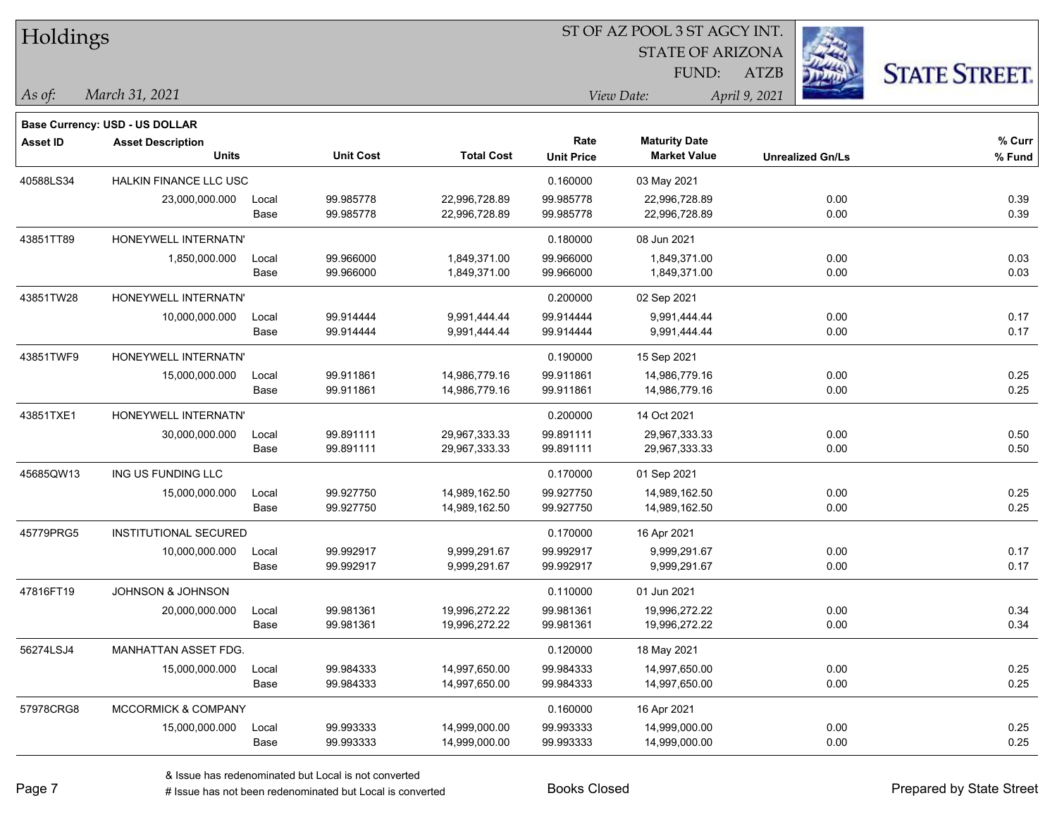**Base Currency: USD - US DOLLAR**

| Asset ID | Asset Description / Units | | Unit Cost | Total Cost | Rate / Unit Price | Maturity Date / Market Value | Unrealized Gn/Ls | % Curr / % Fund |
|---|---|---|---|---|---|---|---|---|
| 40588LS34 | HALKIN FINANCE LLC USC | | | | 0.160000 | 03 May 2021 | | |
| | 23,000,000.000 | Local | 99.985778 | 22,996,728.89 | 99.985778 | 22,996,728.89 | 0.00 | 0.39 |
| | | Base | 99.985778 | 22,996,728.89 | 99.985778 | 22,996,728.89 | 0.00 | 0.39 |
| 43851TT89 | HONEYWELL INTERNATN' | | | | 0.180000 | 08 Jun 2021 | | |
| | 1,850,000.000 | Local | 99.966000 | 1,849,371.00 | 99.966000 | 1,849,371.00 | 0.00 | 0.03 |
| | | Base | 99.966000 | 1,849,371.00 | 99.966000 | 1,849,371.00 | 0.00 | 0.03 |
| 43851TW28 | HONEYWELL INTERNATN' | | | | 0.200000 | 02 Sep 2021 | | |
| | 10,000,000.000 | Local | 99.914444 | 9,991,444.44 | 99.914444 | 9,991,444.44 | 0.00 | 0.17 |
| | | Base | 99.914444 | 9,991,444.44 | 99.914444 | 9,991,444.44 | 0.00 | 0.17 |
| 43851TWF9 | HONEYWELL INTERNATN' | | | | 0.190000 | 15 Sep 2021 | | |
| | 15,000,000.000 | Local | 99.911861 | 14,986,779.16 | 99.911861 | 14,986,779.16 | 0.00 | 0.25 |
| | | Base | 99.911861 | 14,986,779.16 | 99.911861 | 14,986,779.16 | 0.00 | 0.25 |
| 43851TXE1 | HONEYWELL INTERNATN' | | | | 0.200000 | 14 Oct 2021 | | |
| | 30,000,000.000 | Local | 99.891111 | 29,967,333.33 | 99.891111 | 29,967,333.33 | 0.00 | 0.50 |
| | | Base | 99.891111 | 29,967,333.33 | 99.891111 | 29,967,333.33 | 0.00 | 0.50 |
| 45685QW13 | ING US FUNDING LLC | | | | 0.170000 | 01 Sep 2021 | | |
| | 15,000,000.000 | Local | 99.927750 | 14,989,162.50 | 99.927750 | 14,989,162.50 | 0.00 | 0.25 |
| | | Base | 99.927750 | 14,989,162.50 | 99.927750 | 14,989,162.50 | 0.00 | 0.25 |
| 45779PRG5 | INSTITUTIONAL SECURED | | | | 0.170000 | 16 Apr 2021 | | |
| | 10,000,000.000 | Local | 99.992917 | 9,999,291.67 | 99.992917 | 9,999,291.67 | 0.00 | 0.17 |
| | | Base | 99.992917 | 9,999,291.67 | 99.992917 | 9,999,291.67 | 0.00 | 0.17 |
| 47816FT19 | JOHNSON & JOHNSON | | | | 0.110000 | 01 Jun 2021 | | |
| | 20,000,000.000 | Local | 99.981361 | 19,996,272.22 | 99.981361 | 19,996,272.22 | 0.00 | 0.34 |
| | | Base | 99.981361 | 19,996,272.22 | 99.981361 | 19,996,272.22 | 0.00 | 0.34 |
| 56274LSJ4 | MANHATTAN ASSET FDG. | | | | 0.120000 | 18 May 2021 | | |
| | 15,000,000.000 | Local | 99.984333 | 14,997,650.00 | 99.984333 | 14,997,650.00 | 0.00 | 0.25 |
| | | Base | 99.984333 | 14,997,650.00 | 99.984333 | 14,997,650.00 | 0.00 | 0.25 |
| 57978CRG8 | MCCORMICK & COMPANY | | | | 0.160000 | 16 Apr 2021 | | |
| | 15,000,000.000 | Local | 99.993333 | 14,999,000.00 | 99.993333 | 14,999,000.00 | 0.00 | 0.25 |
| | | Base | 99.993333 | 14,999,000.00 | 99.993333 | 14,999,000.00 | 0.00 | 0.25 |

& Issue has redenominated but Local is not converted

# Issue has not been redenominated but Local is converted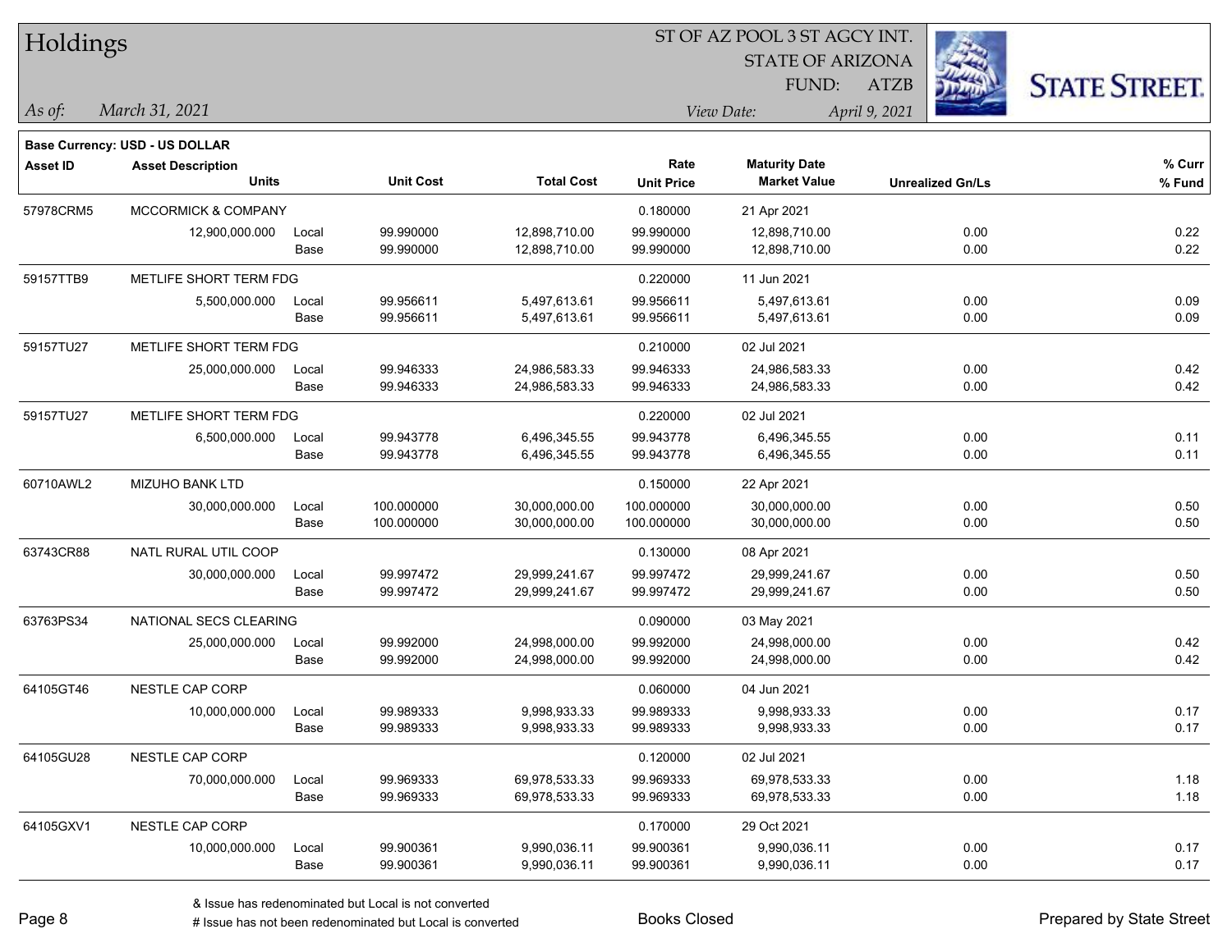# Holdings

ST OF AZ POOL 3 ST AGCY INT.
STATE OF ARIZONA
FUND: ATZB

*As of:* *March 31, 2021*

*View Date:* *April 9, 2021*

**Base Currency: USD - US DOLLAR**

| Asset ID | Asset Description / Units | | Unit Cost | Total Cost | Rate / Unit Price | Maturity Date / Market Value | Unrealized Gn/Ls | % Curr / % Fund |
|---|---|---|---|---|---|---|---|---|
| 57978CRM5 | MCCORMICK & COMPANY | | | | 0.180000 | 21 Apr 2021 | | |
| | 12,900,000.000 | Local | 99.990000 | 12,898,710.00 | 99.990000 | 12,898,710.00 | 0.00 | 0.22 |
| | | Base | 99.990000 | 12,898,710.00 | 99.990000 | 12,898,710.00 | 0.00 | 0.22 |
| 59157TTB9 | METLIFE SHORT TERM FDG | | | | 0.220000 | 11 Jun 2021 | | |
| | 5,500,000.000 | Local | 99.956611 | 5,497,613.61 | 99.956611 | 5,497,613.61 | 0.00 | 0.09 |
| | | Base | 99.956611 | 5,497,613.61 | 99.956611 | 5,497,613.61 | 0.00 | 0.09 |
| 59157TU27 | METLIFE SHORT TERM FDG | | | | 0.210000 | 02 Jul 2021 | | |
| | 25,000,000.000 | Local | 99.946333 | 24,986,583.33 | 99.946333 | 24,986,583.33 | 0.00 | 0.42 |
| | | Base | 99.946333 | 24,986,583.33 | 99.946333 | 24,986,583.33 | 0.00 | 0.42 |
| 59157TU27 | METLIFE SHORT TERM FDG | | | | 0.220000 | 02 Jul 2021 | | |
| | 6,500,000.000 | Local | 99.943778 | 6,496,345.55 | 99.943778 | 6,496,345.55 | 0.00 | 0.11 |
| | | Base | 99.943778 | 6,496,345.55 | 99.943778 | 6,496,345.55 | 0.00 | 0.11 |
| 60710AWL2 | MIZUHO BANK LTD | | | | 0.150000 | 22 Apr 2021 | | |
| | 30,000,000.000 | Local | 100.000000 | 30,000,000.00 | 100.000000 | 30,000,000.00 | 0.00 | 0.50 |
| | | Base | 100.000000 | 30,000,000.00 | 100.000000 | 30,000,000.00 | 0.00 | 0.50 |
| 63743CR88 | NATL RURAL UTIL COOP | | | | 0.130000 | 08 Apr 2021 | | |
| | 30,000,000.000 | Local | 99.997472 | 29,999,241.67 | 99.997472 | 29,999,241.67 | 0.00 | 0.50 |
| | | Base | 99.997472 | 29,999,241.67 | 99.997472 | 29,999,241.67 | 0.00 | 0.50 |
| 63763PS34 | NATIONAL SECS CLEARING | | | | 0.090000 | 03 May 2021 | | |
| | 25,000,000.000 | Local | 99.992000 | 24,998,000.00 | 99.992000 | 24,998,000.00 | 0.00 | 0.42 |
| | | Base | 99.992000 | 24,998,000.00 | 99.992000 | 24,998,000.00 | 0.00 | 0.42 |
| 64105GT46 | NESTLE CAP CORP | | | | 0.060000 | 04 Jun 2021 | | |
| | 10,000,000.000 | Local | 99.989333 | 9,998,933.33 | 99.989333 | 9,998,933.33 | 0.00 | 0.17 |
| | | Base | 99.989333 | 9,998,933.33 | 99.989333 | 9,998,933.33 | 0.00 | 0.17 |
| 64105GU28 | NESTLE CAP CORP | | | | 0.120000 | 02 Jul 2021 | | |
| | 70,000,000.000 | Local | 99.969333 | 69,978,533.33 | 99.969333 | 69,978,533.33 | 0.00 | 1.18 |
| | | Base | 99.969333 | 69,978,533.33 | 99.969333 | 69,978,533.33 | 0.00 | 1.18 |
| 64105GXV1 | NESTLE CAP CORP | | | | 0.170000 | 29 Oct 2021 | | |
| | 10,000,000.000 | Local | 99.900361 | 9,990,036.11 | 99.900361 | 9,990,036.11 | 0.00 | 0.17 |
| | | Base | 99.900361 | 9,990,036.11 | 99.900361 | 9,990,036.11 | 0.00 | 0.17 |

& Issue has redenominated but Local is not converted
# Issue has not been redenominated but Local is converted

Books Closed

Prepared by State Street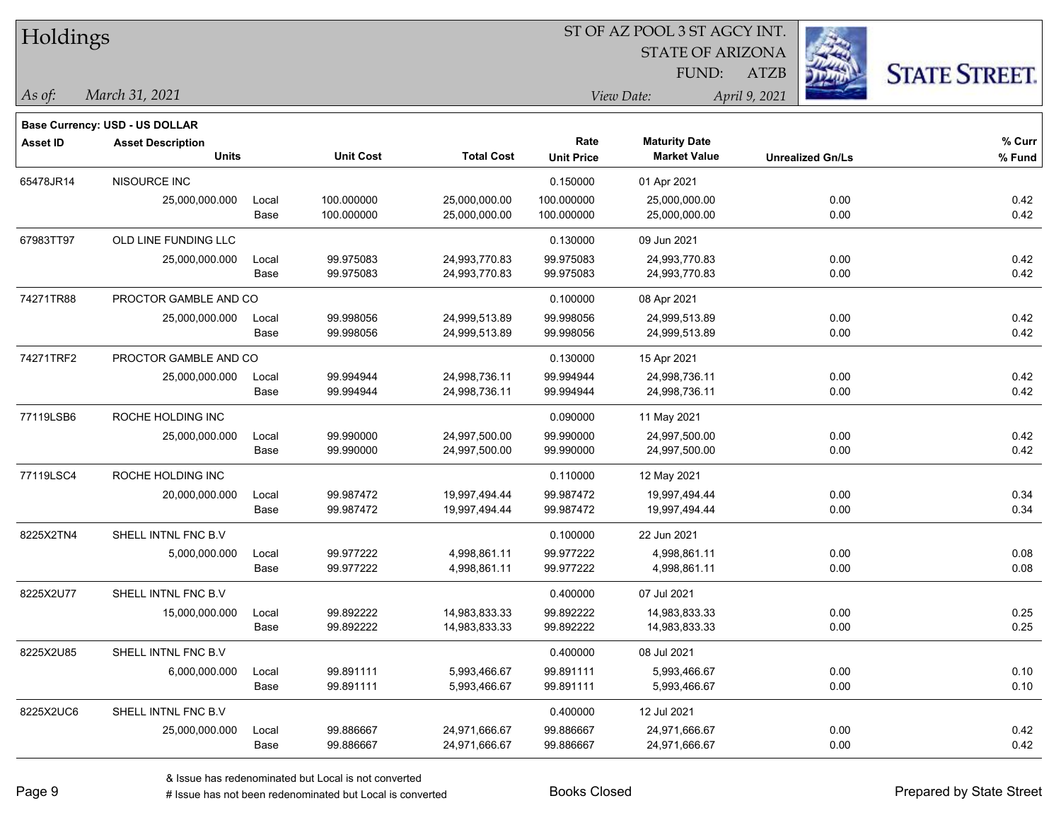# Holdings

ST OF AZ POOL 3 ST AGCY INT.
STATE OF ARIZONA
FUND: ATZB

*As of:* *March 31, 2021*

*View Date:* *April 9, 2021*

**Base Currency: USD - US DOLLAR**

| Asset ID | Asset Description / Units | | Unit Cost | Total Cost | Rate / Unit Price | Maturity Date / Market Value | Unrealized Gn/Ls | % Curr / % Fund |
|---|---|---|---|---|---|---|---|---|
| 65478JR14 | NISOURCE INC | | | | 0.150000 | 01 Apr 2021 | | |
| | 25,000,000.000 | Local | 100.000000 | 25,000,000.00 | 100.000000 | 25,000,000.00 | 0.00 | 0.42 |
| | | Base | 100.000000 | 25,000,000.00 | 100.000000 | 25,000,000.00 | 0.00 | 0.42 |
| 67983TT97 | OLD LINE FUNDING LLC | | | | 0.130000 | 09 Jun 2021 | | |
| | 25,000,000.000 | Local | 99.975083 | 24,993,770.83 | 99.975083 | 24,993,770.83 | 0.00 | 0.42 |
| | | Base | 99.975083 | 24,993,770.83 | 99.975083 | 24,993,770.83 | 0.00 | 0.42 |
| 74271TR88 | PROCTOR GAMBLE AND CO | | | | 0.100000 | 08 Apr 2021 | | |
| | 25,000,000.000 | Local | 99.998056 | 24,999,513.89 | 99.998056 | 24,999,513.89 | 0.00 | 0.42 |
| | | Base | 99.998056 | 24,999,513.89 | 99.998056 | 24,999,513.89 | 0.00 | 0.42 |
| 74271TRF2 | PROCTOR GAMBLE AND CO | | | | 0.130000 | 15 Apr 2021 | | |
| | 25,000,000.000 | Local | 99.994944 | 24,998,736.11 | 99.994944 | 24,998,736.11 | 0.00 | 0.42 |
| | | Base | 99.994944 | 24,998,736.11 | 99.994944 | 24,998,736.11 | 0.00 | 0.42 |
| 77119LSB6 | ROCHE HOLDING INC | | | | 0.090000 | 11 May 2021 | | |
| | 25,000,000.000 | Local | 99.990000 | 24,997,500.00 | 99.990000 | 24,997,500.00 | 0.00 | 0.42 |
| | | Base | 99.990000 | 24,997,500.00 | 99.990000 | 24,997,500.00 | 0.00 | 0.42 |
| 77119LSC4 | ROCHE HOLDING INC | | | | 0.110000 | 12 May 2021 | | |
| | 20,000,000.000 | Local | 99.987472 | 19,997,494.44 | 99.987472 | 19,997,494.44 | 0.00 | 0.34 |
| | | Base | 99.987472 | 19,997,494.44 | 99.987472 | 19,997,494.44 | 0.00 | 0.34 |
| 8225X2TN4 | SHELL INTNL FNC B.V | | | | 0.100000 | 22 Jun 2021 | | |
| | 5,000,000.000 | Local | 99.977222 | 4,998,861.11 | 99.977222 | 4,998,861.11 | 0.00 | 0.08 |
| | | Base | 99.977222 | 4,998,861.11 | 99.977222 | 4,998,861.11 | 0.00 | 0.08 |
| 8225X2U77 | SHELL INTNL FNC B.V | | | | 0.400000 | 07 Jul 2021 | | |
| | 15,000,000.000 | Local | 99.892222 | 14,983,833.33 | 99.892222 | 14,983,833.33 | 0.00 | 0.25 |
| | | Base | 99.892222 | 14,983,833.33 | 99.892222 | 14,983,833.33 | 0.00 | 0.25 |
| 8225X2U85 | SHELL INTNL FNC B.V | | | | 0.400000 | 08 Jul 2021 | | |
| | 6,000,000.000 | Local | 99.891111 | 5,993,466.67 | 99.891111 | 5,993,466.67 | 0.00 | 0.10 |
| | | Base | 99.891111 | 5,993,466.67 | 99.891111 | 5,993,466.67 | 0.00 | 0.10 |
| 8225X2UC6 | SHELL INTNL FNC B.V | | | | 0.400000 | 12 Jul 2021 | | |
| | 25,000,000.000 | Local | 99.886667 | 24,971,666.67 | 99.886667 | 24,971,666.67 | 0.00 | 0.42 |
| | | Base | 99.886667 | 24,971,666.67 | 99.886667 | 24,971,666.67 | 0.00 | 0.42 |

& Issue has redenominated but Local is not converted
# Issue has not been redenominated but Local is converted

Books Closed

Prepared by State Street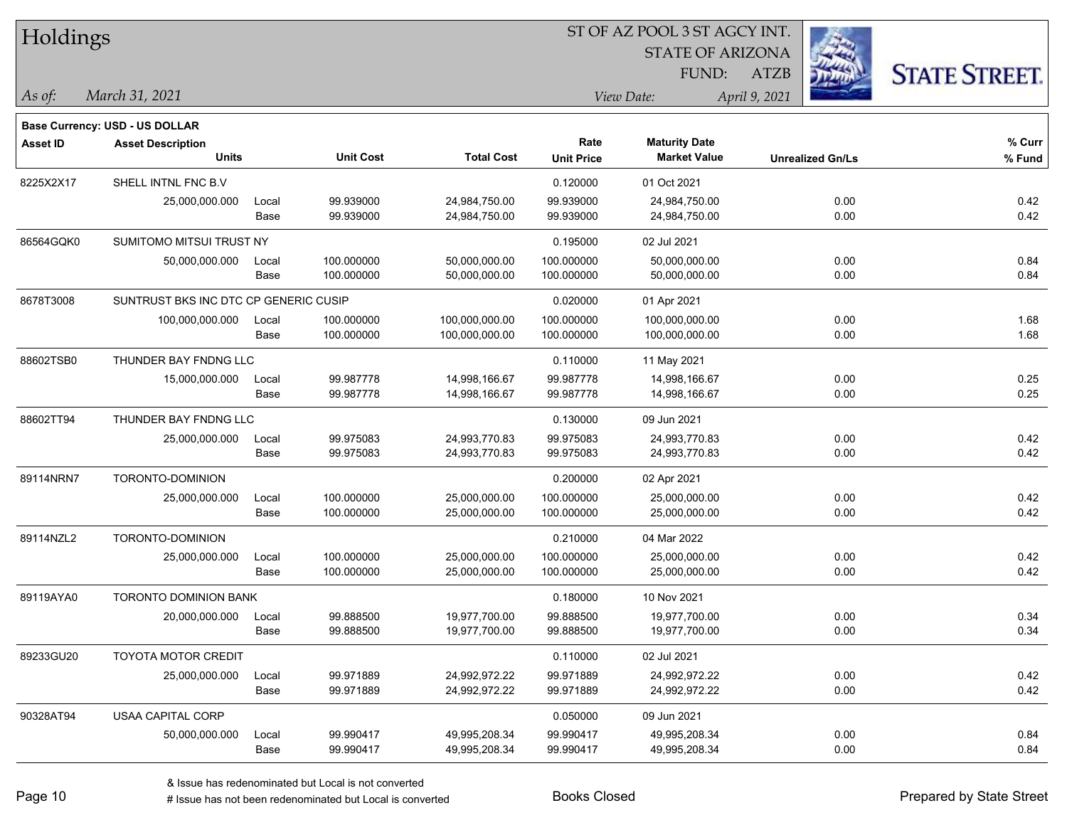# Holdings

ST OF AZ POOL 3 ST AGCY INT.
STATE OF ARIZONA
FUND: ATZB

*As of:* *March 31, 2021*

*View Date:* *April 9, 2021*

**Base Currency: USD - US DOLLAR**

| Asset ID | Asset Description / Units | | Unit Cost | Total Cost | Rate / Unit Price | Maturity Date / Market Value | Unrealized Gn/Ls | % Curr / % Fund |
|---|---|---|---|---|---|---|---|---|
| 8225X2X17 | SHELL INTNL FNC B.V | | | | 0.120000 | 01 Oct 2021 | | |
| | 25,000,000.000 | Local | 99.939000 | 24,984,750.00 | 99.939000 | 24,984,750.00 | 0.00 | 0.42 |
| | | Base | 99.939000 | 24,984,750.00 | 99.939000 | 24,984,750.00 | 0.00 | 0.42 |
| 86564GQK0 | SUMITOMO MITSUI TRUST NY | | | | 0.195000 | 02 Jul 2021 | | |
| | 50,000,000.000 | Local | 100.000000 | 50,000,000.00 | 100.000000 | 50,000,000.00 | 0.00 | 0.84 |
| | | Base | 100.000000 | 50,000,000.00 | 100.000000 | 50,000,000.00 | 0.00 | 0.84 |
| 8678T3008 | SUNTRUST BKS INC DTC CP GENERIC CUSIP | | | | 0.020000 | 01 Apr 2021 | | |
| | 100,000,000.000 | Local | 100.000000 | 100,000,000.00 | 100.000000 | 100,000,000.00 | 0.00 | 1.68 |
| | | Base | 100.000000 | 100,000,000.00 | 100.000000 | 100,000,000.00 | 0.00 | 1.68 |
| 88602TSB0 | THUNDER BAY FNDNG LLC | | | | 0.110000 | 11 May 2021 | | |
| | 15,000,000.000 | Local | 99.987778 | 14,998,166.67 | 99.987778 | 14,998,166.67 | 0.00 | 0.25 |
| | | Base | 99.987778 | 14,998,166.67 | 99.987778 | 14,998,166.67 | 0.00 | 0.25 |
| 88602TT94 | THUNDER BAY FNDNG LLC | | | | 0.130000 | 09 Jun 2021 | | |
| | 25,000,000.000 | Local | 99.975083 | 24,993,770.83 | 99.975083 | 24,993,770.83 | 0.00 | 0.42 |
| | | Base | 99.975083 | 24,993,770.83 | 99.975083 | 24,993,770.83 | 0.00 | 0.42 |
| 89114NRN7 | TORONTO-DOMINION | | | | 0.200000 | 02 Apr 2021 | | |
| | 25,000,000.000 | Local | 100.000000 | 25,000,000.00 | 100.000000 | 25,000,000.00 | 0.00 | 0.42 |
| | | Base | 100.000000 | 25,000,000.00 | 100.000000 | 25,000,000.00 | 0.00 | 0.42 |
| 89114NZL2 | TORONTO-DOMINION | | | | 0.210000 | 04 Mar 2022 | | |
| | 25,000,000.000 | Local | 100.000000 | 25,000,000.00 | 100.000000 | 25,000,000.00 | 0.00 | 0.42 |
| | | Base | 100.000000 | 25,000,000.00 | 100.000000 | 25,000,000.00 | 0.00 | 0.42 |
| 89119AYA0 | TORONTO DOMINION BANK | | | | 0.180000 | 10 Nov 2021 | | |
| | 20,000,000.000 | Local | 99.888500 | 19,977,700.00 | 99.888500 | 19,977,700.00 | 0.00 | 0.34 |
| | | Base | 99.888500 | 19,977,700.00 | 99.888500 | 19,977,700.00 | 0.00 | 0.34 |
| 89233GU20 | TOYOTA MOTOR CREDIT | | | | 0.110000 | 02 Jul 2021 | | |
| | 25,000,000.000 | Local | 99.971889 | 24,992,972.22 | 99.971889 | 24,992,972.22 | 0.00 | 0.42 |
| | | Base | 99.971889 | 24,992,972.22 | 99.971889 | 24,992,972.22 | 0.00 | 0.42 |
| 90328AT94 | USAA CAPITAL CORP | | | | 0.050000 | 09 Jun 2021 | | |
| | 50,000,000.000 | Local | 99.990417 | 49,995,208.34 | 99.990417 | 49,995,208.34 | 0.00 | 0.84 |
| | | Base | 99.990417 | 49,995,208.34 | 99.990417 | 49,995,208.34 | 0.00 | 0.84 |

& Issue has redenominated but Local is not converted
# Issue has not been redenominated but Local is converted

Books Closed

Prepared by State Street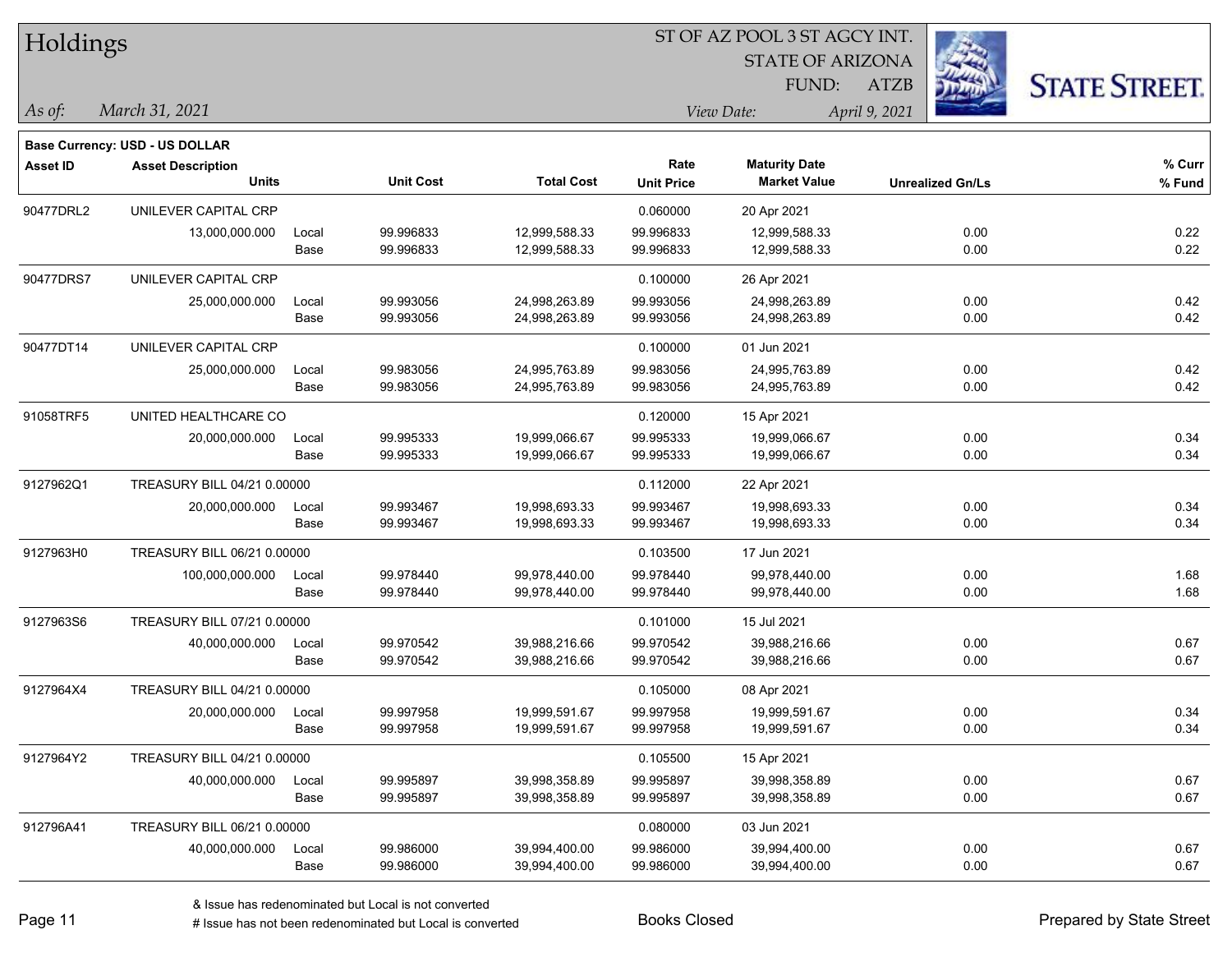# Holdings

ST OF AZ POOL 3 ST AGCY INT.
STATE OF ARIZONA
FUND: ATZB

*As of:* *March 31, 2021*
*View Date:* *April 9, 2021*

**Base Currency: USD - US DOLLAR**

| Asset ID | Asset Description / Units | | Unit Cost | Total Cost | Rate / Unit Price | Maturity Date / Market Value | Unrealized Gn/Ls | % Curr / % Fund |
|---|---|---|---|---|---|---|---|---|
| 90477DRL2 | UNILEVER CAPITAL CRP | | | | 0.060000 | 20 Apr 2021 | | |
| | 13,000,000.000 | Local | 99.996833 | 12,999,588.33 | 99.996833 | 12,999,588.33 | 0.00 | 0.22 |
| | | Base | 99.996833 | 12,999,588.33 | 99.996833 | 12,999,588.33 | 0.00 | 0.22 |
| 90477DRS7 | UNILEVER CAPITAL CRP | | | | 0.100000 | 26 Apr 2021 | | |
| | 25,000,000.000 | Local | 99.993056 | 24,998,263.89 | 99.993056 | 24,998,263.89 | 0.00 | 0.42 |
| | | Base | 99.993056 | 24,998,263.89 | 99.993056 | 24,998,263.89 | 0.00 | 0.42 |
| 90477DT14 | UNILEVER CAPITAL CRP | | | | 0.100000 | 01 Jun 2021 | | |
| | 25,000,000.000 | Local | 99.983056 | 24,995,763.89 | 99.983056 | 24,995,763.89 | 0.00 | 0.42 |
| | | Base | 99.983056 | 24,995,763.89 | 99.983056 | 24,995,763.89 | 0.00 | 0.42 |
| 91058TRF5 | UNITED HEALTHCARE CO | | | | 0.120000 | 15 Apr 2021 | | |
| | 20,000,000.000 | Local | 99.995333 | 19,999,066.67 | 99.995333 | 19,999,066.67 | 0.00 | 0.34 |
| | | Base | 99.995333 | 19,999,066.67 | 99.995333 | 19,999,066.67 | 0.00 | 0.34 |
| 9127962Q1 | TREASURY BILL 04/21 0.00000 | | | | 0.112000 | 22 Apr 2021 | | |
| | 20,000,000.000 | Local | 99.993467 | 19,998,693.33 | 99.993467 | 19,998,693.33 | 0.00 | 0.34 |
| | | Base | 99.993467 | 19,998,693.33 | 99.993467 | 19,998,693.33 | 0.00 | 0.34 |
| 9127963H0 | TREASURY BILL 06/21 0.00000 | | | | 0.103500 | 17 Jun 2021 | | |
| | 100,000,000.000 | Local | 99.978440 | 99,978,440.00 | 99.978440 | 99,978,440.00 | 0.00 | 1.68 |
| | | Base | 99.978440 | 99,978,440.00 | 99.978440 | 99,978,440.00 | 0.00 | 1.68 |
| 9127963S6 | TREASURY BILL 07/21 0.00000 | | | | 0.101000 | 15 Jul 2021 | | |
| | 40,000,000.000 | Local | 99.970542 | 39,988,216.66 | 99.970542 | 39,988,216.66 | 0.00 | 0.67 |
| | | Base | 99.970542 | 39,988,216.66 | 99.970542 | 39,988,216.66 | 0.00 | 0.67 |
| 9127964X4 | TREASURY BILL 04/21 0.00000 | | | | 0.105000 | 08 Apr 2021 | | |
| | 20,000,000.000 | Local | 99.997958 | 19,999,591.67 | 99.997958 | 19,999,591.67 | 0.00 | 0.34 |
| | | Base | 99.997958 | 19,999,591.67 | 99.997958 | 19,999,591.67 | 0.00 | 0.34 |
| 9127964Y2 | TREASURY BILL 04/21 0.00000 | | | | 0.105500 | 15 Apr 2021 | | |
| | 40,000,000.000 | Local | 99.995897 | 39,998,358.89 | 99.995897 | 39,998,358.89 | 0.00 | 0.67 |
| | | Base | 99.995897 | 39,998,358.89 | 99.995897 | 39,998,358.89 | 0.00 | 0.67 |
| 912796A41 | TREASURY BILL 06/21 0.00000 | | | | 0.080000 | 03 Jun 2021 | | |
| | 40,000,000.000 | Local | 99.986000 | 39,994,400.00 | 99.986000 | 39,994,400.00 | 0.00 | 0.67 |
| | | Base | 99.986000 | 39,994,400.00 | 99.986000 | 39,994,400.00 | 0.00 | 0.67 |

& Issue has redenominated but Local is not converted
# Issue has not been redenominated but Local is converted

Books Closed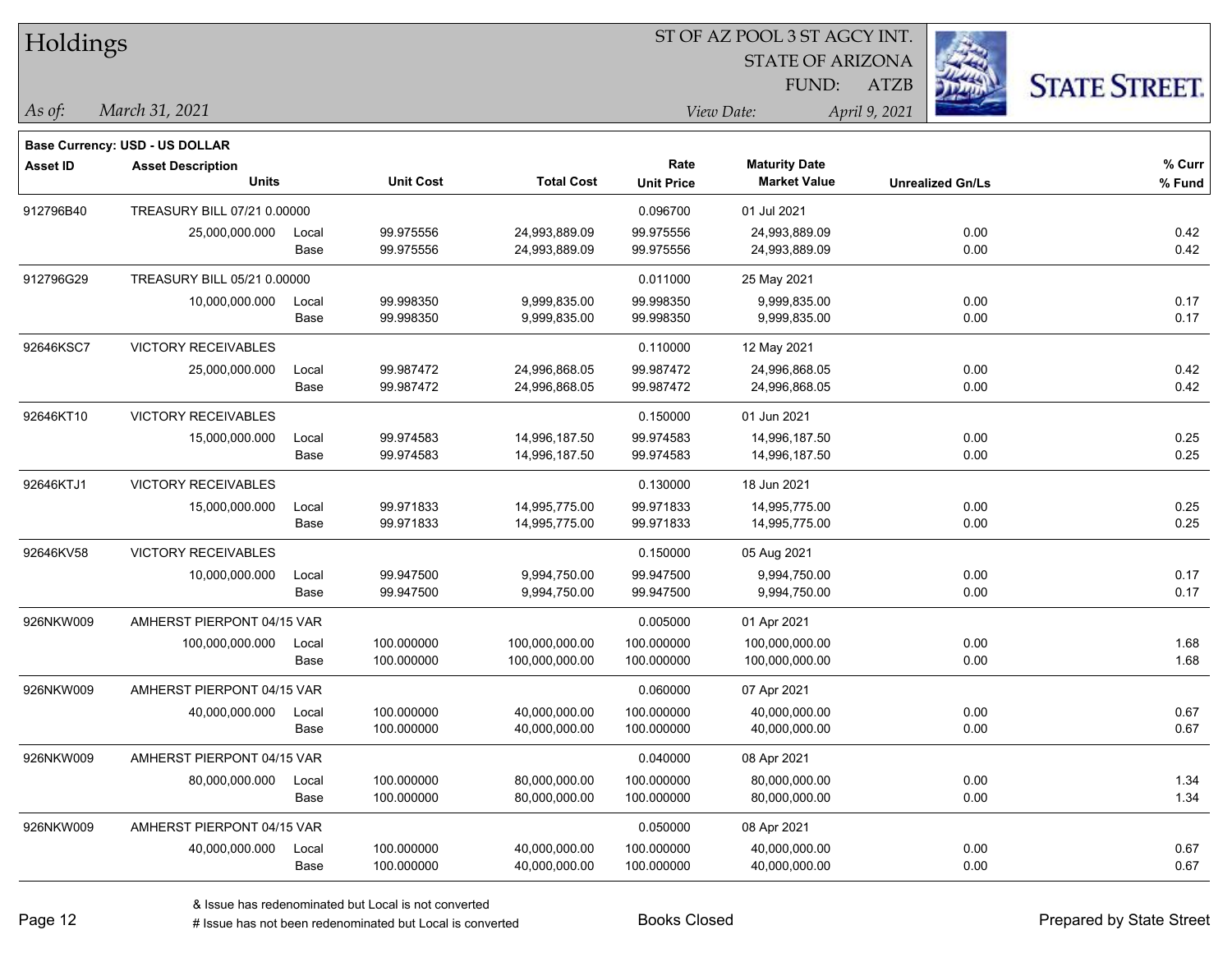# Holdings

ST OF AZ POOL 3 ST AGCY INT.
STATE OF ARIZONA
FUND: ATZB

*As of:* *March 31, 2021*
*View Date:* *April 9, 2021*

**Base Currency: USD - US DOLLAR**

| Asset ID | Asset Description / Units | | Unit Cost | Total Cost | Rate / Unit Price | Maturity Date / Market Value | Unrealized Gn/Ls | % Curr / % Fund |
|---|---|---|---|---|---|---|---|---|
| 912796B40 | TREASURY BILL 07/21 0.00000 | | | | 0.096700 | 01 Jul 2021 | | |
| | 25,000,000.000 | Local | 99.975556 | 24,993,889.09 | 99.975556 | 24,993,889.09 | 0.00 | 0.42 |
| | | Base | 99.975556 | 24,993,889.09 | 99.975556 | 24,993,889.09 | 0.00 | 0.42 |
| 912796G29 | TREASURY BILL 05/21 0.00000 | | | | 0.011000 | 25 May 2021 | | |
| | 10,000,000.000 | Local | 99.998350 | 9,999,835.00 | 99.998350 | 9,999,835.00 | 0.00 | 0.17 |
| | | Base | 99.998350 | 9,999,835.00 | 99.998350 | 9,999,835.00 | 0.00 | 0.17 |
| 92646KSC7 | VICTORY RECEIVABLES | | | | 0.110000 | 12 May 2021 | | |
| | 25,000,000.000 | Local | 99.987472 | 24,996,868.05 | 99.987472 | 24,996,868.05 | 0.00 | 0.42 |
| | | Base | 99.987472 | 24,996,868.05 | 99.987472 | 24,996,868.05 | 0.00 | 0.42 |
| 92646KT10 | VICTORY RECEIVABLES | | | | 0.150000 | 01 Jun 2021 | | |
| | 15,000,000.000 | Local | 99.974583 | 14,996,187.50 | 99.974583 | 14,996,187.50 | 0.00 | 0.25 |
| | | Base | 99.974583 | 14,996,187.50 | 99.974583 | 14,996,187.50 | 0.00 | 0.25 |
| 92646KTJ1 | VICTORY RECEIVABLES | | | | 0.130000 | 18 Jun 2021 | | |
| | 15,000,000.000 | Local | 99.971833 | 14,995,775.00 | 99.971833 | 14,995,775.00 | 0.00 | 0.25 |
| | | Base | 99.971833 | 14,995,775.00 | 99.971833 | 14,995,775.00 | 0.00 | 0.25 |
| 92646KV58 | VICTORY RECEIVABLES | | | | 0.150000 | 05 Aug 2021 | | |
| | 10,000,000.000 | Local | 99.947500 | 9,994,750.00 | 99.947500 | 9,994,750.00 | 0.00 | 0.17 |
| | | Base | 99.947500 | 9,994,750.00 | 99.947500 | 9,994,750.00 | 0.00 | 0.17 |
| 926NKW009 | AMHERST PIERPONT 04/15 VAR | | | | 0.005000 | 01 Apr 2021 | | |
| | 100,000,000.000 | Local | 100.000000 | 100,000,000.00 | 100.000000 | 100,000,000.00 | 0.00 | 1.68 |
| | | Base | 100.000000 | 100,000,000.00 | 100.000000 | 100,000,000.00 | 0.00 | 1.68 |
| 926NKW009 | AMHERST PIERPONT 04/15 VAR | | | | 0.060000 | 07 Apr 2021 | | |
| | 40,000,000.000 | Local | 100.000000 | 40,000,000.00 | 100.000000 | 40,000,000.00 | 0.00 | 0.67 |
| | | Base | 100.000000 | 40,000,000.00 | 100.000000 | 40,000,000.00 | 0.00 | 0.67 |
| 926NKW009 | AMHERST PIERPONT 04/15 VAR | | | | 0.040000 | 08 Apr 2021 | | |
| | 80,000,000.000 | Local | 100.000000 | 80,000,000.00 | 100.000000 | 80,000,000.00 | 0.00 | 1.34 |
| | | Base | 100.000000 | 80,000,000.00 | 100.000000 | 80,000,000.00 | 0.00 | 1.34 |
| 926NKW009 | AMHERST PIERPONT 04/15 VAR | | | | 0.050000 | 08 Apr 2021 | | |
| | 40,000,000.000 | Local | 100.000000 | 40,000,000.00 | 100.000000 | 40,000,000.00 | 0.00 | 0.67 |
| | | Base | 100.000000 | 40,000,000.00 | 100.000000 | 40,000,000.00 | 0.00 | 0.67 |

& Issue has redenominated but Local is not converted
# Issue has not been redenominated but Local is converted

Books Closed

Prepared by State Street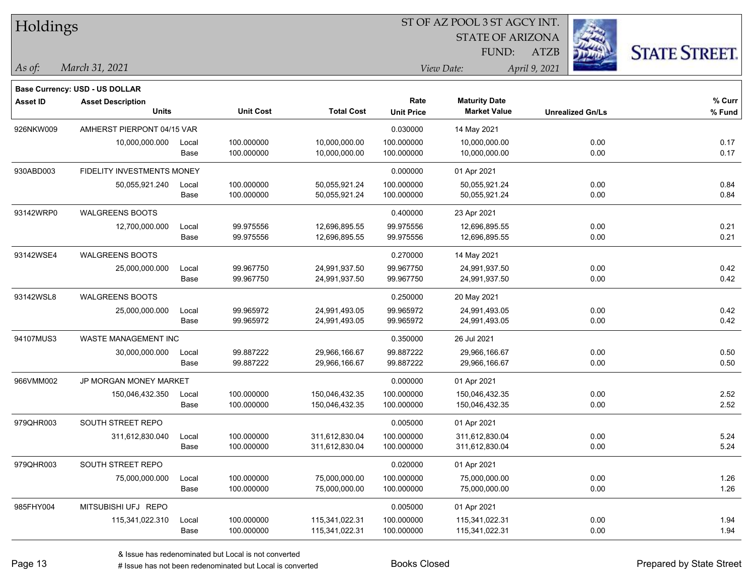# Holdings

ST OF AZ POOL 3 ST AGCY INT.
STATE OF ARIZONA
FUND: ATZB

*As of:* *March 31, 2021*
*View Date:* *April 9, 2021*

**Base Currency: USD - US DOLLAR**

| Asset ID | Asset Description / Units | | Unit Cost | Total Cost | Rate / Unit Price | Maturity Date / Market Value | Unrealized Gn/Ls | % Curr / % Fund |
|---|---|---|---|---|---|---|---|---|
| 926NKW009 | AMHERST PIERPONT 04/15 VAR | | | | 0.030000 | 14 May 2021 | | |
| | 10,000,000.000 | Local | 100.000000 | 10,000,000.00 | 100.000000 | 10,000,000.00 | 0.00 | 0.17 |
| | | Base | 100.000000 | 10,000,000.00 | 100.000000 | 10,000,000.00 | 0.00 | 0.17 |
| 930ABD003 | FIDELITY INVESTMENTS MONEY | | | | 0.000000 | 01 Apr 2021 | | |
| | 50,055,921.240 | Local | 100.000000 | 50,055,921.24 | 100.000000 | 50,055,921.24 | 0.00 | 0.84 |
| | | Base | 100.000000 | 50,055,921.24 | 100.000000 | 50,055,921.24 | 0.00 | 0.84 |
| 93142WRP0 | WALGREENS BOOTS | | | | 0.400000 | 23 Apr 2021 | | |
| | 12,700,000.000 | Local | 99.975556 | 12,696,895.55 | 99.975556 | 12,696,895.55 | 0.00 | 0.21 |
| | | Base | 99.975556 | 12,696,895.55 | 99.975556 | 12,696,895.55 | 0.00 | 0.21 |
| 93142WSE4 | WALGREENS BOOTS | | | | 0.270000 | 14 May 2021 | | |
| | 25,000,000.000 | Local | 99.967750 | 24,991,937.50 | 99.967750 | 24,991,937.50 | 0.00 | 0.42 |
| | | Base | 99.967750 | 24,991,937.50 | 99.967750 | 24,991,937.50 | 0.00 | 0.42 |
| 93142WSL8 | WALGREENS BOOTS | | | | 0.250000 | 20 May 2021 | | |
| | 25,000,000.000 | Local | 99.965972 | 24,991,493.05 | 99.965972 | 24,991,493.05 | 0.00 | 0.42 |
| | | Base | 99.965972 | 24,991,493.05 | 99.965972 | 24,991,493.05 | 0.00 | 0.42 |
| 94107MUS3 | WASTE MANAGEMENT INC | | | | 0.350000 | 26 Jul 2021 | | |
| | 30,000,000.000 | Local | 99.887222 | 29,966,166.67 | 99.887222 | 29,966,166.67 | 0.00 | 0.50 |
| | | Base | 99.887222 | 29,966,166.67 | 99.887222 | 29,966,166.67 | 0.00 | 0.50 |
| 966VMM002 | JP MORGAN MONEY MARKET | | | | 0.000000 | 01 Apr 2021 | | |
| | 150,046,432.350 | Local | 100.000000 | 150,046,432.35 | 100.000000 | 150,046,432.35 | 0.00 | 2.52 |
| | | Base | 100.000000 | 150,046,432.35 | 100.000000 | 150,046,432.35 | 0.00 | 2.52 |
| 979QHR003 | SOUTH STREET REPO | | | | 0.005000 | 01 Apr 2021 | | |
| | 311,612,830.040 | Local | 100.000000 | 311,612,830.04 | 100.000000 | 311,612,830.04 | 0.00 | 5.24 |
| | | Base | 100.000000 | 311,612,830.04 | 100.000000 | 311,612,830.04 | 0.00 | 5.24 |
| 979QHR003 | SOUTH STREET REPO | | | | 0.020000 | 01 Apr 2021 | | |
| | 75,000,000.000 | Local | 100.000000 | 75,000,000.00 | 100.000000 | 75,000,000.00 | 0.00 | 1.26 |
| | | Base | 100.000000 | 75,000,000.00 | 100.000000 | 75,000,000.00 | 0.00 | 1.26 |
| 985FHY004 | MITSUBISHI UFJ REPO | | | | 0.005000 | 01 Apr 2021 | | |
| | 115,341,022.310 | Local | 100.000000 | 115,341,022.31 | 100.000000 | 115,341,022.31 | 0.00 | 1.94 |
| | | Base | 100.000000 | 115,341,022.31 | 100.000000 | 115,341,022.31 | 0.00 | 1.94 |

& Issue has redenominated but Local is not converted
# Issue has not been redenominated but Local is converted

Books Closed

Prepared by State Street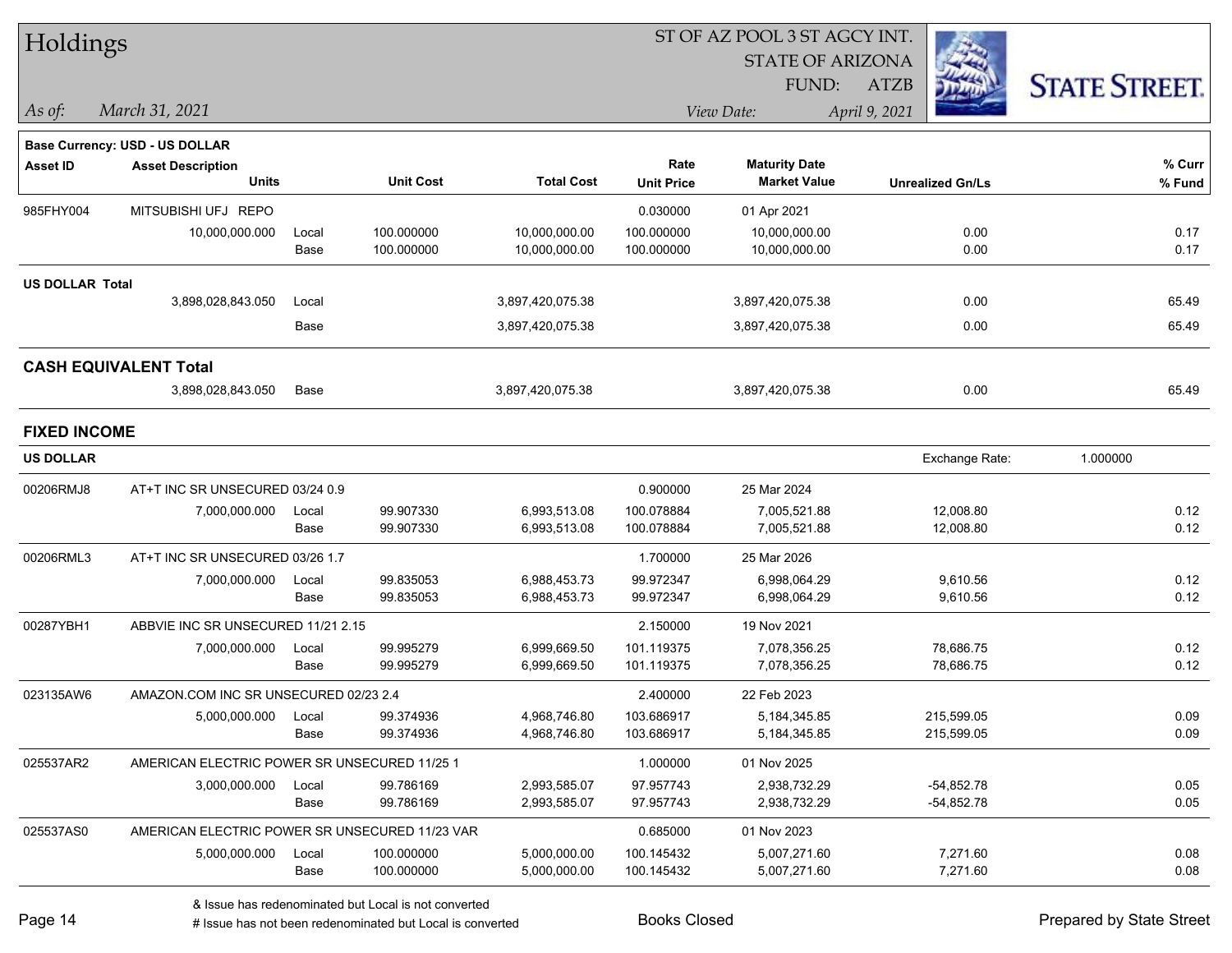# Holdings

ST OF AZ POOL 3 ST AGCY INT.
STATE OF ARIZONA
FUND: ATZB

*As of:* *March 31, 2021*
*View Date:* *April 9, 2021*

**Base Currency: USD - US DOLLAR**

| Asset ID | Asset Description / Units | | Unit Cost | Total Cost | Rate / Unit Price | Maturity Date / Market Value | Unrealized Gn/Ls | % Curr / % Fund |
|---|---|---|---|---|---|---|---|---|
| 985FHY004 | MITSUBISHI UFJ REPO | | | | 0.030000 | 01 Apr 2021 | | |
| | 10,000,000.000 | Local | 100.000000 | 10,000,000.00 | 100.000000 | 10,000,000.00 | 0.00 | 0.17 |
| | | Base | 100.000000 | 10,000,000.00 | 100.000000 | 10,000,000.00 | 0.00 | 0.17 |
| **US DOLLAR Total** | | | | | | | | |
| | 3,898,028,843.050 | Local | | 3,897,420,075.38 | | 3,897,420,075.38 | 0.00 | 65.49 |
| | | Base | | 3,897,420,075.38 | | 3,897,420,075.38 | 0.00 | 65.49 |
| **CASH EQUIVALENT Total** | | | | | | | | |
| | 3,898,028,843.050 | Base | | 3,897,420,075.38 | | 3,897,420,075.38 | 0.00 | 65.49 |

## FIXED INCOME

**US DOLLAR** — Exchange Rate: 1.000000

| Asset ID | Asset Description / Units | | Unit Cost | Total Cost | Rate / Unit Price | Maturity Date / Market Value | Unrealized Gn/Ls | % Curr / % Fund |
|---|---|---|---|---|---|---|---|---|
| 00206RMJ8 | AT+T INC SR UNSECURED 03/24 0.9 | | | | 0.900000 | 25 Mar 2024 | | |
| | 7,000,000.000 | Local | 99.907330 | 6,993,513.08 | 100.078884 | 7,005,521.88 | 12,008.80 | 0.12 |
| | | Base | 99.907330 | 6,993,513.08 | 100.078884 | 7,005,521.88 | 12,008.80 | 0.12 |
| 00206RML3 | AT+T INC SR UNSECURED 03/26 1.7 | | | | 1.700000 | 25 Mar 2026 | | |
| | 7,000,000.000 | Local | 99.835053 | 6,988,453.73 | 99.972347 | 6,998,064.29 | 9,610.56 | 0.12 |
| | | Base | 99.835053 | 6,988,453.73 | 99.972347 | 6,998,064.29 | 9,610.56 | 0.12 |
| 00287YBH1 | ABBVIE INC SR UNSECURED 11/21 2.15 | | | | 2.150000 | 19 Nov 2021 | | |
| | 7,000,000.000 | Local | 99.995279 | 6,999,669.50 | 101.119375 | 7,078,356.25 | 78,686.75 | 0.12 |
| | | Base | 99.995279 | 6,999,669.50 | 101.119375 | 7,078,356.25 | 78,686.75 | 0.12 |
| 023135AW6 | AMAZON.COM INC SR UNSECURED 02/23 2.4 | | | | 2.400000 | 22 Feb 2023 | | |
| | 5,000,000.000 | Local | 99.374936 | 4,968,746.80 | 103.686917 | 5,184,345.85 | 215,599.05 | 0.09 |
| | | Base | 99.374936 | 4,968,746.80 | 103.686917 | 5,184,345.85 | 215,599.05 | 0.09 |
| 025537AR2 | AMERICAN ELECTRIC POWER SR UNSECURED 11/25 1 | | | | 1.000000 | 01 Nov 2025 | | |
| | 3,000,000.000 | Local | 99.786169 | 2,993,585.07 | 97.957743 | 2,938,732.29 | -54,852.78 | 0.05 |
| | | Base | 99.786169 | 2,993,585.07 | 97.957743 | 2,938,732.29 | -54,852.78 | 0.05 |
| 025537AS0 | AMERICAN ELECTRIC POWER SR UNSECURED 11/23 VAR | | | | 0.685000 | 01 Nov 2023 | | |
| | 5,000,000.000 | Local | 100.000000 | 5,000,000.00 | 100.145432 | 5,007,271.60 | 7,271.60 | 0.08 |
| | | Base | 100.000000 | 5,000,000.00 | 100.145432 | 5,007,271.60 | 7,271.60 | 0.08 |

& Issue has redenominated but Local is not converted
# Issue has not been redenominated but Local is converted

Books Closed

Prepared by State Street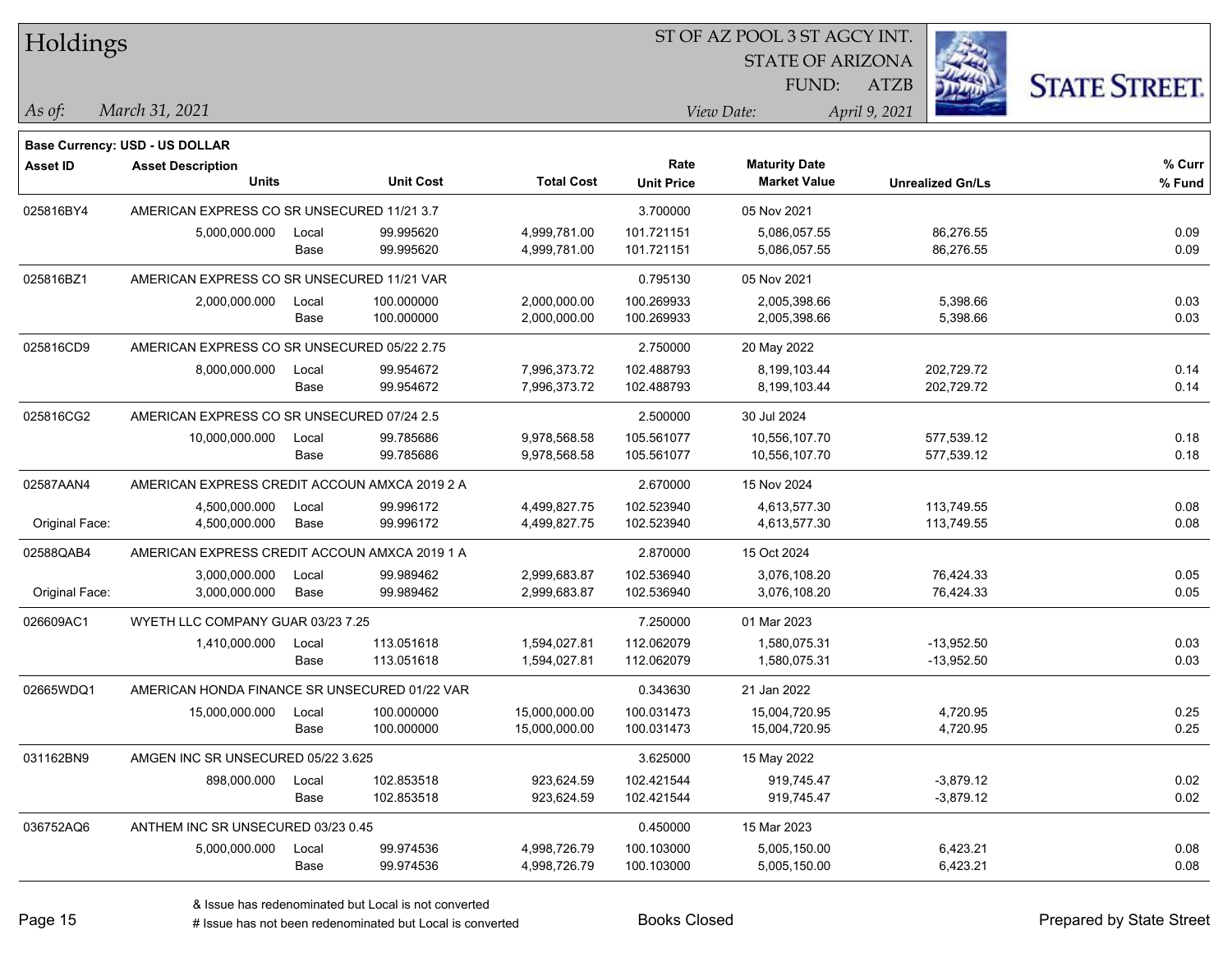# Holdings

ST OF AZ POOL 3 ST AGCY INT.
STATE OF ARIZONA
FUND: ATZB

*As of:* *March 31, 2021*

*View Date:* *April 9, 2021*

**Base Currency: USD - US DOLLAR**

| Asset ID | Asset Description / Units | | Unit Cost | Total Cost | Rate / Unit Price | Maturity Date / Market Value | Unrealized Gn/Ls | % Curr / % Fund |
|---|---|---|---|---|---|---|---|---|
| 025816BY4 | AMERICAN EXPRESS CO SR UNSECURED 11/21 3.7 | | | | 3.700000 | 05 Nov 2021 | | |
| | 5,000,000.000 | Local | 99.995620 | 4,999,781.00 | 101.721151 | 5,086,057.55 | 86,276.55 | 0.09 |
| | | Base | 99.995620 | 4,999,781.00 | 101.721151 | 5,086,057.55 | 86,276.55 | 0.09 |
| 025816BZ1 | AMERICAN EXPRESS CO SR UNSECURED 11/21 VAR | | | | 0.795130 | 05 Nov 2021 | | |
| | 2,000,000.000 | Local | 100.000000 | 2,000,000.00 | 100.269933 | 2,005,398.66 | 5,398.66 | 0.03 |
| | | Base | 100.000000 | 2,000,000.00 | 100.269933 | 2,005,398.66 | 5,398.66 | 0.03 |
| 025816CD9 | AMERICAN EXPRESS CO SR UNSECURED 05/22 2.75 | | | | 2.750000 | 20 May 2022 | | |
| | 8,000,000.000 | Local | 99.954672 | 7,996,373.72 | 102.488793 | 8,199,103.44 | 202,729.72 | 0.14 |
| | | Base | 99.954672 | 7,996,373.72 | 102.488793 | 8,199,103.44 | 202,729.72 | 0.14 |
| 025816CG2 | AMERICAN EXPRESS CO SR UNSECURED 07/24 2.5 | | | | 2.500000 | 30 Jul 2024 | | |
| | 10,000,000.000 | Local | 99.785686 | 9,978,568.58 | 105.561077 | 10,556,107.70 | 577,539.12 | 0.18 |
| | | Base | 99.785686 | 9,978,568.58 | 105.561077 | 10,556,107.70 | 577,539.12 | 0.18 |
| 02587AAN4 | AMERICAN EXPRESS CREDIT ACCOUN AMXCA 2019 2 A | | | | 2.670000 | 15 Nov 2024 | | |
| | 4,500,000.000 | Local | 99.996172 | 4,499,827.75 | 102.523940 | 4,613,577.30 | 113,749.55 | 0.08 |
| Original Face: | 4,500,000.000 | Base | 99.996172 | 4,499,827.75 | 102.523940 | 4,613,577.30 | 113,749.55 | 0.08 |
| 02588QAB4 | AMERICAN EXPRESS CREDIT ACCOUN AMXCA 2019 1 A | | | | 2.870000 | 15 Oct 2024 | | |
| | 3,000,000.000 | Local | 99.989462 | 2,999,683.87 | 102.536940 | 3,076,108.20 | 76,424.33 | 0.05 |
| Original Face: | 3,000,000.000 | Base | 99.989462 | 2,999,683.87 | 102.536940 | 3,076,108.20 | 76,424.33 | 0.05 |
| 026609AC1 | WYETH LLC COMPANY GUAR 03/23 7.25 | | | | 7.250000 | 01 Mar 2023 | | |
| | 1,410,000.000 | Local | 113.051618 | 1,594,027.81 | 112.062079 | 1,580,075.31 | -13,952.50 | 0.03 |
| | | Base | 113.051618 | 1,594,027.81 | 112.062079 | 1,580,075.31 | -13,952.50 | 0.03 |
| 02665WDQ1 | AMERICAN HONDA FINANCE SR UNSECURED 01/22 VAR | | | | 0.343630 | 21 Jan 2022 | | |
| | 15,000,000.000 | Local | 100.000000 | 15,000,000.00 | 100.031473 | 15,004,720.95 | 4,720.95 | 0.25 |
| | | Base | 100.000000 | 15,000,000.00 | 100.031473 | 15,004,720.95 | 4,720.95 | 0.25 |
| 031162BN9 | AMGEN INC SR UNSECURED 05/22 3.625 | | | | 3.625000 | 15 May 2022 | | |
| | 898,000.000 | Local | 102.853518 | 923,624.59 | 102.421544 | 919,745.47 | -3,879.12 | 0.02 |
| | | Base | 102.853518 | 923,624.59 | 102.421544 | 919,745.47 | -3,879.12 | 0.02 |
| 036752AQ6 | ANTHEM INC SR UNSECURED 03/23 0.45 | | | | 0.450000 | 15 Mar 2023 | | |
| | 5,000,000.000 | Local | 99.974536 | 4,998,726.79 | 100.103000 | 5,005,150.00 | 6,423.21 | 0.08 |
| | | Base | 99.974536 | 4,998,726.79 | 100.103000 | 5,005,150.00 | 6,423.21 | 0.08 |

& Issue has redenominated but Local is not converted
# Issue has not been redenominated but Local is converted

Books Closed

Prepared by State Street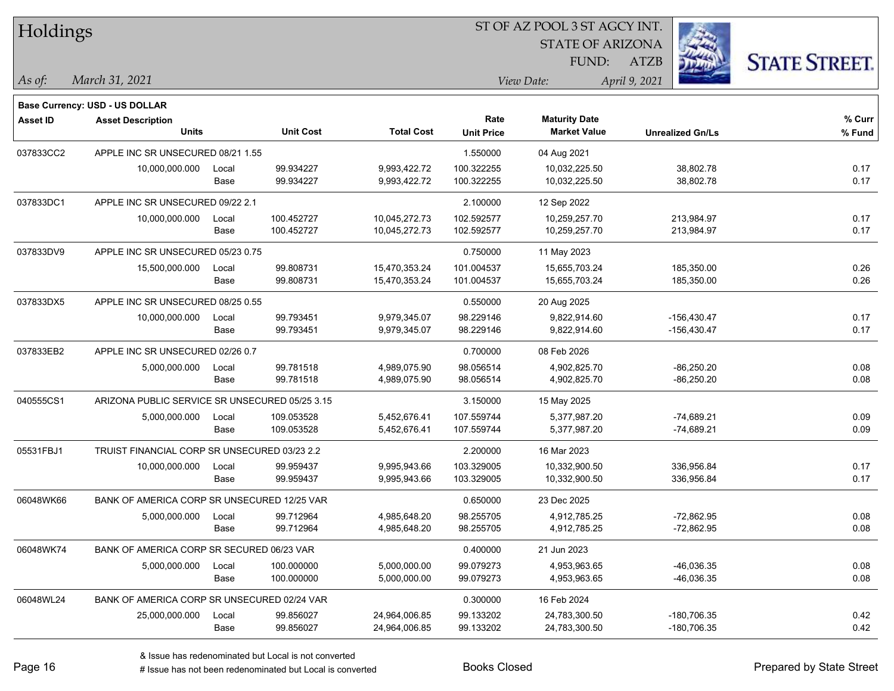# Holdings

ST OF AZ POOL 3 ST AGCY INT.
STATE OF ARIZONA
FUND: ATZB

*As of:* *March 31, 2021*

*View Date:* *April 9, 2021*

**Base Currency: USD - US DOLLAR**

| Asset ID | Asset Description / Units | | Unit Cost | Total Cost | Rate / Unit Price | Maturity Date / Market Value | Unrealized Gn/Ls | % Curr / % Fund |
|---|---|---|---|---|---|---|---|---|
| 037833CC2 | APPLE INC SR UNSECURED 08/21 1.55 | | | | 1.550000 | 04 Aug 2021 | | |
| | 10,000,000.000 | Local | 99.934227 | 9,993,422.72 | 100.322255 | 10,032,225.50 | 38,802.78 | 0.17 |
| | | Base | 99.934227 | 9,993,422.72 | 100.322255 | 10,032,225.50 | 38,802.78 | 0.17 |
| 037833DC1 | APPLE INC SR UNSECURED 09/22 2.1 | | | | 2.100000 | 12 Sep 2022 | | |
| | 10,000,000.000 | Local | 100.452727 | 10,045,272.73 | 102.592577 | 10,259,257.70 | 213,984.97 | 0.17 |
| | | Base | 100.452727 | 10,045,272.73 | 102.592577 | 10,259,257.70 | 213,984.97 | 0.17 |
| 037833DV9 | APPLE INC SR UNSECURED 05/23 0.75 | | | | 0.750000 | 11 May 2023 | | |
| | 15,500,000.000 | Local | 99.808731 | 15,470,353.24 | 101.004537 | 15,655,703.24 | 185,350.00 | 0.26 |
| | | Base | 99.808731 | 15,470,353.24 | 101.004537 | 15,655,703.24 | 185,350.00 | 0.26 |
| 037833DX5 | APPLE INC SR UNSECURED 08/25 0.55 | | | | 0.550000 | 20 Aug 2025 | | |
| | 10,000,000.000 | Local | 99.793451 | 9,979,345.07 | 98.229146 | 9,822,914.60 | -156,430.47 | 0.17 |
| | | Base | 99.793451 | 9,979,345.07 | 98.229146 | 9,822,914.60 | -156,430.47 | 0.17 |
| 037833EB2 | APPLE INC SR UNSECURED 02/26 0.7 | | | | 0.700000 | 08 Feb 2026 | | |
| | 5,000,000.000 | Local | 99.781518 | 4,989,075.90 | 98.056514 | 4,902,825.70 | -86,250.20 | 0.08 |
| | | Base | 99.781518 | 4,989,075.90 | 98.056514 | 4,902,825.70 | -86,250.20 | 0.08 |
| 040555CS1 | ARIZONA PUBLIC SERVICE SR UNSECURED 05/25 3.15 | | | | 3.150000 | 15 May 2025 | | |
| | 5,000,000.000 | Local | 109.053528 | 5,452,676.41 | 107.559744 | 5,377,987.20 | -74,689.21 | 0.09 |
| | | Base | 109.053528 | 5,452,676.41 | 107.559744 | 5,377,987.20 | -74,689.21 | 0.09 |
| 05531FBJ1 | TRUIST FINANCIAL CORP SR UNSECURED 03/23 2.2 | | | | 2.200000 | 16 Mar 2023 | | |
| | 10,000,000.000 | Local | 99.959437 | 9,995,943.66 | 103.329005 | 10,332,900.50 | 336,956.84 | 0.17 |
| | | Base | 99.959437 | 9,995,943.66 | 103.329005 | 10,332,900.50 | 336,956.84 | 0.17 |
| 06048WK66 | BANK OF AMERICA CORP SR UNSECURED 12/25 VAR | | | | 0.650000 | 23 Dec 2025 | | |
| | 5,000,000.000 | Local | 99.712964 | 4,985,648.20 | 98.255705 | 4,912,785.25 | -72,862.95 | 0.08 |
| | | Base | 99.712964 | 4,985,648.20 | 98.255705 | 4,912,785.25 | -72,862.95 | 0.08 |
| 06048WK74 | BANK OF AMERICA CORP SR SECURED 06/23 VAR | | | | 0.400000 | 21 Jun 2023 | | |
| | 5,000,000.000 | Local | 100.000000 | 5,000,000.00 | 99.079273 | 4,953,963.65 | -46,036.35 | 0.08 |
| | | Base | 100.000000 | 5,000,000.00 | 99.079273 | 4,953,963.65 | -46,036.35 | 0.08 |
| 06048WL24 | BANK OF AMERICA CORP SR UNSECURED 02/24 VAR | | | | 0.300000 | 16 Feb 2024 | | |
| | 25,000,000.000 | Local | 99.856027 | 24,964,006.85 | 99.133202 | 24,783,300.50 | -180,706.35 | 0.42 |
| | | Base | 99.856027 | 24,964,006.85 | 99.133202 | 24,783,300.50 | -180,706.35 | 0.42 |

& Issue has redenominated but Local is not converted
# Issue has not been redenominated but Local is converted

Books Closed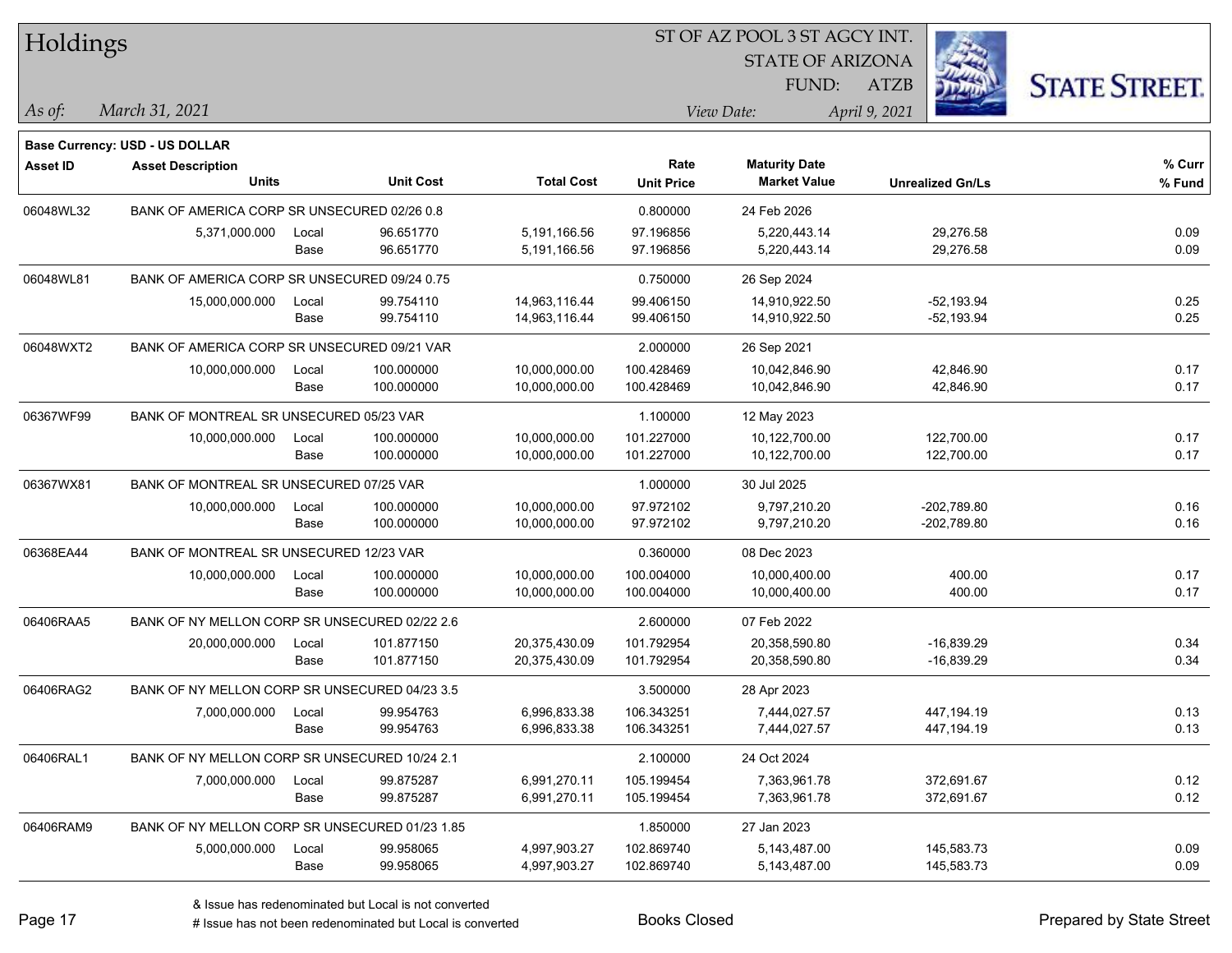# Holdings

ST OF AZ POOL 3 ST AGCY INT.
STATE OF ARIZONA
FUND: ATZB

*As of:* *March 31, 2021*
*View Date:* *April 9, 2021*

**Base Currency: USD - US DOLLAR**

| Asset ID | Asset Description / Units | | Unit Cost | Total Cost | Rate / Unit Price | Maturity Date / Market Value | Unrealized Gn/Ls | % Curr / % Fund |
|---|---|---|---|---|---|---|---|---|
| 06048WL32 | BANK OF AMERICA CORP SR UNSECURED 02/26 0.8 | | | | 0.800000 | 24 Feb 2026 | | |
| | 5,371,000.000 | Local | 96.651770 | 5,191,166.56 | 97.196856 | 5,220,443.14 | 29,276.58 | 0.09 |
| | | Base | 96.651770 | 5,191,166.56 | 97.196856 | 5,220,443.14 | 29,276.58 | 0.09 |
| 06048WL81 | BANK OF AMERICA CORP SR UNSECURED 09/24 0.75 | | | | 0.750000 | 26 Sep 2024 | | |
| | 15,000,000.000 | Local | 99.754110 | 14,963,116.44 | 99.406150 | 14,910,922.50 | -52,193.94 | 0.25 |
| | | Base | 99.754110 | 14,963,116.44 | 99.406150 | 14,910,922.50 | -52,193.94 | 0.25 |
| 06048WXT2 | BANK OF AMERICA CORP SR UNSECURED 09/21 VAR | | | | 2.000000 | 26 Sep 2021 | | |
| | 10,000,000.000 | Local | 100.000000 | 10,000,000.00 | 100.428469 | 10,042,846.90 | 42,846.90 | 0.17 |
| | | Base | 100.000000 | 10,000,000.00 | 100.428469 | 10,042,846.90 | 42,846.90 | 0.17 |
| 06367WF99 | BANK OF MONTREAL SR UNSECURED 05/23 VAR | | | | 1.100000 | 12 May 2023 | | |
| | 10,000,000.000 | Local | 100.000000 | 10,000,000.00 | 101.227000 | 10,122,700.00 | 122,700.00 | 0.17 |
| | | Base | 100.000000 | 10,000,000.00 | 101.227000 | 10,122,700.00 | 122,700.00 | 0.17 |
| 06367WX81 | BANK OF MONTREAL SR UNSECURED 07/25 VAR | | | | 1.000000 | 30 Jul 2025 | | |
| | 10,000,000.000 | Local | 100.000000 | 10,000,000.00 | 97.972102 | 9,797,210.20 | -202,789.80 | 0.16 |
| | | Base | 100.000000 | 10,000,000.00 | 97.972102 | 9,797,210.20 | -202,789.80 | 0.16 |
| 06368EA44 | BANK OF MONTREAL SR UNSECURED 12/23 VAR | | | | 0.360000 | 08 Dec 2023 | | |
| | 10,000,000.000 | Local | 100.000000 | 10,000,000.00 | 100.004000 | 10,000,400.00 | 400.00 | 0.17 |
| | | Base | 100.000000 | 10,000,000.00 | 100.004000 | 10,000,400.00 | 400.00 | 0.17 |
| 06406RAA5 | BANK OF NY MELLON CORP SR UNSECURED 02/22 2.6 | | | | 2.600000 | 07 Feb 2022 | | |
| | 20,000,000.000 | Local | 101.877150 | 20,375,430.09 | 101.792954 | 20,358,590.80 | -16,839.29 | 0.34 |
| | | Base | 101.877150 | 20,375,430.09 | 101.792954 | 20,358,590.80 | -16,839.29 | 0.34 |
| 06406RAG2 | BANK OF NY MELLON CORP SR UNSECURED 04/23 3.5 | | | | 3.500000 | 28 Apr 2023 | | |
| | 7,000,000.000 | Local | 99.954763 | 6,996,833.38 | 106.343251 | 7,444,027.57 | 447,194.19 | 0.13 |
| | | Base | 99.954763 | 6,996,833.38 | 106.343251 | 7,444,027.57 | 447,194.19 | 0.13 |
| 06406RAL1 | BANK OF NY MELLON CORP SR UNSECURED 10/24 2.1 | | | | 2.100000 | 24 Oct 2024 | | |
| | 7,000,000.000 | Local | 99.875287 | 6,991,270.11 | 105.199454 | 7,363,961.78 | 372,691.67 | 0.12 |
| | | Base | 99.875287 | 6,991,270.11 | 105.199454 | 7,363,961.78 | 372,691.67 | 0.12 |
| 06406RAM9 | BANK OF NY MELLON CORP SR UNSECURED 01/23 1.85 | | | | 1.850000 | 27 Jan 2023 | | |
| | 5,000,000.000 | Local | 99.958065 | 4,997,903.27 | 102.869740 | 5,143,487.00 | 145,583.73 | 0.09 |
| | | Base | 99.958065 | 4,997,903.27 | 102.869740 | 5,143,487.00 | 145,583.73 | 0.09 |

& Issue has redenominated but Local is not converted
# Issue has not been redenominated but Local is converted

Books Closed

Prepared by State Street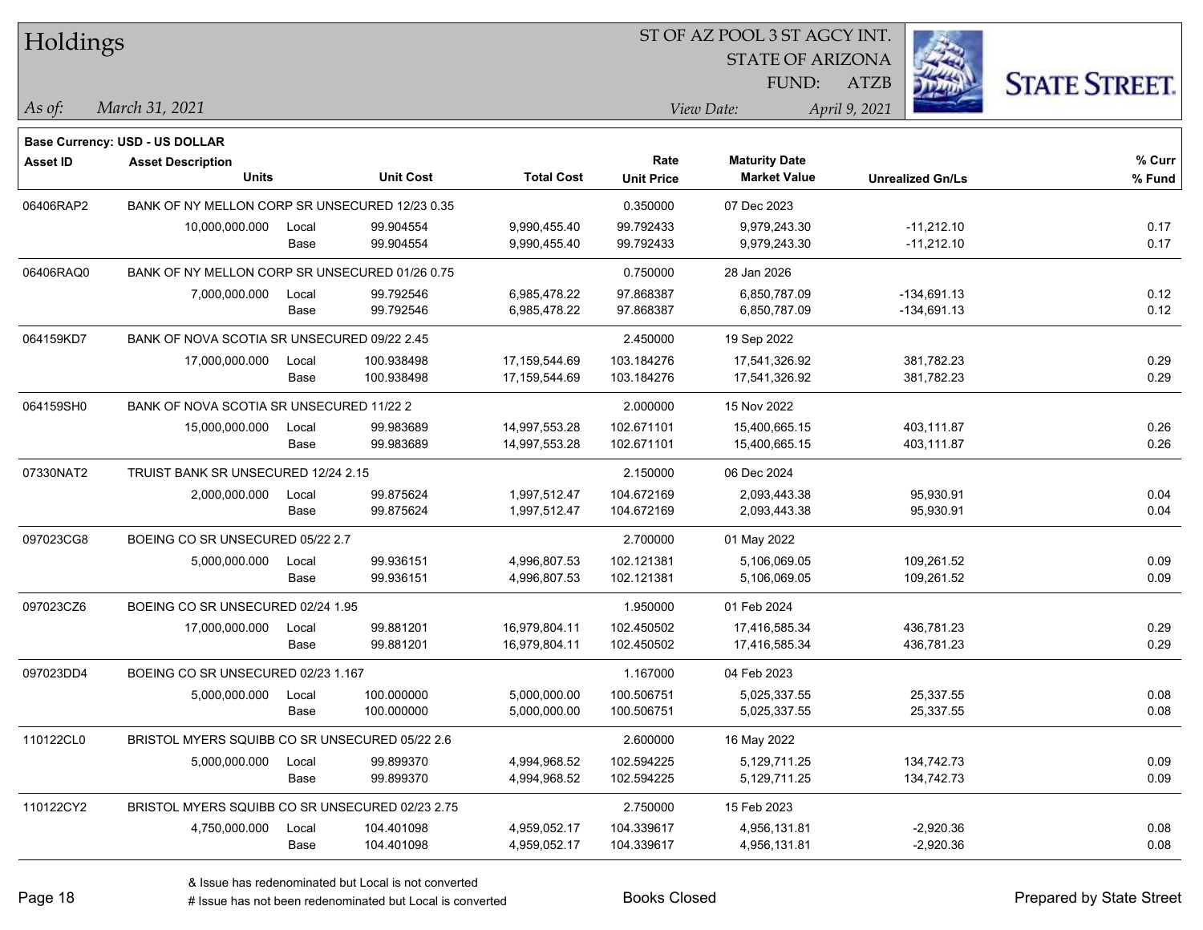# Holdings

ST OF AZ POOL 3 ST AGCY INT.
STATE OF ARIZONA
FUND: ATZB

*As of:* *March 31, 2021*
*View Date:* *April 9, 2021*

**Base Currency: USD - US DOLLAR**

| Asset ID | Asset Description / Units | | Unit Cost | Total Cost | Rate / Unit Price | Maturity Date / Market Value | Unrealized Gn/Ls | % Curr / % Fund |
|---|---|---|---|---|---|---|---|---|
| 06406RAP2 | BANK OF NY MELLON CORP SR UNSECURED 12/23 0.35 | | | | 0.350000 | 07 Dec 2023 | | |
| | 10,000,000.000 | Local | 99.904554 | 9,990,455.40 | 99.792433 | 9,979,243.30 | -11,212.10 | 0.17 |
| | | Base | 99.904554 | 9,990,455.40 | 99.792433 | 9,979,243.30 | -11,212.10 | 0.17 |
| 06406RAQ0 | BANK OF NY MELLON CORP SR UNSECURED 01/26 0.75 | | | | 0.750000 | 28 Jan 2026 | | |
| | 7,000,000.000 | Local | 99.792546 | 6,985,478.22 | 97.868387 | 6,850,787.09 | -134,691.13 | 0.12 |
| | | Base | 99.792546 | 6,985,478.22 | 97.868387 | 6,850,787.09 | -134,691.13 | 0.12 |
| 064159KD7 | BANK OF NOVA SCOTIA SR UNSECURED 09/22 2.45 | | | | 2.450000 | 19 Sep 2022 | | |
| | 17,000,000.000 | Local | 100.938498 | 17,159,544.69 | 103.184276 | 17,541,326.92 | 381,782.23 | 0.29 |
| | | Base | 100.938498 | 17,159,544.69 | 103.184276 | 17,541,326.92 | 381,782.23 | 0.29 |
| 064159SH0 | BANK OF NOVA SCOTIA SR UNSECURED 11/22 2 | | | | 2.000000 | 15 Nov 2022 | | |
| | 15,000,000.000 | Local | 99.983689 | 14,997,553.28 | 102.671101 | 15,400,665.15 | 403,111.87 | 0.26 |
| | | Base | 99.983689 | 14,997,553.28 | 102.671101 | 15,400,665.15 | 403,111.87 | 0.26 |
| 07330NAT2 | TRUIST BANK SR UNSECURED 12/24 2.15 | | | | 2.150000 | 06 Dec 2024 | | |
| | 2,000,000.000 | Local | 99.875624 | 1,997,512.47 | 104.672169 | 2,093,443.38 | 95,930.91 | 0.04 |
| | | Base | 99.875624 | 1,997,512.47 | 104.672169 | 2,093,443.38 | 95,930.91 | 0.04 |
| 097023CG8 | BOEING CO SR UNSECURED 05/22 2.7 | | | | 2.700000 | 01 May 2022 | | |
| | 5,000,000.000 | Local | 99.936151 | 4,996,807.53 | 102.121381 | 5,106,069.05 | 109,261.52 | 0.09 |
| | | Base | 99.936151 | 4,996,807.53 | 102.121381 | 5,106,069.05 | 109,261.52 | 0.09 |
| 097023CZ6 | BOEING CO SR UNSECURED 02/24 1.95 | | | | 1.950000 | 01 Feb 2024 | | |
| | 17,000,000.000 | Local | 99.881201 | 16,979,804.11 | 102.450502 | 17,416,585.34 | 436,781.23 | 0.29 |
| | | Base | 99.881201 | 16,979,804.11 | 102.450502 | 17,416,585.34 | 436,781.23 | 0.29 |
| 097023DD4 | BOEING CO SR UNSECURED 02/23 1.167 | | | | 1.167000 | 04 Feb 2023 | | |
| | 5,000,000.000 | Local | 100.000000 | 5,000,000.00 | 100.506751 | 5,025,337.55 | 25,337.55 | 0.08 |
| | | Base | 100.000000 | 5,000,000.00 | 100.506751 | 5,025,337.55 | 25,337.55 | 0.08 |
| 110122CL0 | BRISTOL MYERS SQUIBB CO SR UNSECURED 05/22 2.6 | | | | 2.600000 | 16 May 2022 | | |
| | 5,000,000.000 | Local | 99.899370 | 4,994,968.52 | 102.594225 | 5,129,711.25 | 134,742.73 | 0.09 |
| | | Base | 99.899370 | 4,994,968.52 | 102.594225 | 5,129,711.25 | 134,742.73 | 0.09 |
| 110122CY2 | BRISTOL MYERS SQUIBB CO SR UNSECURED 02/23 2.75 | | | | 2.750000 | 15 Feb 2023 | | |
| | 4,750,000.000 | Local | 104.401098 | 4,959,052.17 | 104.339617 | 4,956,131.81 | -2,920.36 | 0.08 |
| | | Base | 104.401098 | 4,959,052.17 | 104.339617 | 4,956,131.81 | -2,920.36 | 0.08 |

& Issue has redenominated but Local is not converted
# Issue has not been redenominated but Local is converted

Books Closed

Prepared by State Street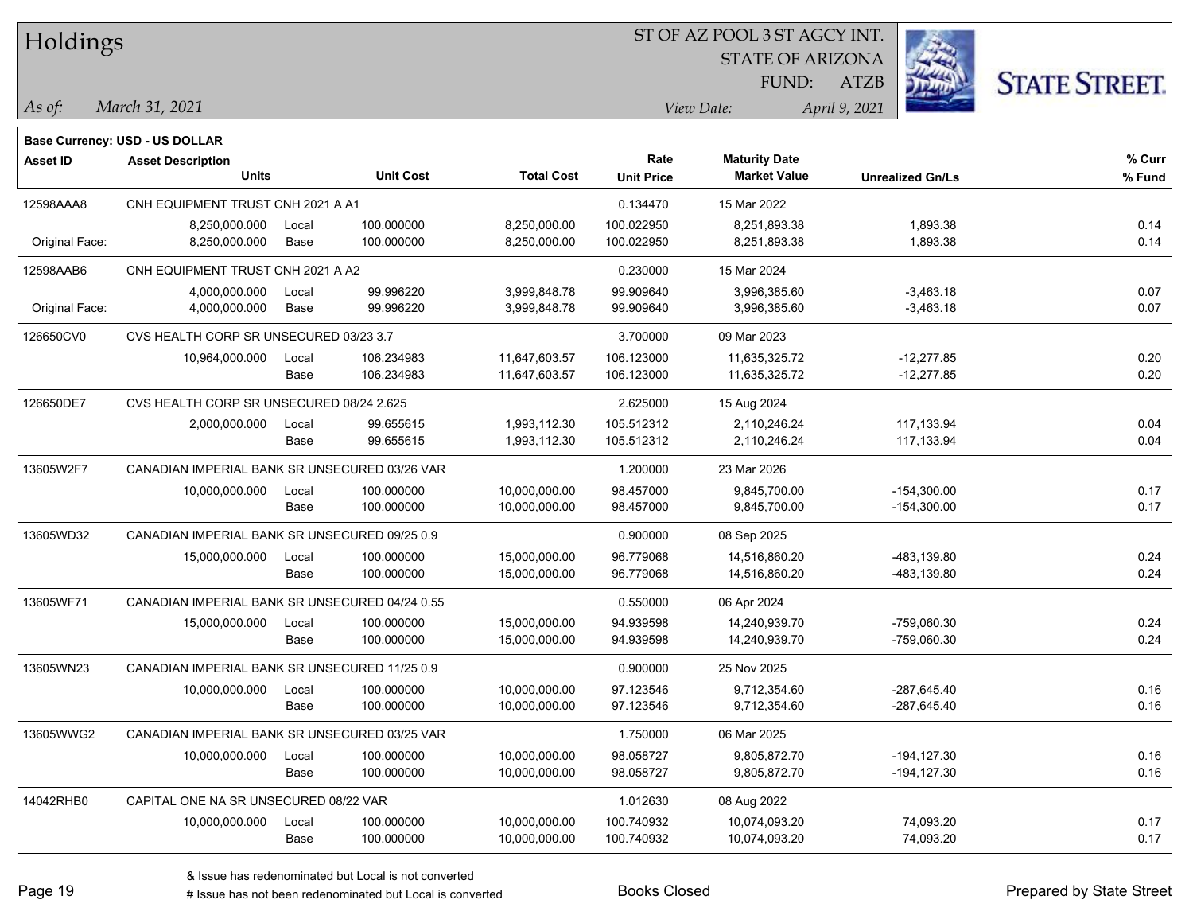# Holdings

ST OF AZ POOL 3 ST AGCY INT.
STATE OF ARIZONA
FUND: ATZB

*As of:* *March 31, 2021*
*View Date:* *April 9, 2021*

**Base Currency: USD - US DOLLAR**

| Asset ID | Asset Description / Units | | Unit Cost | Total Cost | Rate / Unit Price | Maturity Date / Market Value | Unrealized Gn/Ls | % Curr / % Fund |
|---|---|---|---|---|---|---|---|---|
| 12598AAA8 | CNH EQUIPMENT TRUST CNH 2021 A A1 | | | | 0.134470 | 15 Mar 2022 | | |
| | 8,250,000.000 | Local | 100.000000 | 8,250,000.00 | 100.022950 | 8,251,893.38 | 1,893.38 | 0.14 |
| Original Face: | 8,250,000.000 | Base | 100.000000 | 8,250,000.00 | 100.022950 | 8,251,893.38 | 1,893.38 | 0.14 |
| 12598AAB6 | CNH EQUIPMENT TRUST CNH 2021 A A2 | | | | 0.230000 | 15 Mar 2024 | | |
| | 4,000,000.000 | Local | 99.996220 | 3,999,848.78 | 99.909640 | 3,996,385.60 | -3,463.18 | 0.07 |
| Original Face: | 4,000,000.000 | Base | 99.996220 | 3,999,848.78 | 99.909640 | 3,996,385.60 | -3,463.18 | 0.07 |
| 126650CV0 | CVS HEALTH CORP SR UNSECURED 03/23 3.7 | | | | 3.700000 | 09 Mar 2023 | | |
| | 10,964,000.000 | Local | 106.234983 | 11,647,603.57 | 106.123000 | 11,635,325.72 | -12,277.85 | 0.20 |
| | | Base | 106.234983 | 11,647,603.57 | 106.123000 | 11,635,325.72 | -12,277.85 | 0.20 |
| 126650DE7 | CVS HEALTH CORP SR UNSECURED 08/24 2.625 | | | | 2.625000 | 15 Aug 2024 | | |
| | 2,000,000.000 | Local | 99.655615 | 1,993,112.30 | 105.512312 | 2,110,246.24 | 117,133.94 | 0.04 |
| | | Base | 99.655615 | 1,993,112.30 | 105.512312 | 2,110,246.24 | 117,133.94 | 0.04 |
| 13605W2F7 | CANADIAN IMPERIAL BANK SR UNSECURED 03/26 VAR | | | | 1.200000 | 23 Mar 2026 | | |
| | 10,000,000.000 | Local | 100.000000 | 10,000,000.00 | 98.457000 | 9,845,700.00 | -154,300.00 | 0.17 |
| | | Base | 100.000000 | 10,000,000.00 | 98.457000 | 9,845,700.00 | -154,300.00 | 0.17 |
| 13605WD32 | CANADIAN IMPERIAL BANK SR UNSECURED 09/25 0.9 | | | | 0.900000 | 08 Sep 2025 | | |
| | 15,000,000.000 | Local | 100.000000 | 15,000,000.00 | 96.779068 | 14,516,860.20 | -483,139.80 | 0.24 |
| | | Base | 100.000000 | 15,000,000.00 | 96.779068 | 14,516,860.20 | -483,139.80 | 0.24 |
| 13605WF71 | CANADIAN IMPERIAL BANK SR UNSECURED 04/24 0.55 | | | | 0.550000 | 06 Apr 2024 | | |
| | 15,000,000.000 | Local | 100.000000 | 15,000,000.00 | 94.939598 | 14,240,939.70 | -759,060.30 | 0.24 |
| | | Base | 100.000000 | 15,000,000.00 | 94.939598 | 14,240,939.70 | -759,060.30 | 0.24 |
| 13605WN23 | CANADIAN IMPERIAL BANK SR UNSECURED 11/25 0.9 | | | | 0.900000 | 25 Nov 2025 | | |
| | 10,000,000.000 | Local | 100.000000 | 10,000,000.00 | 97.123546 | 9,712,354.60 | -287,645.40 | 0.16 |
| | | Base | 100.000000 | 10,000,000.00 | 97.123546 | 9,712,354.60 | -287,645.40 | 0.16 |
| 13605WWG2 | CANADIAN IMPERIAL BANK SR UNSECURED 03/25 VAR | | | | 1.750000 | 06 Mar 2025 | | |
| | 10,000,000.000 | Local | 100.000000 | 10,000,000.00 | 98.058727 | 9,805,872.70 | -194,127.30 | 0.16 |
| | | Base | 100.000000 | 10,000,000.00 | 98.058727 | 9,805,872.70 | -194,127.30 | 0.16 |
| 14042RHB0 | CAPITAL ONE NA SR UNSECURED 08/22 VAR | | | | 1.012630 | 08 Aug 2022 | | |
| | 10,000,000.000 | Local | 100.000000 | 10,000,000.00 | 100.740932 | 10,074,093.20 | 74,093.20 | 0.17 |
| | | Base | 100.000000 | 10,000,000.00 | 100.740932 | 10,074,093.20 | 74,093.20 | 0.17 |

& Issue has redenominated but Local is not converted
# Issue has not been redenominated but Local is converted

Books Closed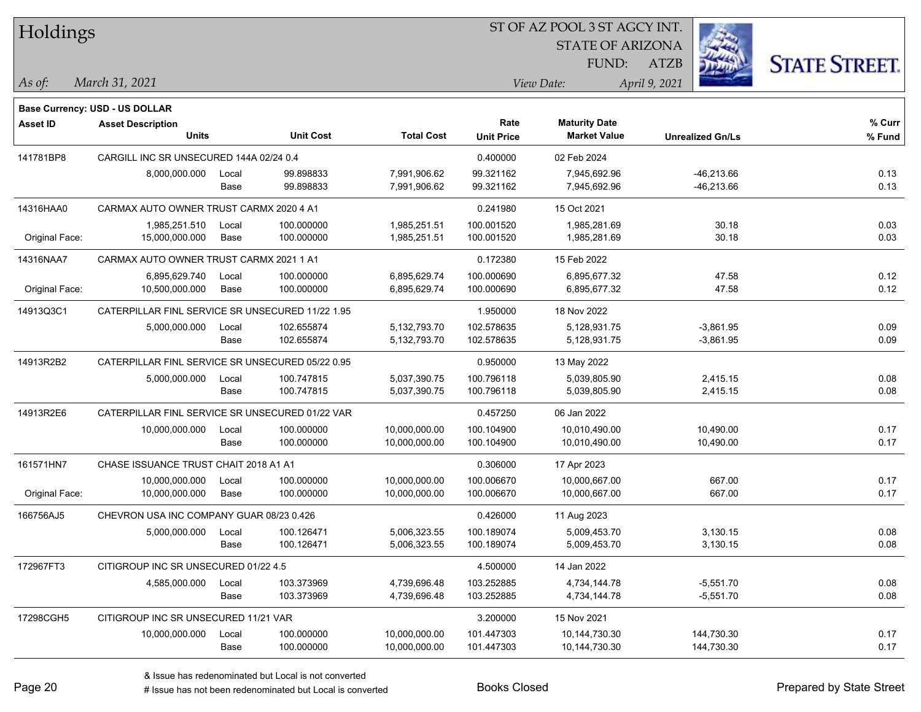# Holdings

ST OF AZ POOL 3 ST AGCY INT.
STATE OF ARIZONA
FUND: ATZB

*As of:* March 31, 2021
*View Date:* April 9, 2021

**Base Currency: USD - US DOLLAR**

| Asset ID | Asset Description / Units | | Unit Cost | Total Cost | Rate / Unit Price | Maturity Date / Market Value | Unrealized Gn/Ls | % Curr / % Fund |
|---|---|---|---|---|---|---|---|---|
| 141781BP8 | CARGILL INC SR UNSECURED 144A 02/24 0.4 | | | | 0.400000 | 02 Feb 2024 | | |
| | 8,000,000.000 | Local | 99.898833 | 7,991,906.62 | 99.321162 | 7,945,692.96 | -46,213.66 | 0.13 |
| | | Base | 99.898833 | 7,991,906.62 | 99.321162 | 7,945,692.96 | -46,213.66 | 0.13 |
| 14316HAA0 | CARMAX AUTO OWNER TRUST CARMX 2020 4 A1 | | | | 0.241980 | 15 Oct 2021 | | |
| | 1,985,251.510 | Local | 100.000000 | 1,985,251.51 | 100.001520 | 1,985,281.69 | 30.18 | 0.03 |
| Original Face: | 15,000,000.000 | Base | 100.000000 | 1,985,251.51 | 100.001520 | 1,985,281.69 | 30.18 | 0.03 |
| 14316NAA7 | CARMAX AUTO OWNER TRUST CARMX 2021 1 A1 | | | | 0.172380 | 15 Feb 2022 | | |
| | 6,895,629.740 | Local | 100.000000 | 6,895,629.74 | 100.000690 | 6,895,677.32 | 47.58 | 0.12 |
| Original Face: | 10,500,000.000 | Base | 100.000000 | 6,895,629.74 | 100.000690 | 6,895,677.32 | 47.58 | 0.12 |
| 14913Q3C1 | CATERPILLAR FINL SERVICE SR UNSECURED 11/22 1.95 | | | | 1.950000 | 18 Nov 2022 | | |
| | 5,000,000.000 | Local | 102.655874 | 5,132,793.70 | 102.578635 | 5,128,931.75 | -3,861.95 | 0.09 |
| | | Base | 102.655874 | 5,132,793.70 | 102.578635 | 5,128,931.75 | -3,861.95 | 0.09 |
| 14913R2B2 | CATERPILLAR FINL SERVICE SR UNSECURED 05/22 0.95 | | | | 0.950000 | 13 May 2022 | | |
| | 5,000,000.000 | Local | 100.747815 | 5,037,390.75 | 100.796118 | 5,039,805.90 | 2,415.15 | 0.08 |
| | | Base | 100.747815 | 5,037,390.75 | 100.796118 | 5,039,805.90 | 2,415.15 | 0.08 |
| 14913R2E6 | CATERPILLAR FINL SERVICE SR UNSECURED 01/22 VAR | | | | 0.457250 | 06 Jan 2022 | | |
| | 10,000,000.000 | Local | 100.000000 | 10,000,000.00 | 100.104900 | 10,010,490.00 | 10,490.00 | 0.17 |
| | | Base | 100.000000 | 10,000,000.00 | 100.104900 | 10,010,490.00 | 10,490.00 | 0.17 |
| 161571HN7 | CHASE ISSUANCE TRUST CHAIT 2018 A1 A1 | | | | 0.306000 | 17 Apr 2023 | | |
| | 10,000,000.000 | Local | 100.000000 | 10,000,000.00 | 100.006670 | 10,000,667.00 | 667.00 | 0.17 |
| Original Face: | 10,000,000.000 | Base | 100.000000 | 10,000,000.00 | 100.006670 | 10,000,667.00 | 667.00 | 0.17 |
| 166756AJ5 | CHEVRON USA INC COMPANY GUAR 08/23 0.426 | | | | 0.426000 | 11 Aug 2023 | | |
| | 5,000,000.000 | Local | 100.126471 | 5,006,323.55 | 100.189074 | 5,009,453.70 | 3,130.15 | 0.08 |
| | | Base | 100.126471 | 5,006,323.55 | 100.189074 | 5,009,453.70 | 3,130.15 | 0.08 |
| 172967FT3 | CITIGROUP INC SR UNSECURED 01/22 4.5 | | | | 4.500000 | 14 Jan 2022 | | |
| | 4,585,000.000 | Local | 103.373969 | 4,739,696.48 | 103.252885 | 4,734,144.78 | -5,551.70 | 0.08 |
| | | Base | 103.373969 | 4,739,696.48 | 103.252885 | 4,734,144.78 | -5,551.70 | 0.08 |
| 17298CGH5 | CITIGROUP INC SR UNSECURED 11/21 VAR | | | | 3.200000 | 15 Nov 2021 | | |
| | 10,000,000.000 | Local | 100.000000 | 10,000,000.00 | 101.447303 | 10,144,730.30 | 144,730.30 | 0.17 |
| | | Base | 100.000000 | 10,000,000.00 | 101.447303 | 10,144,730.30 | 144,730.30 | 0.17 |

& Issue has redenominated but Local is not converted
# Issue has not been redenominated but Local is converted

Books Closed

Prepared by State Street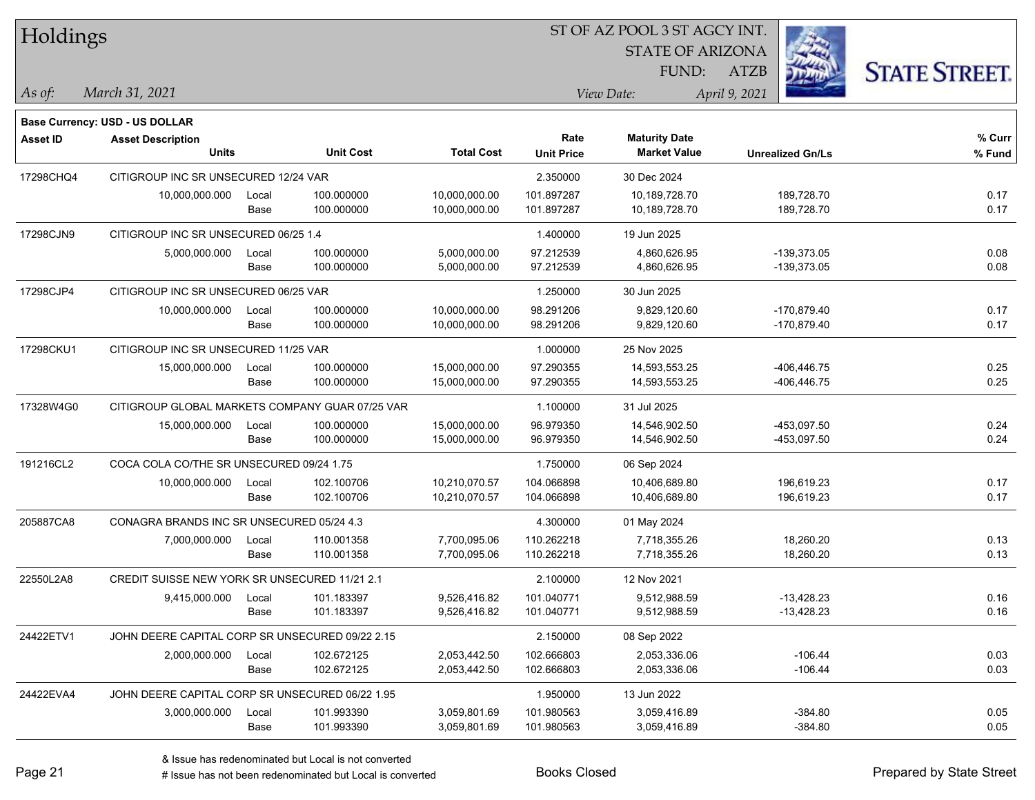# Holdings

ST OF AZ POOL 3 ST AGCY INT.
STATE OF ARIZONA
FUND: ATZB

*As of:* *March 31, 2021*

*View Date:* *April 9, 2021*

**Base Currency: USD - US DOLLAR**

| Asset ID | Asset Description / Units | | Unit Cost | Total Cost | Rate / Unit Price | Maturity Date / Market Value | Unrealized Gn/Ls | % Curr / % Fund |
|---|---|---|---|---|---|---|---|---|
| 17298CHQ4 | CITIGROUP INC SR UNSECURED 12/24 VAR | | | | 2.350000 | 30 Dec 2024 | | |
| | 10,000,000.000 | Local | 100.000000 | 10,000,000.00 | 101.897287 | 10,189,728.70 | 189,728.70 | 0.17 |
| | | Base | 100.000000 | 10,000,000.00 | 101.897287 | 10,189,728.70 | 189,728.70 | 0.17 |
| 17298CJN9 | CITIGROUP INC SR UNSECURED 06/25 1.4 | | | | 1.400000 | 19 Jun 2025 | | |
| | 5,000,000.000 | Local | 100.000000 | 5,000,000.00 | 97.212539 | 4,860,626.95 | -139,373.05 | 0.08 |
| | | Base | 100.000000 | 5,000,000.00 | 97.212539 | 4,860,626.95 | -139,373.05 | 0.08 |
| 17298CJP4 | CITIGROUP INC SR UNSECURED 06/25 VAR | | | | 1.250000 | 30 Jun 2025 | | |
| | 10,000,000.000 | Local | 100.000000 | 10,000,000.00 | 98.291206 | 9,829,120.60 | -170,879.40 | 0.17 |
| | | Base | 100.000000 | 10,000,000.00 | 98.291206 | 9,829,120.60 | -170,879.40 | 0.17 |
| 17298CKU1 | CITIGROUP INC SR UNSECURED 11/25 VAR | | | | 1.000000 | 25 Nov 2025 | | |
| | 15,000,000.000 | Local | 100.000000 | 15,000,000.00 | 97.290355 | 14,593,553.25 | -406,446.75 | 0.25 |
| | | Base | 100.000000 | 15,000,000.00 | 97.290355 | 14,593,553.25 | -406,446.75 | 0.25 |
| 17328W4G0 | CITIGROUP GLOBAL MARKETS COMPANY GUAR 07/25 VAR | | | | 1.100000 | 31 Jul 2025 | | |
| | 15,000,000.000 | Local | 100.000000 | 15,000,000.00 | 96.979350 | 14,546,902.50 | -453,097.50 | 0.24 |
| | | Base | 100.000000 | 15,000,000.00 | 96.979350 | 14,546,902.50 | -453,097.50 | 0.24 |
| 191216CL2 | COCA COLA CO/THE SR UNSECURED 09/24 1.75 | | | | 1.750000 | 06 Sep 2024 | | |
| | 10,000,000.000 | Local | 102.100706 | 10,210,070.57 | 104.066898 | 10,406,689.80 | 196,619.23 | 0.17 |
| | | Base | 102.100706 | 10,210,070.57 | 104.066898 | 10,406,689.80 | 196,619.23 | 0.17 |
| 205887CA8 | CONAGRA BRANDS INC SR UNSECURED 05/24 4.3 | | | | 4.300000 | 01 May 2024 | | |
| | 7,000,000.000 | Local | 110.001358 | 7,700,095.06 | 110.262218 | 7,718,355.26 | 18,260.20 | 0.13 |
| | | Base | 110.001358 | 7,700,095.06 | 110.262218 | 7,718,355.26 | 18,260.20 | 0.13 |
| 22550L2A8 | CREDIT SUISSE NEW YORK SR UNSECURED 11/21 2.1 | | | | 2.100000 | 12 Nov 2021 | | |
| | 9,415,000.000 | Local | 101.183397 | 9,526,416.82 | 101.040771 | 9,512,988.59 | -13,428.23 | 0.16 |
| | | Base | 101.183397 | 9,526,416.82 | 101.040771 | 9,512,988.59 | -13,428.23 | 0.16 |
| 24422ETV1 | JOHN DEERE CAPITAL CORP SR UNSECURED 09/22 2.15 | | | | 2.150000 | 08 Sep 2022 | | |
| | 2,000,000.000 | Local | 102.672125 | 2,053,442.50 | 102.666803 | 2,053,336.06 | -106.44 | 0.03 |
| | | Base | 102.672125 | 2,053,442.50 | 102.666803 | 2,053,336.06 | -106.44 | 0.03 |
| 24422EVA4 | JOHN DEERE CAPITAL CORP SR UNSECURED 06/22 1.95 | | | | 1.950000 | 13 Jun 2022 | | |
| | 3,000,000.000 | Local | 101.993390 | 3,059,801.69 | 101.980563 | 3,059,416.89 | -384.80 | 0.05 |
| | | Base | 101.993390 | 3,059,801.69 | 101.980563 | 3,059,416.89 | -384.80 | 0.05 |

& Issue has redenominated but Local is not converted
# Issue has not been redenominated but Local is converted

Books Closed

Prepared by State Street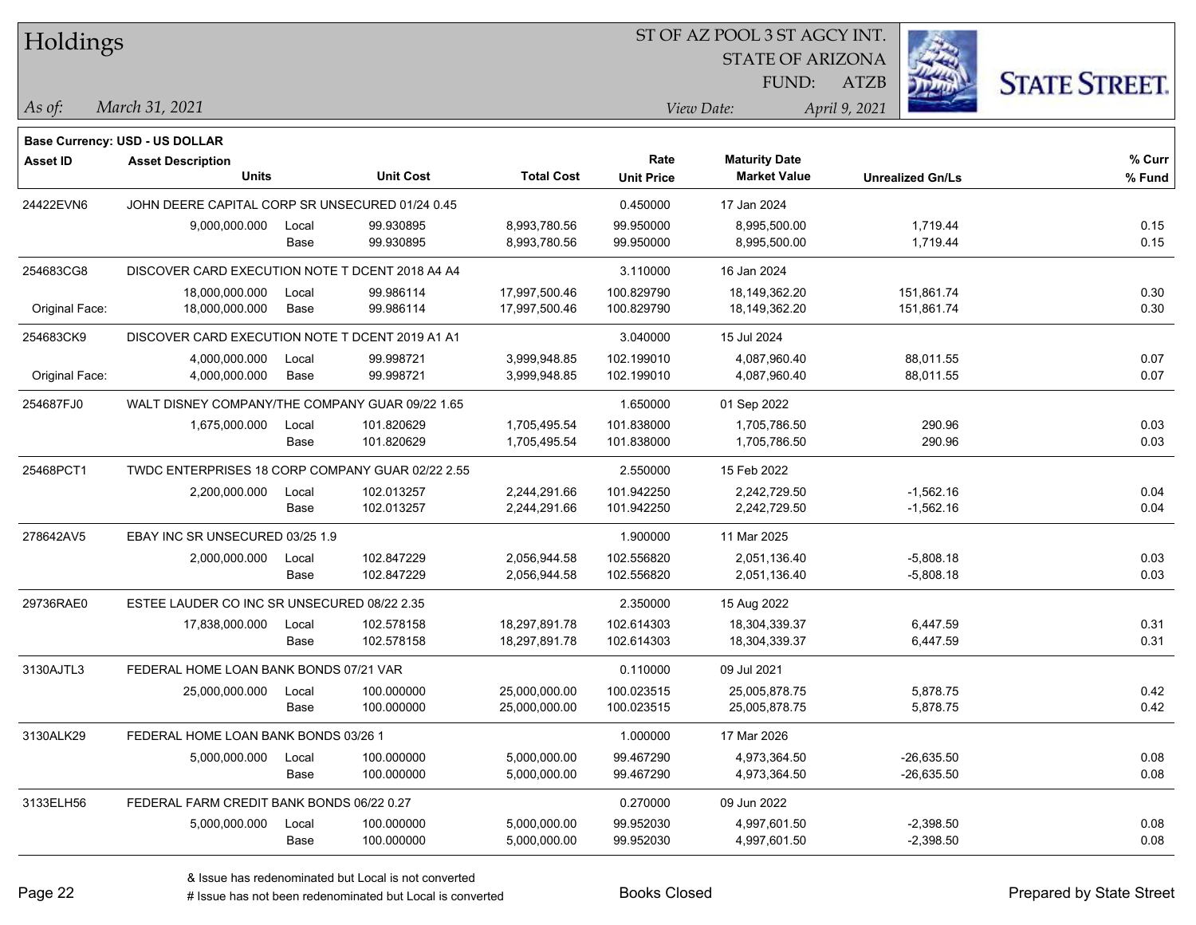# Holdings

ST OF AZ POOL 3 ST AGCY INT.
STATE OF ARIZONA
FUND: ATZB

*As of:* *March 31, 2021*

*View Date:* *April 9, 2021*

**Base Currency: USD - US DOLLAR**

| Asset ID | Asset Description / Units | | Unit Cost | Total Cost | Rate / Unit Price | Maturity Date / Market Value | Unrealized Gn/Ls | % Curr / % Fund |
|---|---|---|---|---|---|---|---|---|
| 24422EVN6 | JOHN DEERE CAPITAL CORP SR UNSECURED 01/24 0.45 | | | | 0.450000 | 17 Jan 2024 | | |
| | 9,000,000.000 | Local | 99.930895 | 8,993,780.56 | 99.950000 | 8,995,500.00 | 1,719.44 | 0.15 |
| | | Base | 99.930895 | 8,993,780.56 | 99.950000 | 8,995,500.00 | 1,719.44 | 0.15 |
| 254683CG8 | DISCOVER CARD EXECUTION NOTE T DCENT 2018 A4 A4 | | | | 3.110000 | 16 Jan 2024 | | |
| | 18,000,000.000 | Local | 99.986114 | 17,997,500.46 | 100.829790 | 18,149,362.20 | 151,861.74 | 0.30 |
| Original Face: | 18,000,000.000 | Base | 99.986114 | 17,997,500.46 | 100.829790 | 18,149,362.20 | 151,861.74 | 0.30 |
| 254683CK9 | DISCOVER CARD EXECUTION NOTE T DCENT 2019 A1 A1 | | | | 3.040000 | 15 Jul 2024 | | |
| | 4,000,000.000 | Local | 99.998721 | 3,999,948.85 | 102.199010 | 4,087,960.40 | 88,011.55 | 0.07 |
| Original Face: | 4,000,000.000 | Base | 99.998721 | 3,999,948.85 | 102.199010 | 4,087,960.40 | 88,011.55 | 0.07 |
| 254687FJ0 | WALT DISNEY COMPANY/THE COMPANY GUAR 09/22 1.65 | | | | 1.650000 | 01 Sep 2022 | | |
| | 1,675,000.000 | Local | 101.820629 | 1,705,495.54 | 101.838000 | 1,705,786.50 | 290.96 | 0.03 |
| | | Base | 101.820629 | 1,705,495.54 | 101.838000 | 1,705,786.50 | 290.96 | 0.03 |
| 25468PCT1 | TWDC ENTERPRISES 18 CORP COMPANY GUAR 02/22 2.55 | | | | 2.550000 | 15 Feb 2022 | | |
| | 2,200,000.000 | Local | 102.013257 | 2,244,291.66 | 101.942250 | 2,242,729.50 | -1,562.16 | 0.04 |
| | | Base | 102.013257 | 2,244,291.66 | 101.942250 | 2,242,729.50 | -1,562.16 | 0.04 |
| 278642AV5 | EBAY INC SR UNSECURED 03/25 1.9 | | | | 1.900000 | 11 Mar 2025 | | |
| | 2,000,000.000 | Local | 102.847229 | 2,056,944.58 | 102.556820 | 2,051,136.40 | -5,808.18 | 0.03 |
| | | Base | 102.847229 | 2,056,944.58 | 102.556820 | 2,051,136.40 | -5,808.18 | 0.03 |
| 29736RAE0 | ESTEE LAUDER CO INC SR UNSECURED 08/22 2.35 | | | | 2.350000 | 15 Aug 2022 | | |
| | 17,838,000.000 | Local | 102.578158 | 18,297,891.78 | 102.614303 | 18,304,339.37 | 6,447.59 | 0.31 |
| | | Base | 102.578158 | 18,297,891.78 | 102.614303 | 18,304,339.37 | 6,447.59 | 0.31 |
| 3130AJTL3 | FEDERAL HOME LOAN BANK BONDS 07/21 VAR | | | | 0.110000 | 09 Jul 2021 | | |
| | 25,000,000.000 | Local | 100.000000 | 25,000,000.00 | 100.023515 | 25,005,878.75 | 5,878.75 | 0.42 |
| | | Base | 100.000000 | 25,000,000.00 | 100.023515 | 25,005,878.75 | 5,878.75 | 0.42 |
| 3130ALK29 | FEDERAL HOME LOAN BANK BONDS 03/26 1 | | | | 1.000000 | 17 Mar 2026 | | |
| | 5,000,000.000 | Local | 100.000000 | 5,000,000.00 | 99.467290 | 4,973,364.50 | -26,635.50 | 0.08 |
| | | Base | 100.000000 | 5,000,000.00 | 99.467290 | 4,973,364.50 | -26,635.50 | 0.08 |
| 3133ELH56 | FEDERAL FARM CREDIT BANK BONDS 06/22 0.27 | | | | 0.270000 | 09 Jun 2022 | | |
| | 5,000,000.000 | Local | 100.000000 | 5,000,000.00 | 99.952030 | 4,997,601.50 | -2,398.50 | 0.08 |
| | | Base | 100.000000 | 5,000,000.00 | 99.952030 | 4,997,601.50 | -2,398.50 | 0.08 |

& Issue has redenominated but Local is not converted

# Issue has not been redenominated but Local is converted

Books Closed

Prepared by State Street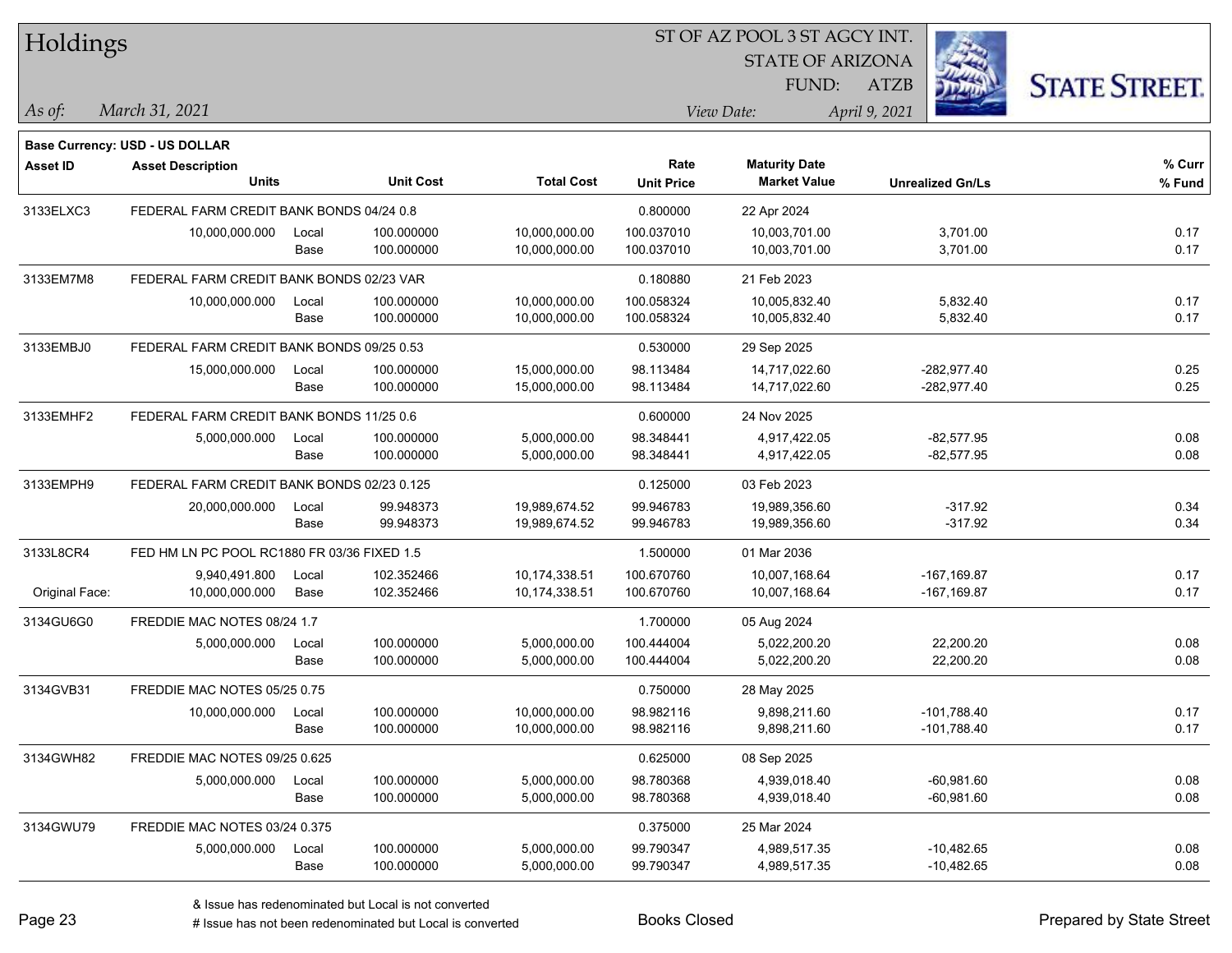# Holdings

ST OF AZ POOL 3 ST AGCY INT.
STATE OF ARIZONA
FUND: ATZB

*As of:* *March 31, 2021*
*View Date:* *April 9, 2021*

**Base Currency: USD - US DOLLAR**

| Asset ID | Asset Description / Units | | Unit Cost | Total Cost | Rate / Unit Price | Maturity Date / Market Value | Unrealized Gn/Ls | % Curr / % Fund |
|---|---|---|---|---|---|---|---|---|
| 3133ELXC3 | FEDERAL FARM CREDIT BANK BONDS 04/24 0.8 | | | | 0.800000 | 22 Apr 2024 | | |
| | 10,000,000.000 | Local | 100.000000 | 10,000,000.00 | 100.037010 | 10,003,701.00 | 3,701.00 | 0.17 |
| | | Base | 100.000000 | 10,000,000.00 | 100.037010 | 10,003,701.00 | 3,701.00 | 0.17 |
| 3133EM7M8 | FEDERAL FARM CREDIT BANK BONDS 02/23 VAR | | | | 0.180880 | 21 Feb 2023 | | |
| | 10,000,000.000 | Local | 100.000000 | 10,000,000.00 | 100.058324 | 10,005,832.40 | 5,832.40 | 0.17 |
| | | Base | 100.000000 | 10,000,000.00 | 100.058324 | 10,005,832.40 | 5,832.40 | 0.17 |
| 3133EMBJ0 | FEDERAL FARM CREDIT BANK BONDS 09/25 0.53 | | | | 0.530000 | 29 Sep 2025 | | |
| | 15,000,000.000 | Local | 100.000000 | 15,000,000.00 | 98.113484 | 14,717,022.60 | -282,977.40 | 0.25 |
| | | Base | 100.000000 | 15,000,000.00 | 98.113484 | 14,717,022.60 | -282,977.40 | 0.25 |
| 3133EMHF2 | FEDERAL FARM CREDIT BANK BONDS 11/25 0.6 | | | | 0.600000 | 24 Nov 2025 | | |
| | 5,000,000.000 | Local | 100.000000 | 5,000,000.00 | 98.348441 | 4,917,422.05 | -82,577.95 | 0.08 |
| | | Base | 100.000000 | 5,000,000.00 | 98.348441 | 4,917,422.05 | -82,577.95 | 0.08 |
| 3133EMPH9 | FEDERAL FARM CREDIT BANK BONDS 02/23 0.125 | | | | 0.125000 | 03 Feb 2023 | | |
| | 20,000,000.000 | Local | 99.948373 | 19,989,674.52 | 99.946783 | 19,989,356.60 | -317.92 | 0.34 |
| | | Base | 99.948373 | 19,989,674.52 | 99.946783 | 19,989,356.60 | -317.92 | 0.34 |
| 3133L8CR4 | FED HM LN PC POOL RC1880 FR 03/36 FIXED 1.5 | | | | 1.500000 | 01 Mar 2036 | | |
| | 9,940,491.800 | Local | 102.352466 | 10,174,338.51 | 100.670760 | 10,007,168.64 | -167,169.87 | 0.17 |
| Original Face: | 10,000,000.000 | Base | 102.352466 | 10,174,338.51 | 100.670760 | 10,007,168.64 | -167,169.87 | 0.17 |
| 3134GU6G0 | FREDDIE MAC NOTES 08/24 1.7 | | | | 1.700000 | 05 Aug 2024 | | |
| | 5,000,000.000 | Local | 100.000000 | 5,000,000.00 | 100.444004 | 5,022,200.20 | 22,200.20 | 0.08 |
| | | Base | 100.000000 | 5,000,000.00 | 100.444004 | 5,022,200.20 | 22,200.20 | 0.08 |
| 3134GVB31 | FREDDIE MAC NOTES 05/25 0.75 | | | | 0.750000 | 28 May 2025 | | |
| | 10,000,000.000 | Local | 100.000000 | 10,000,000.00 | 98.982116 | 9,898,211.60 | -101,788.40 | 0.17 |
| | | Base | 100.000000 | 10,000,000.00 | 98.982116 | 9,898,211.60 | -101,788.40 | 0.17 |
| 3134GWH82 | FREDDIE MAC NOTES 09/25 0.625 | | | | 0.625000 | 08 Sep 2025 | | |
| | 5,000,000.000 | Local | 100.000000 | 5,000,000.00 | 98.780368 | 4,939,018.40 | -60,981.60 | 0.08 |
| | | Base | 100.000000 | 5,000,000.00 | 98.780368 | 4,939,018.40 | -60,981.60 | 0.08 |
| 3134GWU79 | FREDDIE MAC NOTES 03/24 0.375 | | | | 0.375000 | 25 Mar 2024 | | |
| | 5,000,000.000 | Local | 100.000000 | 5,000,000.00 | 99.790347 | 4,989,517.35 | -10,482.65 | 0.08 |
| | | Base | 100.000000 | 5,000,000.00 | 99.790347 | 4,989,517.35 | -10,482.65 | 0.08 |

& Issue has redenominated but Local is not converted
# Issue has not been redenominated but Local is converted

Books Closed

Prepared by State Street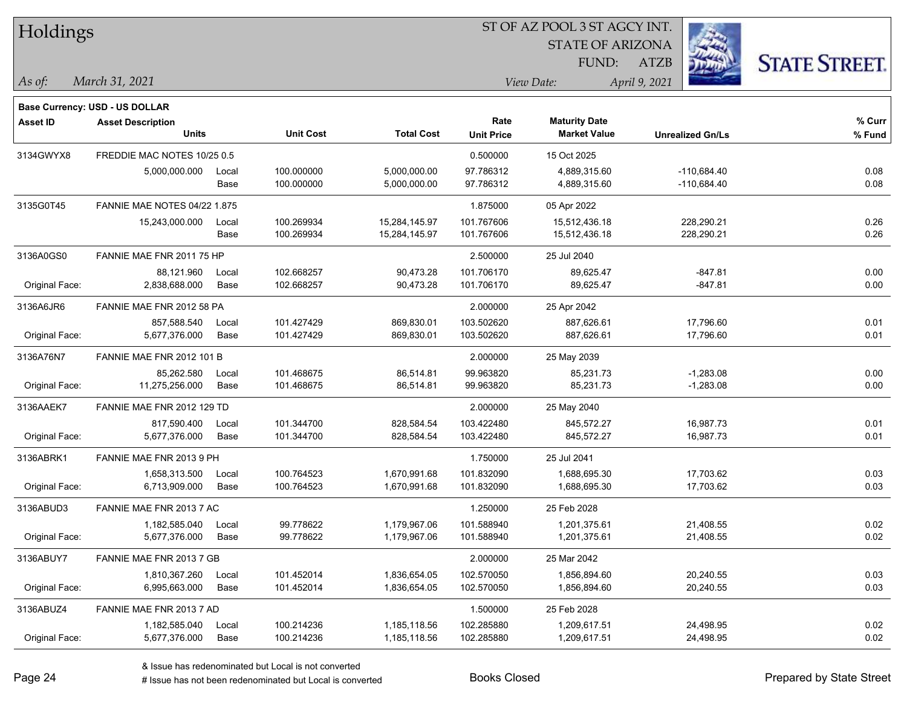# Holdings

ST OF AZ POOL 3 ST AGCY INT.
STATE OF ARIZONA
FUND: ATZB

*As of:* *March 31, 2021*

*View Date:* *April 9, 2021*

**Base Currency: USD - US DOLLAR**

| Asset ID | Asset Description / Units | | Unit Cost | Total Cost | Rate / Unit Price | Maturity Date / Market Value | Unrealized Gn/Ls | % Curr / % Fund |
|---|---|---|---|---|---|---|---|---|
| 3134GWYX8 | FREDDIE MAC NOTES 10/25 0.5 | | | | 0.500000 | 15 Oct 2025 | | |
| | 5,000,000.000 | Local | 100.000000 | 5,000,000.00 | 97.786312 | 4,889,315.60 | -110,684.40 | 0.08 |
| | | Base | 100.000000 | 5,000,000.00 | 97.786312 | 4,889,315.60 | -110,684.40 | 0.08 |
| 3135G0T45 | FANNIE MAE NOTES 04/22 1.875 | | | | 1.875000 | 05 Apr 2022 | | |
| | 15,243,000.000 | Local | 100.269934 | 15,284,145.97 | 101.767606 | 15,512,436.18 | 228,290.21 | 0.26 |
| | | Base | 100.269934 | 15,284,145.97 | 101.767606 | 15,512,436.18 | 228,290.21 | 0.26 |
| 3136A0GS0 | FANNIE MAE FNR 2011 75 HP | | | | 2.500000 | 25 Jul 2040 | | |
| | 88,121.960 | Local | 102.668257 | 90,473.28 | 101.706170 | 89,625.47 | -847.81 | 0.00 |
| Original Face: | 2,838,688.000 | Base | 102.668257 | 90,473.28 | 101.706170 | 89,625.47 | -847.81 | 0.00 |
| 3136A6JR6 | FANNIE MAE FNR 2012 58 PA | | | | 2.000000 | 25 Apr 2042 | | |
| | 857,588.540 | Local | 101.427429 | 869,830.01 | 103.502620 | 887,626.61 | 17,796.60 | 0.01 |
| Original Face: | 5,677,376.000 | Base | 101.427429 | 869,830.01 | 103.502620 | 887,626.61 | 17,796.60 | 0.01 |
| 3136A76N7 | FANNIE MAE FNR 2012 101 B | | | | 2.000000 | 25 May 2039 | | |
| | 85,262.580 | Local | 101.468675 | 86,514.81 | 99.963820 | 85,231.73 | -1,283.08 | 0.00 |
| Original Face: | 11,275,256.000 | Base | 101.468675 | 86,514.81 | 99.963820 | 85,231.73 | -1,283.08 | 0.00 |
| 3136AAEK7 | FANNIE MAE FNR 2012 129 TD | | | | 2.000000 | 25 May 2040 | | |
| | 817,590.400 | Local | 101.344700 | 828,584.54 | 103.422480 | 845,572.27 | 16,987.73 | 0.01 |
| Original Face: | 5,677,376.000 | Base | 101.344700 | 828,584.54 | 103.422480 | 845,572.27 | 16,987.73 | 0.01 |
| 3136ABRK1 | FANNIE MAE FNR 2013 9 PH | | | | 1.750000 | 25 Jul 2041 | | |
| | 1,658,313.500 | Local | 100.764523 | 1,670,991.68 | 101.832090 | 1,688,695.30 | 17,703.62 | 0.03 |
| Original Face: | 6,713,909.000 | Base | 100.764523 | 1,670,991.68 | 101.832090 | 1,688,695.30 | 17,703.62 | 0.03 |
| 3136ABUD3 | FANNIE MAE FNR 2013 7 AC | | | | 1.250000 | 25 Feb 2028 | | |
| | 1,182,585.040 | Local | 99.778622 | 1,179,967.06 | 101.588940 | 1,201,375.61 | 21,408.55 | 0.02 |
| Original Face: | 5,677,376.000 | Base | 99.778622 | 1,179,967.06 | 101.588940 | 1,201,375.61 | 21,408.55 | 0.02 |
| 3136ABUY7 | FANNIE MAE FNR 2013 7 GB | | | | 2.000000 | 25 Mar 2042 | | |
| | 1,810,367.260 | Local | 101.452014 | 1,836,654.05 | 102.570050 | 1,856,894.60 | 20,240.55 | 0.03 |
| Original Face: | 6,995,663.000 | Base | 101.452014 | 1,836,654.05 | 102.570050 | 1,856,894.60 | 20,240.55 | 0.03 |
| 3136ABUZ4 | FANNIE MAE FNR 2013 7 AD | | | | 1.500000 | 25 Feb 2028 | | |
| | 1,182,585.040 | Local | 100.214236 | 1,185,118.56 | 102.285880 | 1,209,617.51 | 24,498.95 | 0.02 |
| Original Face: | 5,677,376.000 | Base | 100.214236 | 1,185,118.56 | 102.285880 | 1,209,617.51 | 24,498.95 | 0.02 |

& Issue has redenominated but Local is not converted
# Issue has not been redenominated but Local is converted

Books Closed

Prepared by State Street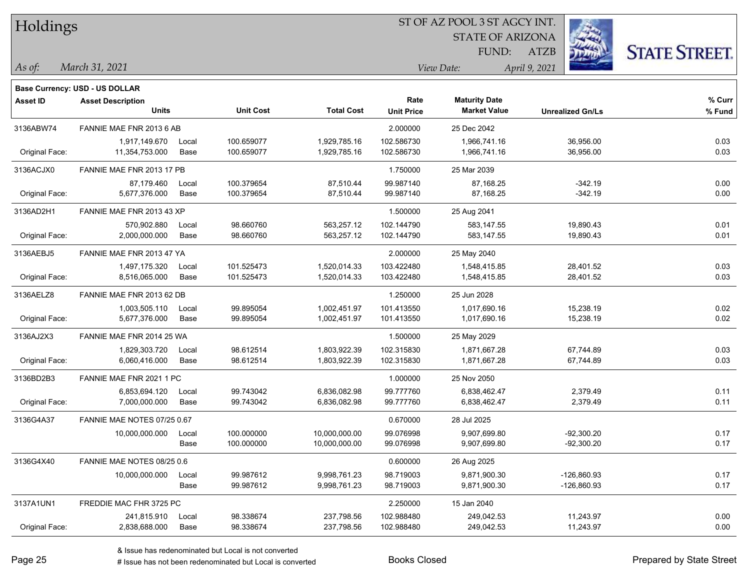# Holdings

ST OF AZ POOL 3 ST AGCY INT.
STATE OF ARIZONA
FUND: ATZB

*As of:* *March 31, 2021*

*View Date:* *April 9, 2021*

**Base Currency: USD - US DOLLAR**

| Asset ID | Asset Description / Units | | Unit Cost | Total Cost | Rate / Unit Price | Maturity Date / Market Value | Unrealized Gn/Ls | % Curr / % Fund |
|---|---|---|---|---|---|---|---|---|
| 3136ABW74 | FANNIE MAE FNR 2013 6 AB | | | | 2.000000 | 25 Dec 2042 | | |
| | 1,917,149.670 | Local | 100.659077 | 1,929,785.16 | 102.586730 | 1,966,741.16 | 36,956.00 | 0.03 |
| Original Face: | 11,354,753.000 | Base | 100.659077 | 1,929,785.16 | 102.586730 | 1,966,741.16 | 36,956.00 | 0.03 |
| 3136ACJX0 | FANNIE MAE FNR 2013 17 PB | | | | 1.750000 | 25 Mar 2039 | | |
| | 87,179.460 | Local | 100.379654 | 87,510.44 | 99.987140 | 87,168.25 | -342.19 | 0.00 |
| Original Face: | 5,677,376.000 | Base | 100.379654 | 87,510.44 | 99.987140 | 87,168.25 | -342.19 | 0.00 |
| 3136AD2H1 | FANNIE MAE FNR 2013 43 XP | | | | 1.500000 | 25 Aug 2041 | | |
| | 570,902.880 | Local | 98.660760 | 563,257.12 | 102.144790 | 583,147.55 | 19,890.43 | 0.01 |
| Original Face: | 2,000,000.000 | Base | 98.660760 | 563,257.12 | 102.144790 | 583,147.55 | 19,890.43 | 0.01 |
| 3136AEBJ5 | FANNIE MAE FNR 2013 47 YA | | | | 2.000000 | 25 May 2040 | | |
| | 1,497,175.320 | Local | 101.525473 | 1,520,014.33 | 103.422480 | 1,548,415.85 | 28,401.52 | 0.03 |
| Original Face: | 8,516,065.000 | Base | 101.525473 | 1,520,014.33 | 103.422480 | 1,548,415.85 | 28,401.52 | 0.03 |
| 3136AELZ8 | FANNIE MAE FNR 2013 62 DB | | | | 1.250000 | 25 Jun 2028 | | |
| | 1,003,505.110 | Local | 99.895054 | 1,002,451.97 | 101.413550 | 1,017,690.16 | 15,238.19 | 0.02 |
| Original Face: | 5,677,376.000 | Base | 99.895054 | 1,002,451.97 | 101.413550 | 1,017,690.16 | 15,238.19 | 0.02 |
| 3136AJ2X3 | FANNIE MAE FNR 2014 25 WA | | | | 1.500000 | 25 May 2029 | | |
| | 1,829,303.720 | Local | 98.612514 | 1,803,922.39 | 102.315830 | 1,871,667.28 | 67,744.89 | 0.03 |
| Original Face: | 6,060,416.000 | Base | 98.612514 | 1,803,922.39 | 102.315830 | 1,871,667.28 | 67,744.89 | 0.03 |
| 3136BD2B3 | FANNIE MAE FNR 2021 1 PC | | | | 1.000000 | 25 Nov 2050 | | |
| | 6,853,694.120 | Local | 99.743042 | 6,836,082.98 | 99.777760 | 6,838,462.47 | 2,379.49 | 0.11 |
| Original Face: | 7,000,000.000 | Base | 99.743042 | 6,836,082.98 | 99.777760 | 6,838,462.47 | 2,379.49 | 0.11 |
| 3136G4A37 | FANNIE MAE NOTES 07/25 0.67 | | | | 0.670000 | 28 Jul 2025 | | |
| | 10,000,000.000 | Local | 100.000000 | 10,000,000.00 | 99.076998 | 9,907,699.80 | -92,300.20 | 0.17 |
| | | Base | 100.000000 | 10,000,000.00 | 99.076998 | 9,907,699.80 | -92,300.20 | 0.17 |
| 3136G4X40 | FANNIE MAE NOTES 08/25 0.6 | | | | 0.600000 | 26 Aug 2025 | | |
| | 10,000,000.000 | Local | 99.987612 | 9,998,761.23 | 98.719003 | 9,871,900.30 | -126,860.93 | 0.17 |
| | | Base | 99.987612 | 9,998,761.23 | 98.719003 | 9,871,900.30 | -126,860.93 | 0.17 |
| 3137A1UN1 | FREDDIE MAC FHR 3725 PC | | | | 2.250000 | 15 Jan 2040 | | |
| | 241,815.910 | Local | 98.338674 | 237,798.56 | 102.988480 | 249,042.53 | 11,243.97 | 0.00 |
| Original Face: | 2,838,688.000 | Base | 98.338674 | 237,798.56 | 102.988480 | 249,042.53 | 11,243.97 | 0.00 |

& Issue has redenominated but Local is not converted

# Issue has not been redenominated but Local is converted

Books Closed

Prepared by State Street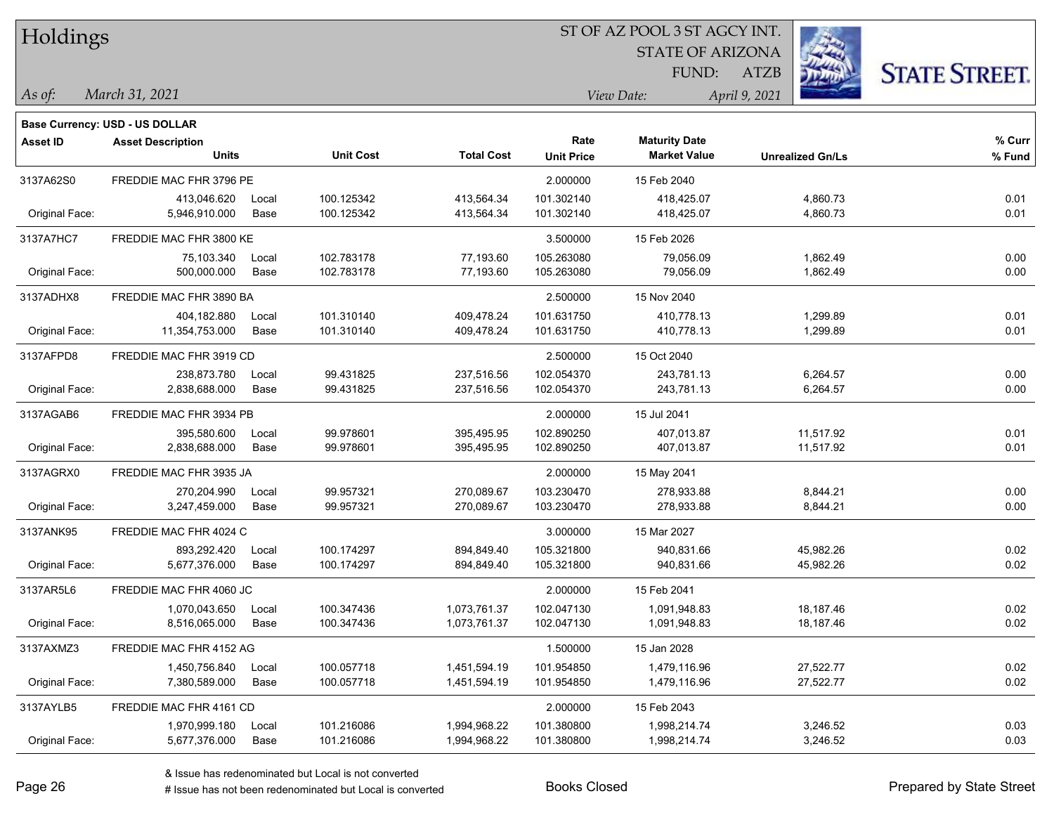# Holdings

ST OF AZ POOL 3 ST AGCY INT.
STATE OF ARIZONA
FUND: ATZB

*As of:* *March 31, 2021*

*View Date:* *April 9, 2021*

**Base Currency: USD - US DOLLAR**

| Asset ID | Asset Description / Units | | Unit Cost | Total Cost | Rate / Unit Price | Maturity Date / Market Value | Unrealized Gn/Ls | % Curr / % Fund |
|---|---|---|---|---|---|---|---|---|
| 3137A62S0 | FREDDIE MAC FHR 3796 PE | | | | 2.000000 | 15 Feb 2040 | | |
| | 413,046.620 | Local | 100.125342 | 413,564.34 | 101.302140 | 418,425.07 | 4,860.73 | 0.01 |
| Original Face: | 5,946,910.000 | Base | 100.125342 | 413,564.34 | 101.302140 | 418,425.07 | 4,860.73 | 0.01 |
| 3137A7HC7 | FREDDIE MAC FHR 3800 KE | | | | 3.500000 | 15 Feb 2026 | | |
| | 75,103.340 | Local | 102.783178 | 77,193.60 | 105.263080 | 79,056.09 | 1,862.49 | 0.00 |
| Original Face: | 500,000.000 | Base | 102.783178 | 77,193.60 | 105.263080 | 79,056.09 | 1,862.49 | 0.00 |
| 3137ADHX8 | FREDDIE MAC FHR 3890 BA | | | | 2.500000 | 15 Nov 2040 | | |
| | 404,182.880 | Local | 101.310140 | 409,478.24 | 101.631750 | 410,778.13 | 1,299.89 | 0.01 |
| Original Face: | 11,354,753.000 | Base | 101.310140 | 409,478.24 | 101.631750 | 410,778.13 | 1,299.89 | 0.01 |
| 3137AFPD8 | FREDDIE MAC FHR 3919 CD | | | | 2.500000 | 15 Oct 2040 | | |
| | 238,873.780 | Local | 99.431825 | 237,516.56 | 102.054370 | 243,781.13 | 6,264.57 | 0.00 |
| Original Face: | 2,838,688.000 | Base | 99.431825 | 237,516.56 | 102.054370 | 243,781.13 | 6,264.57 | 0.00 |
| 3137AGAB6 | FREDDIE MAC FHR 3934 PB | | | | 2.000000 | 15 Jul 2041 | | |
| | 395,580.600 | Local | 99.978601 | 395,495.95 | 102.890250 | 407,013.87 | 11,517.92 | 0.01 |
| Original Face: | 2,838,688.000 | Base | 99.978601 | 395,495.95 | 102.890250 | 407,013.87 | 11,517.92 | 0.01 |
| 3137AGRX0 | FREDDIE MAC FHR 3935 JA | | | | 2.000000 | 15 May 2041 | | |
| | 270,204.990 | Local | 99.957321 | 270,089.67 | 103.230470 | 278,933.88 | 8,844.21 | 0.00 |
| Original Face: | 3,247,459.000 | Base | 99.957321 | 270,089.67 | 103.230470 | 278,933.88 | 8,844.21 | 0.00 |
| 3137ANK95 | FREDDIE MAC FHR 4024 C | | | | 3.000000 | 15 Mar 2027 | | |
| | 893,292.420 | Local | 100.174297 | 894,849.40 | 105.321800 | 940,831.66 | 45,982.26 | 0.02 |
| Original Face: | 5,677,376.000 | Base | 100.174297 | 894,849.40 | 105.321800 | 940,831.66 | 45,982.26 | 0.02 |
| 3137AR5L6 | FREDDIE MAC FHR 4060 JC | | | | 2.000000 | 15 Feb 2041 | | |
| | 1,070,043.650 | Local | 100.347436 | 1,073,761.37 | 102.047130 | 1,091,948.83 | 18,187.46 | 0.02 |
| Original Face: | 8,516,065.000 | Base | 100.347436 | 1,073,761.37 | 102.047130 | 1,091,948.83 | 18,187.46 | 0.02 |
| 3137AXMZ3 | FREDDIE MAC FHR 4152 AG | | | | 1.500000 | 15 Jan 2028 | | |
| | 1,450,756.840 | Local | 100.057718 | 1,451,594.19 | 101.954850 | 1,479,116.96 | 27,522.77 | 0.02 |
| Original Face: | 7,380,589.000 | Base | 100.057718 | 1,451,594.19 | 101.954850 | 1,479,116.96 | 27,522.77 | 0.02 |
| 3137AYLB5 | FREDDIE MAC FHR 4161 CD | | | | 2.000000 | 15 Feb 2043 | | |
| | 1,970,999.180 | Local | 101.216086 | 1,994,968.22 | 101.380800 | 1,998,214.74 | 3,246.52 | 0.03 |
| Original Face: | 5,677,376.000 | Base | 101.216086 | 1,994,968.22 | 101.380800 | 1,998,214.74 | 3,246.52 | 0.03 |

& Issue has redenominated but Local is not converted
# Issue has not been redenominated but Local is converted

Books Closed

Prepared by State Street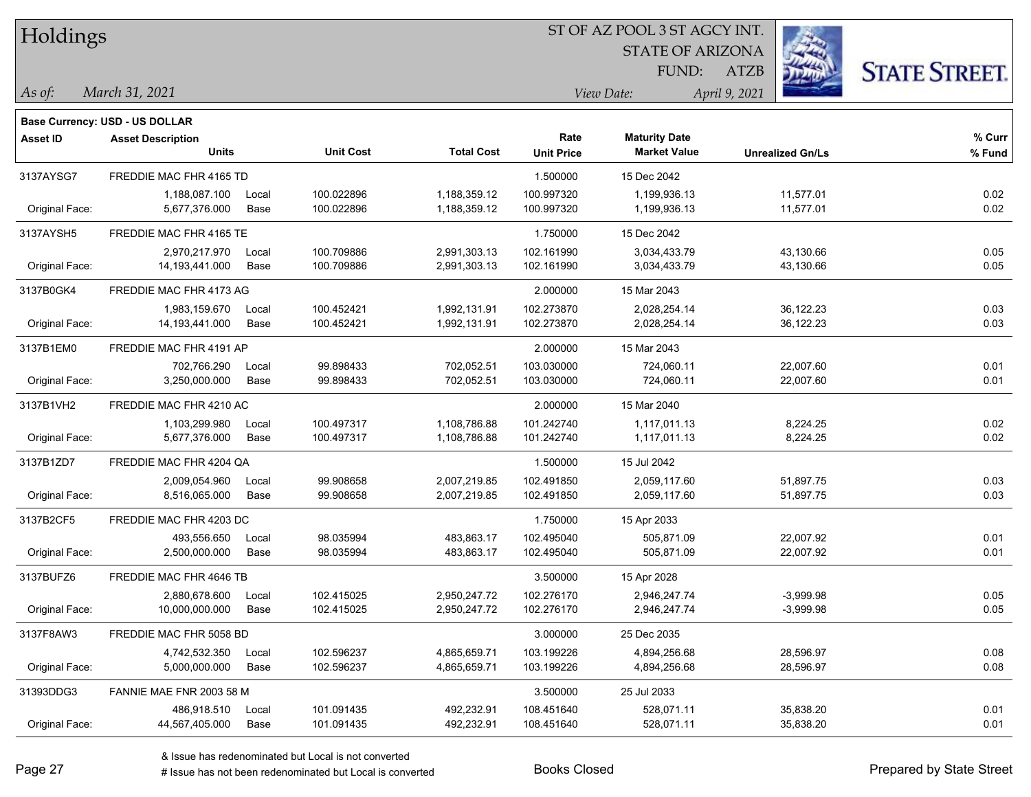# Holdings

ST OF AZ POOL 3 ST AGCY INT.
STATE OF ARIZONA
FUND: ATZB

*As of:* *March 31, 2021*
*View Date:* *April 9, 2021*

STATE STREET.

**Base Currency: USD - US DOLLAR**

| Asset ID | Asset Description / Units | | Unit Cost | Total Cost | Rate / Unit Price | Maturity Date / Market Value | Unrealized Gn/Ls | % Curr / % Fund |
|---|---|---|---|---|---|---|---|---|
| 3137AYSG7 | FREDDIE MAC FHR 4165 TD | | | | 1.500000 | 15 Dec 2042 | | |
| | 1,188,087.100 | Local | 100.022896 | 1,188,359.12 | 100.997320 | 1,199,936.13 | 11,577.01 | 0.02 |
| Original Face: | 5,677,376.000 | Base | 100.022896 | 1,188,359.12 | 100.997320 | 1,199,936.13 | 11,577.01 | 0.02 |
| 3137AYSH5 | FREDDIE MAC FHR 4165 TE | | | | 1.750000 | 15 Dec 2042 | | |
| | 2,970,217.970 | Local | 100.709886 | 2,991,303.13 | 102.161990 | 3,034,433.79 | 43,130.66 | 0.05 |
| Original Face: | 14,193,441.000 | Base | 100.709886 | 2,991,303.13 | 102.161990 | 3,034,433.79 | 43,130.66 | 0.05 |
| 3137B0GK4 | FREDDIE MAC FHR 4173 AG | | | | 2.000000 | 15 Mar 2043 | | |
| | 1,983,159.670 | Local | 100.452421 | 1,992,131.91 | 102.273870 | 2,028,254.14 | 36,122.23 | 0.03 |
| Original Face: | 14,193,441.000 | Base | 100.452421 | 1,992,131.91 | 102.273870 | 2,028,254.14 | 36,122.23 | 0.03 |
| 3137B1EM0 | FREDDIE MAC FHR 4191 AP | | | | 2.000000 | 15 Mar 2043 | | |
| | 702,766.290 | Local | 99.898433 | 702,052.51 | 103.030000 | 724,060.11 | 22,007.60 | 0.01 |
| Original Face: | 3,250,000.000 | Base | 99.898433 | 702,052.51 | 103.030000 | 724,060.11 | 22,007.60 | 0.01 |
| 3137B1VH2 | FREDDIE MAC FHR 4210 AC | | | | 2.000000 | 15 Mar 2040 | | |
| | 1,103,299.980 | Local | 100.497317 | 1,108,786.88 | 101.242740 | 1,117,011.13 | 8,224.25 | 0.02 |
| Original Face: | 5,677,376.000 | Base | 100.497317 | 1,108,786.88 | 101.242740 | 1,117,011.13 | 8,224.25 | 0.02 |
| 3137B1ZD7 | FREDDIE MAC FHR 4204 QA | | | | 1.500000 | 15 Jul 2042 | | |
| | 2,009,054.960 | Local | 99.908658 | 2,007,219.85 | 102.491850 | 2,059,117.60 | 51,897.75 | 0.03 |
| Original Face: | 8,516,065.000 | Base | 99.908658 | 2,007,219.85 | 102.491850 | 2,059,117.60 | 51,897.75 | 0.03 |
| 3137B2CF5 | FREDDIE MAC FHR 4203 DC | | | | 1.750000 | 15 Apr 2033 | | |
| | 493,556.650 | Local | 98.035994 | 483,863.17 | 102.495040 | 505,871.09 | 22,007.92 | 0.01 |
| Original Face: | 2,500,000.000 | Base | 98.035994 | 483,863.17 | 102.495040 | 505,871.09 | 22,007.92 | 0.01 |
| 3137BUFZ6 | FREDDIE MAC FHR 4646 TB | | | | 3.500000 | 15 Apr 2028 | | |
| | 2,880,678.600 | Local | 102.415025 | 2,950,247.72 | 102.276170 | 2,946,247.74 | -3,999.98 | 0.05 |
| Original Face: | 10,000,000.000 | Base | 102.415025 | 2,950,247.72 | 102.276170 | 2,946,247.74 | -3,999.98 | 0.05 |
| 3137F8AW3 | FREDDIE MAC FHR 5058 BD | | | | 3.000000 | 25 Dec 2035 | | |
| | 4,742,532.350 | Local | 102.596237 | 4,865,659.71 | 103.199226 | 4,894,256.68 | 28,596.97 | 0.08 |
| Original Face: | 5,000,000.000 | Base | 102.596237 | 4,865,659.71 | 103.199226 | 4,894,256.68 | 28,596.97 | 0.08 |
| 31393DDG3 | FANNIE MAE FNR 2003 58 M | | | | 3.500000 | 25 Jul 2033 | | |
| | 486,918.510 | Local | 101.091435 | 492,232.91 | 108.451640 | 528,071.11 | 35,838.20 | 0.01 |
| Original Face: | 44,567,405.000 | Base | 101.091435 | 492,232.91 | 108.451640 | 528,071.11 | 35,838.20 | 0.01 |

& Issue has redenominated but Local is not converted
# Issue has not been redenominated but Local is converted

Books Closed

Prepared by State Street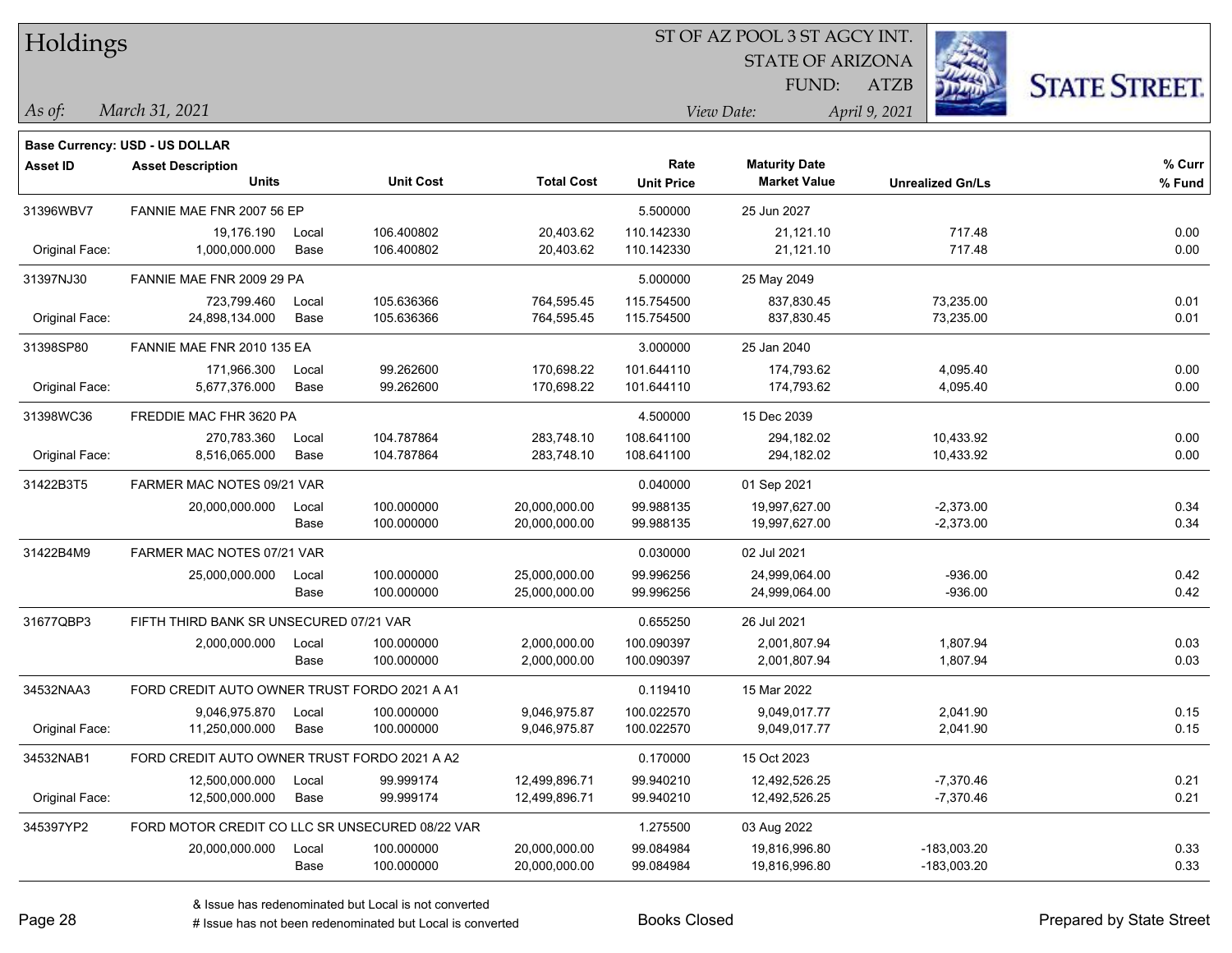# Holdings

ST OF AZ POOL 3 ST AGCY INT.
STATE OF ARIZONA
FUND: ATZB

*As of:* *March 31, 2021*

*View Date:* *April 9, 2021*

**Base Currency: USD - US DOLLAR**

| Asset ID | Asset Description / Units | | Unit Cost | Total Cost | Rate / Unit Price | Maturity Date / Market Value | Unrealized Gn/Ls | % Curr / % Fund |
|---|---|---|---|---|---|---|---|---|
| 31396WBV7 | FANNIE MAE FNR 2007 56 EP | | | | 5.500000 | 25 Jun 2027 | | |
| | 19,176.190 | Local | 106.400802 | 20,403.62 | 110.142330 | 21,121.10 | 717.48 | 0.00 |
| Original Face: | 1,000,000.000 | Base | 106.400802 | 20,403.62 | 110.142330 | 21,121.10 | 717.48 | 0.00 |
| 31397NJ30 | FANNIE MAE FNR 2009 29 PA | | | | 5.000000 | 25 May 2049 | | |
| | 723,799.460 | Local | 105.636366 | 764,595.45 | 115.754500 | 837,830.45 | 73,235.00 | 0.01 |
| Original Face: | 24,898,134.000 | Base | 105.636366 | 764,595.45 | 115.754500 | 837,830.45 | 73,235.00 | 0.01 |
| 31398SP80 | FANNIE MAE FNR 2010 135 EA | | | | 3.000000 | 25 Jan 2040 | | |
| | 171,966.300 | Local | 99.262600 | 170,698.22 | 101.644110 | 174,793.62 | 4,095.40 | 0.00 |
| Original Face: | 5,677,376.000 | Base | 99.262600 | 170,698.22 | 101.644110 | 174,793.62 | 4,095.40 | 0.00 |
| 31398WC36 | FREDDIE MAC FHR 3620 PA | | | | 4.500000 | 15 Dec 2039 | | |
| | 270,783.360 | Local | 104.787864 | 283,748.10 | 108.641100 | 294,182.02 | 10,433.92 | 0.00 |
| Original Face: | 8,516,065.000 | Base | 104.787864 | 283,748.10 | 108.641100 | 294,182.02 | 10,433.92 | 0.00 |
| 31422B3T5 | FARMER MAC NOTES 09/21 VAR | | | | 0.040000 | 01 Sep 2021 | | |
| | 20,000,000.000 | Local | 100.000000 | 20,000,000.00 | 99.988135 | 19,997,627.00 | -2,373.00 | 0.34 |
| | | Base | 100.000000 | 20,000,000.00 | 99.988135 | 19,997,627.00 | -2,373.00 | 0.34 |
| 31422B4M9 | FARMER MAC NOTES 07/21 VAR | | | | 0.030000 | 02 Jul 2021 | | |
| | 25,000,000.000 | Local | 100.000000 | 25,000,000.00 | 99.996256 | 24,999,064.00 | -936.00 | 0.42 |
| | | Base | 100.000000 | 25,000,000.00 | 99.996256 | 24,999,064.00 | -936.00 | 0.42 |
| 31677QBP3 | FIFTH THIRD BANK SR UNSECURED 07/21 VAR | | | | 0.655250 | 26 Jul 2021 | | |
| | 2,000,000.000 | Local | 100.000000 | 2,000,000.00 | 100.090397 | 2,001,807.94 | 1,807.94 | 0.03 |
| | | Base | 100.000000 | 2,000,000.00 | 100.090397 | 2,001,807.94 | 1,807.94 | 0.03 |
| 34532NAA3 | FORD CREDIT AUTO OWNER TRUST FORDO 2021 A A1 | | | | 0.119410 | 15 Mar 2022 | | |
| | 9,046,975.870 | Local | 100.000000 | 9,046,975.87 | 100.022570 | 9,049,017.77 | 2,041.90 | 0.15 |
| Original Face: | 11,250,000.000 | Base | 100.000000 | 9,046,975.87 | 100.022570 | 9,049,017.77 | 2,041.90 | 0.15 |
| 34532NAB1 | FORD CREDIT AUTO OWNER TRUST FORDO 2021 A A2 | | | | 0.170000 | 15 Oct 2023 | | |
| | 12,500,000.000 | Local | 99.999174 | 12,499,896.71 | 99.940210 | 12,492,526.25 | -7,370.46 | 0.21 |
| Original Face: | 12,500,000.000 | Base | 99.999174 | 12,499,896.71 | 99.940210 | 12,492,526.25 | -7,370.46 | 0.21 |
| 345397YP2 | FORD MOTOR CREDIT CO LLC SR UNSECURED 08/22 VAR | | | | 1.275500 | 03 Aug 2022 | | |
| | 20,000,000.000 | Local | 100.000000 | 20,000,000.00 | 99.084984 | 19,816,996.80 | -183,003.20 | 0.33 |
| | | Base | 100.000000 | 20,000,000.00 | 99.084984 | 19,816,996.80 | -183,003.20 | 0.33 |

& Issue has redenominated but Local is not converted
# Issue has not been redenominated but Local is converted

Books Closed

Prepared by State Street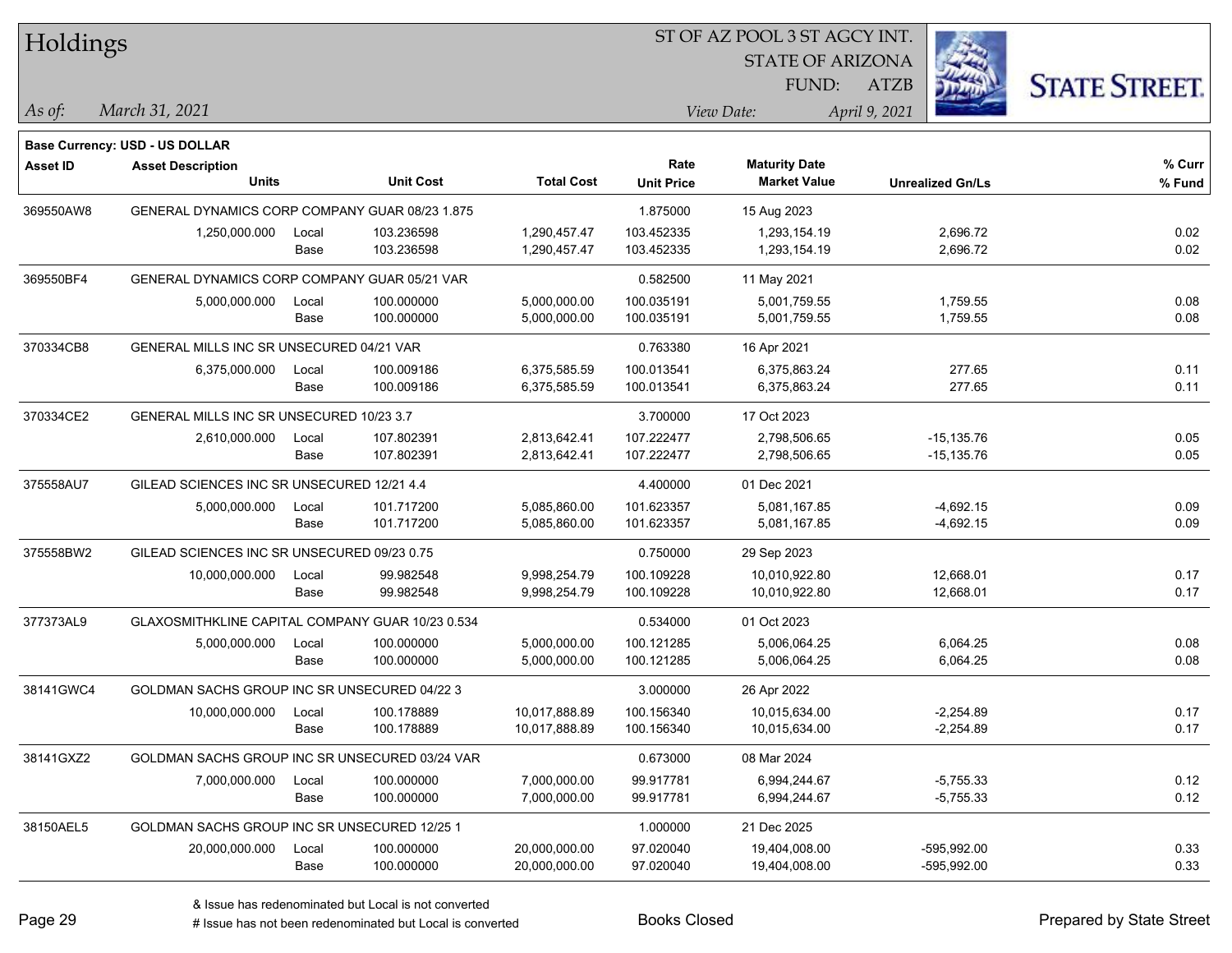# Holdings

ST OF AZ POOL 3 ST AGCY INT.
STATE OF ARIZONA
FUND: ATZB

*As of:* *March 31, 2021*

*View Date:* *April 9, 2021*

**Base Currency: USD - US DOLLAR**

| Asset ID | Asset Description Units | | Unit Cost | Total Cost | Rate Unit Price | Maturity Date Market Value | Unrealized Gn/Ls | % Curr % Fund |
|---|---|---|---|---|---|---|---|---|
| 369550AW8 | GENERAL DYNAMICS CORP COMPANY GUAR 08/23 1.875 | | | | 1.875000 | 15 Aug 2023 | | |
| | 1,250,000.000 | Local | 103.236598 | 1,290,457.47 | 103.452335 | 1,293,154.19 | 2,696.72 | 0.02 |
| | | Base | 103.236598 | 1,290,457.47 | 103.452335 | 1,293,154.19 | 2,696.72 | 0.02 |
| 369550BF4 | GENERAL DYNAMICS CORP COMPANY GUAR 05/21 VAR | | | | 0.582500 | 11 May 2021 | | |
| | 5,000,000.000 | Local | 100.000000 | 5,000,000.00 | 100.035191 | 5,001,759.55 | 1,759.55 | 0.08 |
| | | Base | 100.000000 | 5,000,000.00 | 100.035191 | 5,001,759.55 | 1,759.55 | 0.08 |
| 370334CB8 | GENERAL MILLS INC SR UNSECURED 04/21 VAR | | | | 0.763380 | 16 Apr 2021 | | |
| | 6,375,000.000 | Local | 100.009186 | 6,375,585.59 | 100.013541 | 6,375,863.24 | 277.65 | 0.11 |
| | | Base | 100.009186 | 6,375,585.59 | 100.013541 | 6,375,863.24 | 277.65 | 0.11 |
| 370334CE2 | GENERAL MILLS INC SR UNSECURED 10/23 3.7 | | | | 3.700000 | 17 Oct 2023 | | |
| | 2,610,000.000 | Local | 107.802391 | 2,813,642.41 | 107.222477 | 2,798,506.65 | -15,135.76 | 0.05 |
| | | Base | 107.802391 | 2,813,642.41 | 107.222477 | 2,798,506.65 | -15,135.76 | 0.05 |
| 375558AU7 | GILEAD SCIENCES INC SR UNSECURED 12/21 4.4 | | | | 4.400000 | 01 Dec 2021 | | |
| | 5,000,000.000 | Local | 101.717200 | 5,085,860.00 | 101.623357 | 5,081,167.85 | -4,692.15 | 0.09 |
| | | Base | 101.717200 | 5,085,860.00 | 101.623357 | 5,081,167.85 | -4,692.15 | 0.09 |
| 375558BW2 | GILEAD SCIENCES INC SR UNSECURED 09/23 0.75 | | | | 0.750000 | 29 Sep 2023 | | |
| | 10,000,000.000 | Local | 99.982548 | 9,998,254.79 | 100.109228 | 10,010,922.80 | 12,668.01 | 0.17 |
| | | Base | 99.982548 | 9,998,254.79 | 100.109228 | 10,010,922.80 | 12,668.01 | 0.17 |
| 377373AL9 | GLAXOSMITHKLINE CAPITAL COMPANY GUAR 10/23 0.534 | | | | 0.534000 | 01 Oct 2023 | | |
| | 5,000,000.000 | Local | 100.000000 | 5,000,000.00 | 100.121285 | 5,006,064.25 | 6,064.25 | 0.08 |
| | | Base | 100.000000 | 5,000,000.00 | 100.121285 | 5,006,064.25 | 6,064.25 | 0.08 |
| 38141GWC4 | GOLDMAN SACHS GROUP INC SR UNSECURED 04/22 3 | | | | 3.000000 | 26 Apr 2022 | | |
| | 10,000,000.000 | Local | 100.178889 | 10,017,888.89 | 100.156340 | 10,015,634.00 | -2,254.89 | 0.17 |
| | | Base | 100.178889 | 10,017,888.89 | 100.156340 | 10,015,634.00 | -2,254.89 | 0.17 |
| 38141GXZ2 | GOLDMAN SACHS GROUP INC SR UNSECURED 03/24 VAR | | | | 0.673000 | 08 Mar 2024 | | |
| | 7,000,000.000 | Local | 100.000000 | 7,000,000.00 | 99.917781 | 6,994,244.67 | -5,755.33 | 0.12 |
| | | Base | 100.000000 | 7,000,000.00 | 99.917781 | 6,994,244.67 | -5,755.33 | 0.12 |
| 38150AEL5 | GOLDMAN SACHS GROUP INC SR UNSECURED 12/25 1 | | | | 1.000000 | 21 Dec 2025 | | |
| | 20,000,000.000 | Local | 100.000000 | 20,000,000.00 | 97.020040 | 19,404,008.00 | -595,992.00 | 0.33 |
| | | Base | 100.000000 | 20,000,000.00 | 97.020040 | 19,404,008.00 | -595,992.00 | 0.33 |

& Issue has redenominated but Local is not converted
# Issue has not been redenominated but Local is converted

Books Closed

Prepared by State Street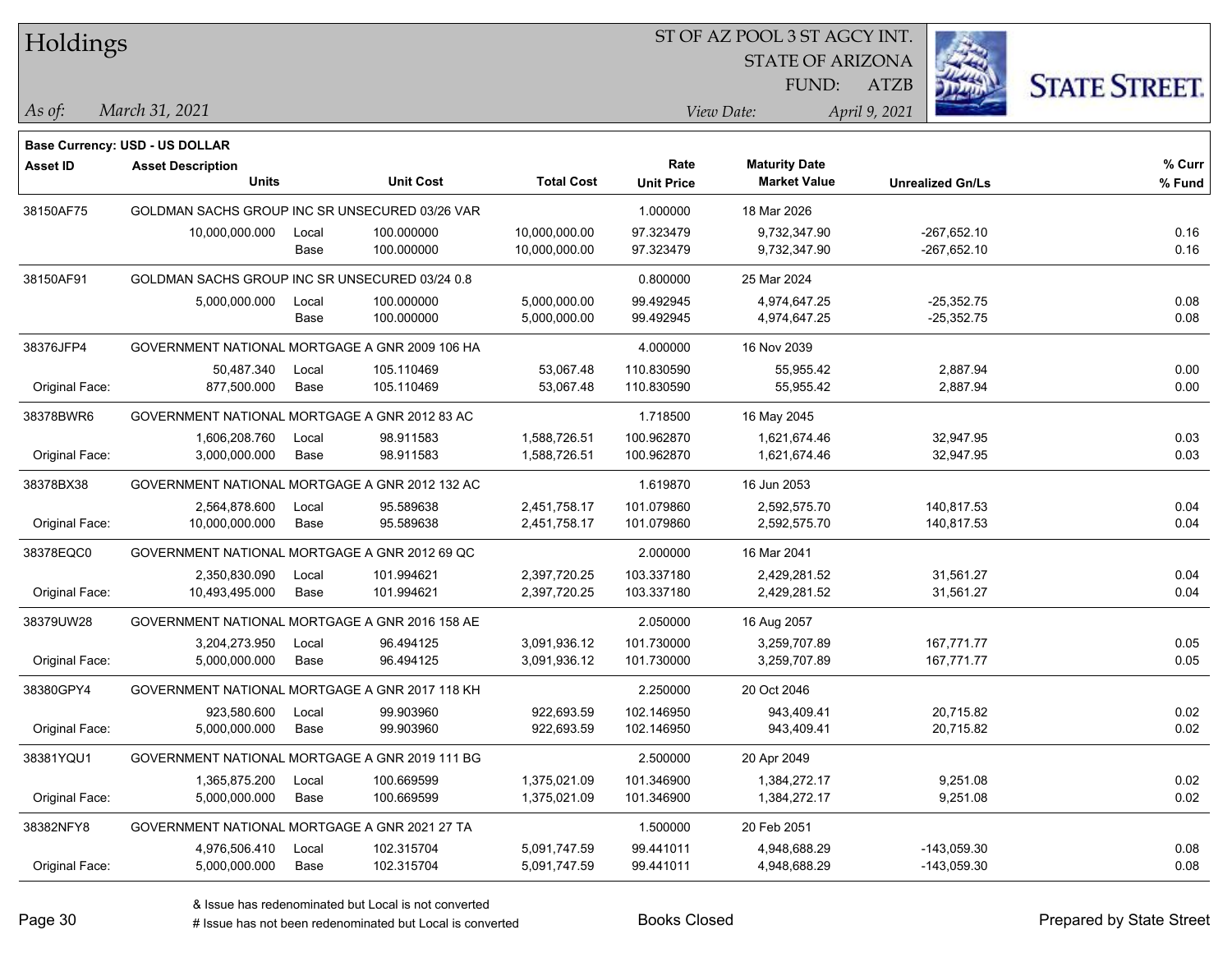# Holdings

ST OF AZ POOL 3 ST AGCY INT.
STATE OF ARIZONA
FUND: ATZB

*As of:* *March 31, 2021*
*View Date:* *April 9, 2021*

**Base Currency: USD - US DOLLAR**

| Asset ID | Asset Description / Units | | Unit Cost | Total Cost | Rate / Unit Price | Maturity Date / Market Value | Unrealized Gn/Ls | % Curr / % Fund |
|---|---|---|---|---|---|---|---|---|
| 38150AF75 | GOLDMAN SACHS GROUP INC SR UNSECURED 03/26 VAR | | | | 1.000000 | 18 Mar 2026 | | |
| | 10,000,000.000 | Local | 100.000000 | 10,000,000.00 | 97.323479 | 9,732,347.90 | -267,652.10 | 0.16 |
| | | Base | 100.000000 | 10,000,000.00 | 97.323479 | 9,732,347.90 | -267,652.10 | 0.16 |
| 38150AF91 | GOLDMAN SACHS GROUP INC SR UNSECURED 03/24 0.8 | | | | 0.800000 | 25 Mar 2024 | | |
| | 5,000,000.000 | Local | 100.000000 | 5,000,000.00 | 99.492945 | 4,974,647.25 | -25,352.75 | 0.08 |
| | | Base | 100.000000 | 5,000,000.00 | 99.492945 | 4,974,647.25 | -25,352.75 | 0.08 |
| 38376JFP4 | GOVERNMENT NATIONAL MORTGAGE A GNR 2009 106 HA | | | | 4.000000 | 16 Nov 2039 | | |
| | 50,487.340 | Local | 105.110469 | 53,067.48 | 110.830590 | 55,955.42 | 2,887.94 | 0.00 |
| Original Face: | 877,500.000 | Base | 105.110469 | 53,067.48 | 110.830590 | 55,955.42 | 2,887.94 | 0.00 |
| 38378BWR6 | GOVERNMENT NATIONAL MORTGAGE A GNR 2012 83 AC | | | | 1.718500 | 16 May 2045 | | |
| | 1,606,208.760 | Local | 98.911583 | 1,588,726.51 | 100.962870 | 1,621,674.46 | 32,947.95 | 0.03 |
| Original Face: | 3,000,000.000 | Base | 98.911583 | 1,588,726.51 | 100.962870 | 1,621,674.46 | 32,947.95 | 0.03 |
| 38378BX38 | GOVERNMENT NATIONAL MORTGAGE A GNR 2012 132 AC | | | | 1.619870 | 16 Jun 2053 | | |
| | 2,564,878.600 | Local | 95.589638 | 2,451,758.17 | 101.079860 | 2,592,575.70 | 140,817.53 | 0.04 |
| Original Face: | 10,000,000.000 | Base | 95.589638 | 2,451,758.17 | 101.079860 | 2,592,575.70 | 140,817.53 | 0.04 |
| 38378EQC0 | GOVERNMENT NATIONAL MORTGAGE A GNR 2012 69 QC | | | | 2.000000 | 16 Mar 2041 | | |
| | 2,350,830.090 | Local | 101.994621 | 2,397,720.25 | 103.337180 | 2,429,281.52 | 31,561.27 | 0.04 |
| Original Face: | 10,493,495.000 | Base | 101.994621 | 2,397,720.25 | 103.337180 | 2,429,281.52 | 31,561.27 | 0.04 |
| 38379UW28 | GOVERNMENT NATIONAL MORTGAGE A GNR 2016 158 AE | | | | 2.050000 | 16 Aug 2057 | | |
| | 3,204,273.950 | Local | 96.494125 | 3,091,936.12 | 101.730000 | 3,259,707.89 | 167,771.77 | 0.05 |
| Original Face: | 5,000,000.000 | Base | 96.494125 | 3,091,936.12 | 101.730000 | 3,259,707.89 | 167,771.77 | 0.05 |
| 38380GPY4 | GOVERNMENT NATIONAL MORTGAGE A GNR 2017 118 KH | | | | 2.250000 | 20 Oct 2046 | | |
| | 923,580.600 | Local | 99.903960 | 922,693.59 | 102.146950 | 943,409.41 | 20,715.82 | 0.02 |
| Original Face: | 5,000,000.000 | Base | 99.903960 | 922,693.59 | 102.146950 | 943,409.41 | 20,715.82 | 0.02 |
| 38381YQU1 | GOVERNMENT NATIONAL MORTGAGE A GNR 2019 111 BG | | | | 2.500000 | 20 Apr 2049 | | |
| | 1,365,875.200 | Local | 100.669599 | 1,375,021.09 | 101.346900 | 1,384,272.17 | 9,251.08 | 0.02 |
| Original Face: | 5,000,000.000 | Base | 100.669599 | 1,375,021.09 | 101.346900 | 1,384,272.17 | 9,251.08 | 0.02 |
| 38382NFY8 | GOVERNMENT NATIONAL MORTGAGE A GNR 2021 27 TA | | | | 1.500000 | 20 Feb 2051 | | |
| | 4,976,506.410 | Local | 102.315704 | 5,091,747.59 | 99.441011 | 4,948,688.29 | -143,059.30 | 0.08 |
| Original Face: | 5,000,000.000 | Base | 102.315704 | 5,091,747.59 | 99.441011 | 4,948,688.29 | -143,059.30 | 0.08 |

& Issue has redenominated but Local is not converted
# Issue has not been redenominated but Local is converted

Books Closed

Prepared by State Street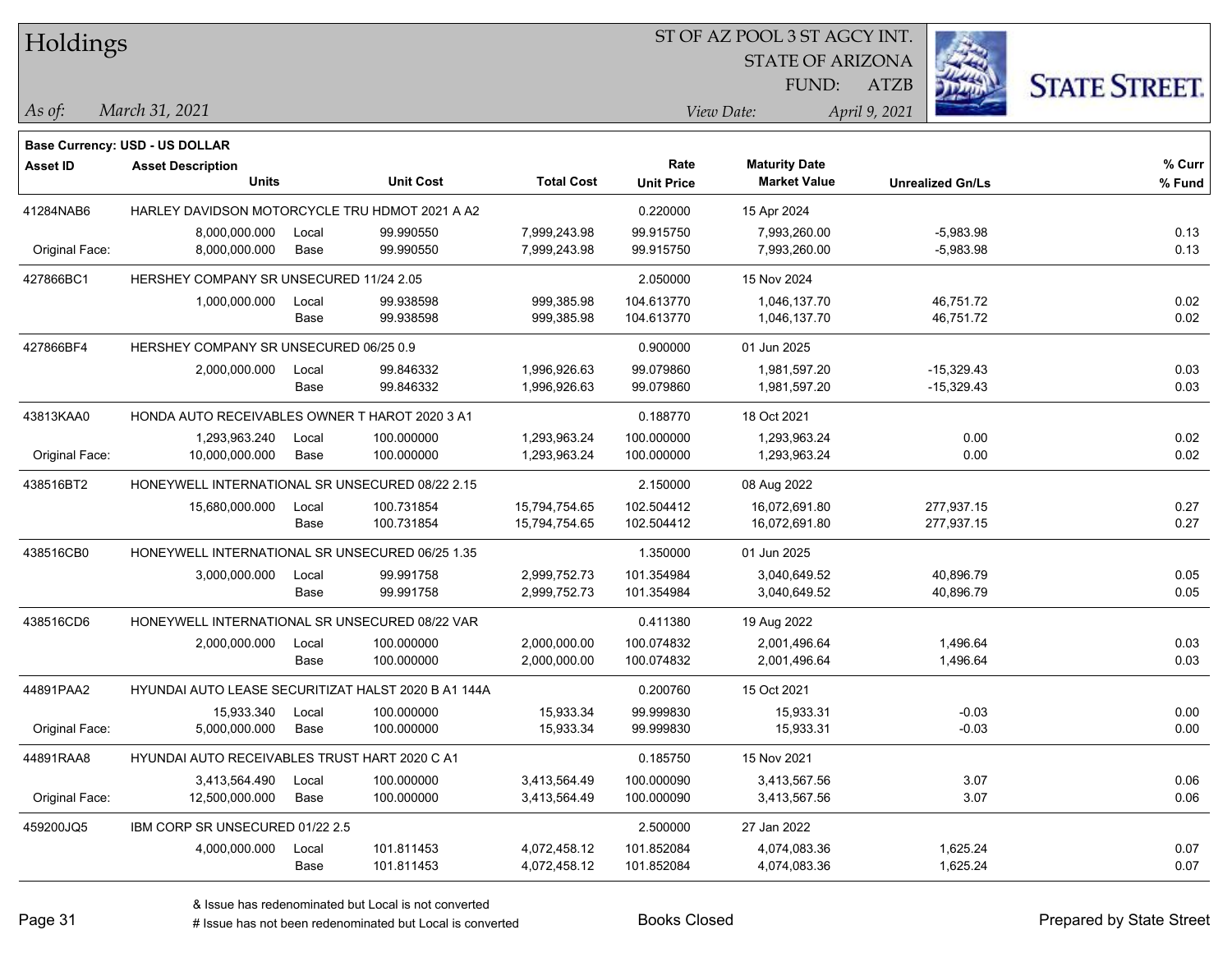# Holdings

ST OF AZ POOL 3 ST AGCY INT.
STATE OF ARIZONA
FUND: ATZB

*As of:* *March 31, 2021*
*View Date:* *April 9, 2021*

**Base Currency: USD - US DOLLAR**

| Asset ID | Asset Description / Units | | Unit Cost | Total Cost | Rate / Unit Price | Maturity Date / Market Value | Unrealized Gn/Ls | % Curr / % Fund |
|---|---|---|---|---|---|---|---|---|
| 41284NAB6 | HARLEY DAVIDSON MOTORCYCLE TRU HDMOT 2021 A A2 | | | | 0.220000 | 15 Apr 2024 | | |
| | 8,000,000.000 | Local | 99.990550 | 7,999,243.98 | 99.915750 | 7,993,260.00 | -5,983.98 | 0.13 |
| Original Face: | 8,000,000.000 | Base | 99.990550 | 7,999,243.98 | 99.915750 | 7,993,260.00 | -5,983.98 | 0.13 |
| 427866BC1 | HERSHEY COMPANY SR UNSECURED 11/24 2.05 | | | | 2.050000 | 15 Nov 2024 | | |
| | 1,000,000.000 | Local | 99.938598 | 999,385.98 | 104.613770 | 1,046,137.70 | 46,751.72 | 0.02 |
| | | Base | 99.938598 | 999,385.98 | 104.613770 | 1,046,137.70 | 46,751.72 | 0.02 |
| 427866BF4 | HERSHEY COMPANY SR UNSECURED 06/25 0.9 | | | | 0.900000 | 01 Jun 2025 | | |
| | 2,000,000.000 | Local | 99.846332 | 1,996,926.63 | 99.079860 | 1,981,597.20 | -15,329.43 | 0.03 |
| | | Base | 99.846332 | 1,996,926.63 | 99.079860 | 1,981,597.20 | -15,329.43 | 0.03 |
| 43813KAA0 | HONDA AUTO RECEIVABLES OWNER T HAROT 2020 3 A1 | | | | 0.188770 | 18 Oct 2021 | | |
| | 1,293,963.240 | Local | 100.000000 | 1,293,963.24 | 100.000000 | 1,293,963.24 | 0.00 | 0.02 |
| Original Face: | 10,000,000.000 | Base | 100.000000 | 1,293,963.24 | 100.000000 | 1,293,963.24 | 0.00 | 0.02 |
| 438516BT2 | HONEYWELL INTERNATIONAL SR UNSECURED 08/22 2.15 | | | | 2.150000 | 08 Aug 2022 | | |
| | 15,680,000.000 | Local | 100.731854 | 15,794,754.65 | 102.504412 | 16,072,691.80 | 277,937.15 | 0.27 |
| | | Base | 100.731854 | 15,794,754.65 | 102.504412 | 16,072,691.80 | 277,937.15 | 0.27 |
| 438516CB0 | HONEYWELL INTERNATIONAL SR UNSECURED 06/25 1.35 | | | | 1.350000 | 01 Jun 2025 | | |
| | 3,000,000.000 | Local | 99.991758 | 2,999,752.73 | 101.354984 | 3,040,649.52 | 40,896.79 | 0.05 |
| | | Base | 99.991758 | 2,999,752.73 | 101.354984 | 3,040,649.52 | 40,896.79 | 0.05 |
| 438516CD6 | HONEYWELL INTERNATIONAL SR UNSECURED 08/22 VAR | | | | 0.411380 | 19 Aug 2022 | | |
| | 2,000,000.000 | Local | 100.000000 | 2,000,000.00 | 100.074832 | 2,001,496.64 | 1,496.64 | 0.03 |
| | | Base | 100.000000 | 2,000,000.00 | 100.074832 | 2,001,496.64 | 1,496.64 | 0.03 |
| 44891PAA2 | HYUNDAI AUTO LEASE SECURITIZAT HALST 2020 B A1 144A | | | | 0.200760 | 15 Oct 2021 | | |
| | 15,933.340 | Local | 100.000000 | 15,933.34 | 99.999830 | 15,933.31 | -0.03 | 0.00 |
| Original Face: | 5,000,000.000 | Base | 100.000000 | 15,933.34 | 99.999830 | 15,933.31 | -0.03 | 0.00 |
| 44891RAA8 | HYUNDAI AUTO RECEIVABLES TRUST HART 2020 C A1 | | | | 0.185750 | 15 Nov 2021 | | |
| | 3,413,564.490 | Local | 100.000000 | 3,413,564.49 | 100.000090 | 3,413,567.56 | 3.07 | 0.06 |
| Original Face: | 12,500,000.000 | Base | 100.000000 | 3,413,564.49 | 100.000090 | 3,413,567.56 | 3.07 | 0.06 |
| 459200JQ5 | IBM CORP SR UNSECURED 01/22 2.5 | | | | 2.500000 | 27 Jan 2022 | | |
| | 4,000,000.000 | Local | 101.811453 | 4,072,458.12 | 101.852084 | 4,074,083.36 | 1,625.24 | 0.07 |
| | | Base | 101.811453 | 4,072,458.12 | 101.852084 | 4,074,083.36 | 1,625.24 | 0.07 |

& Issue has redenominated but Local is not converted
# Issue has not been redenominated but Local is converted

Books Closed

Prepared by State Street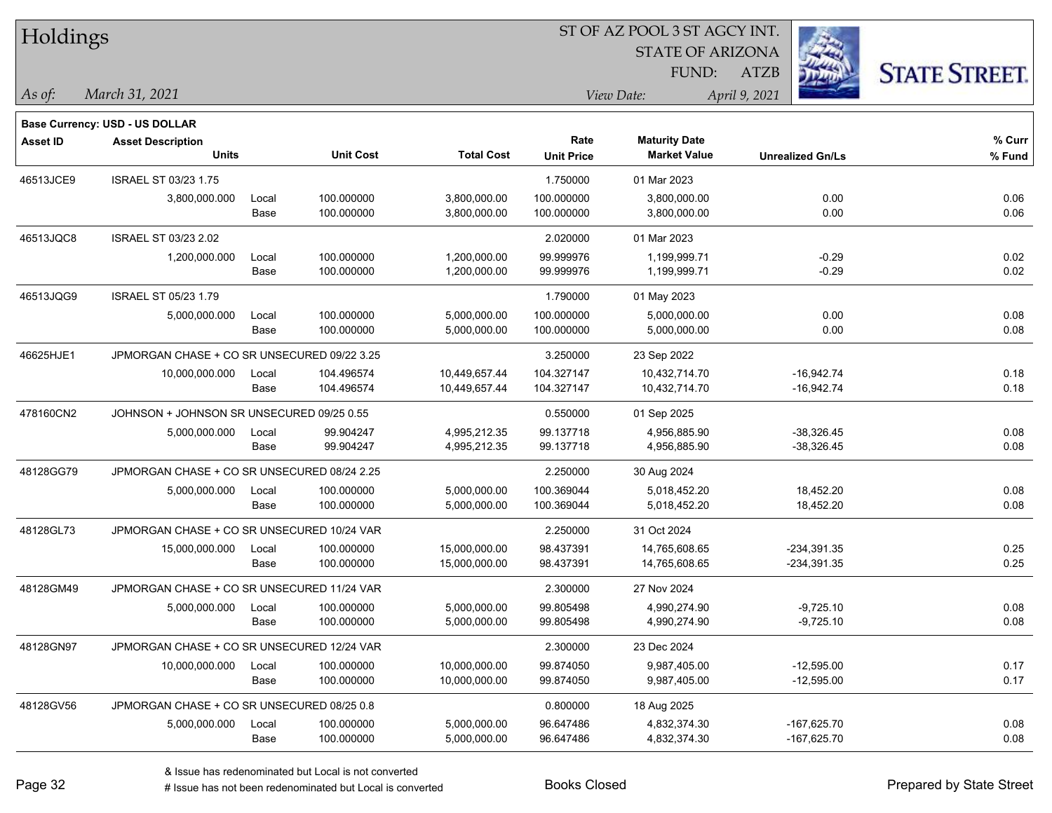# Holdings

ST OF AZ POOL 3 ST AGCY INT.
STATE OF ARIZONA
FUND: ATZB

*As of:* *March 31, 2021*

*View Date:* *April 9, 2021*

**Base Currency: USD - US DOLLAR**

| Asset ID | Asset Description / Units | | Unit Cost | Total Cost | Rate / Unit Price | Maturity Date / Market Value | Unrealized Gn/Ls | % Curr / % Fund |
|---|---|---|---|---|---|---|---|---|
| 46513JCE9 | ISRAEL ST 03/23 1.75 | | | | 1.750000 | 01 Mar 2023 | | |
| | 3,800,000.000 | Local | 100.000000 | 3,800,000.00 | 100.000000 | 3,800,000.00 | 0.00 | 0.06 |
| | | Base | 100.000000 | 3,800,000.00 | 100.000000 | 3,800,000.00 | 0.00 | 0.06 |
| 46513JQC8 | ISRAEL ST 03/23 2.02 | | | | 2.020000 | 01 Mar 2023 | | |
| | 1,200,000.000 | Local | 100.000000 | 1,200,000.00 | 99.999976 | 1,199,999.71 | -0.29 | 0.02 |
| | | Base | 100.000000 | 1,200,000.00 | 99.999976 | 1,199,999.71 | -0.29 | 0.02 |
| 46513JQG9 | ISRAEL ST 05/23 1.79 | | | | 1.790000 | 01 May 2023 | | |
| | 5,000,000.000 | Local | 100.000000 | 5,000,000.00 | 100.000000 | 5,000,000.00 | 0.00 | 0.08 |
| | | Base | 100.000000 | 5,000,000.00 | 100.000000 | 5,000,000.00 | 0.00 | 0.08 |
| 46625HJE1 | JPMORGAN CHASE + CO SR UNSECURED 09/22 3.25 | | | | 3.250000 | 23 Sep 2022 | | |
| | 10,000,000.000 | Local | 104.496574 | 10,449,657.44 | 104.327147 | 10,432,714.70 | -16,942.74 | 0.18 |
| | | Base | 104.496574 | 10,449,657.44 | 104.327147 | 10,432,714.70 | -16,942.74 | 0.18 |
| 478160CN2 | JOHNSON + JOHNSON SR UNSECURED 09/25 0.55 | | | | 0.550000 | 01 Sep 2025 | | |
| | 5,000,000.000 | Local | 99.904247 | 4,995,212.35 | 99.137718 | 4,956,885.90 | -38,326.45 | 0.08 |
| | | Base | 99.904247 | 4,995,212.35 | 99.137718 | 4,956,885.90 | -38,326.45 | 0.08 |
| 48128GG79 | JPMORGAN CHASE + CO SR UNSECURED 08/24 2.25 | | | | 2.250000 | 30 Aug 2024 | | |
| | 5,000,000.000 | Local | 100.000000 | 5,000,000.00 | 100.369044 | 5,018,452.20 | 18,452.20 | 0.08 |
| | | Base | 100.000000 | 5,000,000.00 | 100.369044 | 5,018,452.20 | 18,452.20 | 0.08 |
| 48128GL73 | JPMORGAN CHASE + CO SR UNSECURED 10/24 VAR | | | | 2.250000 | 31 Oct 2024 | | |
| | 15,000,000.000 | Local | 100.000000 | 15,000,000.00 | 98.437391 | 14,765,608.65 | -234,391.35 | 0.25 |
| | | Base | 100.000000 | 15,000,000.00 | 98.437391 | 14,765,608.65 | -234,391.35 | 0.25 |
| 48128GM49 | JPMORGAN CHASE + CO SR UNSECURED 11/24 VAR | | | | 2.300000 | 27 Nov 2024 | | |
| | 5,000,000.000 | Local | 100.000000 | 5,000,000.00 | 99.805498 | 4,990,274.90 | -9,725.10 | 0.08 |
| | | Base | 100.000000 | 5,000,000.00 | 99.805498 | 4,990,274.90 | -9,725.10 | 0.08 |
| 48128GN97 | JPMORGAN CHASE + CO SR UNSECURED 12/24 VAR | | | | 2.300000 | 23 Dec 2024 | | |
| | 10,000,000.000 | Local | 100.000000 | 10,000,000.00 | 99.874050 | 9,987,405.00 | -12,595.00 | 0.17 |
| | | Base | 100.000000 | 10,000,000.00 | 99.874050 | 9,987,405.00 | -12,595.00 | 0.17 |
| 48128GV56 | JPMORGAN CHASE + CO SR UNSECURED 08/25 0.8 | | | | 0.800000 | 18 Aug 2025 | | |
| | 5,000,000.000 | Local | 100.000000 | 5,000,000.00 | 96.647486 | 4,832,374.30 | -167,625.70 | 0.08 |
| | | Base | 100.000000 | 5,000,000.00 | 96.647486 | 4,832,374.30 | -167,625.70 | 0.08 |

& Issue has redenominated but Local is not converted
# Issue has not been redenominated but Local is converted

Books Closed

Prepared by State Street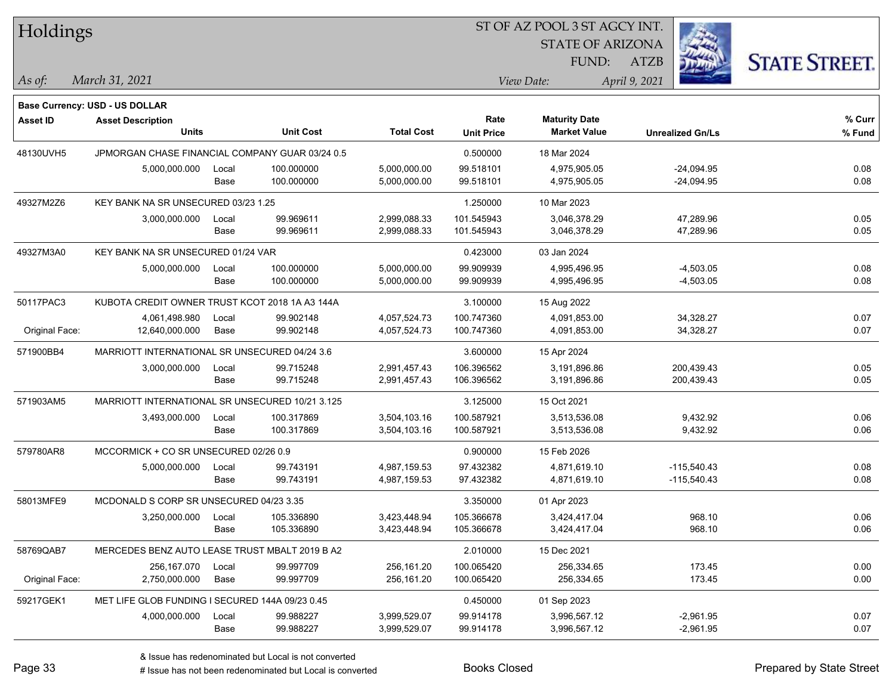# Holdings

ST OF AZ POOL 3 ST AGCY INT.
STATE OF ARIZONA
FUND: ATZB

*As of:* *March 31, 2021*

*View Date:* *April 9, 2021*

**Base Currency: USD - US DOLLAR**

| Asset ID | Asset Description / Units | | Unit Cost | Total Cost | Rate / Unit Price | Maturity Date / Market Value | Unrealized Gn/Ls | % Curr / % Fund |
|---|---|---|---|---|---|---|---|---|
| 48130UVH5 | JPMORGAN CHASE FINANCIAL COMPANY GUAR 03/24 0.5 | | | | 0.500000 | 18 Mar 2024 | | |
| | 5,000,000.000 | Local | 100.000000 | 5,000,000.00 | 99.518101 | 4,975,905.05 | -24,094.95 | 0.08 |
| | | Base | 100.000000 | 5,000,000.00 | 99.518101 | 4,975,905.05 | -24,094.95 | 0.08 |
| 49327M2Z6 | KEY BANK NA SR UNSECURED 03/23 1.25 | | | | 1.250000 | 10 Mar 2023 | | |
| | 3,000,000.000 | Local | 99.969611 | 2,999,088.33 | 101.545943 | 3,046,378.29 | 47,289.96 | 0.05 |
| | | Base | 99.969611 | 2,999,088.33 | 101.545943 | 3,046,378.29 | 47,289.96 | 0.05 |
| 49327M3A0 | KEY BANK NA SR UNSECURED 01/24 VAR | | | | 0.423000 | 03 Jan 2024 | | |
| | 5,000,000.000 | Local | 100.000000 | 5,000,000.00 | 99.909939 | 4,995,496.95 | -4,503.05 | 0.08 |
| | | Base | 100.000000 | 5,000,000.00 | 99.909939 | 4,995,496.95 | -4,503.05 | 0.08 |
| 50117PAC3 | KUBOTA CREDIT OWNER TRUST KCOT 2018 1A A3 144A | | | | 3.100000 | 15 Aug 2022 | | |
| | 4,061,498.980 | Local | 99.902148 | 4,057,524.73 | 100.747360 | 4,091,853.00 | 34,328.27 | 0.07 |
| Original Face: | 12,640,000.000 | Base | 99.902148 | 4,057,524.73 | 100.747360 | 4,091,853.00 | 34,328.27 | 0.07 |
| 571900BB4 | MARRIOTT INTERNATIONAL SR UNSECURED 04/24 3.6 | | | | 3.600000 | 15 Apr 2024 | | |
| | 3,000,000.000 | Local | 99.715248 | 2,991,457.43 | 106.396562 | 3,191,896.86 | 200,439.43 | 0.05 |
| | | Base | 99.715248 | 2,991,457.43 | 106.396562 | 3,191,896.86 | 200,439.43 | 0.05 |
| 571903AM5 | MARRIOTT INTERNATIONAL SR UNSECURED 10/21 3.125 | | | | 3.125000 | 15 Oct 2021 | | |
| | 3,493,000.000 | Local | 100.317869 | 3,504,103.16 | 100.587921 | 3,513,536.08 | 9,432.92 | 0.06 |
| | | Base | 100.317869 | 3,504,103.16 | 100.587921 | 3,513,536.08 | 9,432.92 | 0.06 |
| 579780AR8 | MCCORMICK + CO SR UNSECURED 02/26 0.9 | | | | 0.900000 | 15 Feb 2026 | | |
| | 5,000,000.000 | Local | 99.743191 | 4,987,159.53 | 97.432382 | 4,871,619.10 | -115,540.43 | 0.08 |
| | | Base | 99.743191 | 4,987,159.53 | 97.432382 | 4,871,619.10 | -115,540.43 | 0.08 |
| 58013MFE9 | MCDONALD S CORP SR UNSECURED 04/23 3.35 | | | | 3.350000 | 01 Apr 2023 | | |
| | 3,250,000.000 | Local | 105.336890 | 3,423,448.94 | 105.366678 | 3,424,417.04 | 968.10 | 0.06 |
| | | Base | 105.336890 | 3,423,448.94 | 105.366678 | 3,424,417.04 | 968.10 | 0.06 |
| 58769QAB7 | MERCEDES BENZ AUTO LEASE TRUST MBALT 2019 B A2 | | | | 2.010000 | 15 Dec 2021 | | |
| | 256,167.070 | Local | 99.997709 | 256,161.20 | 100.065420 | 256,334.65 | 173.45 | 0.00 |
| Original Face: | 2,750,000.000 | Base | 99.997709 | 256,161.20 | 100.065420 | 256,334.65 | 173.45 | 0.00 |
| 59217GEK1 | MET LIFE GLOB FUNDING I SECURED 144A 09/23 0.45 | | | | 0.450000 | 01 Sep 2023 | | |
| | 4,000,000.000 | Local | 99.988227 | 3,999,529.07 | 99.914178 | 3,996,567.12 | -2,961.95 | 0.07 |
| | | Base | 99.988227 | 3,999,529.07 | 99.914178 | 3,996,567.12 | -2,961.95 | 0.07 |

& Issue has redenominated but Local is not converted
# Issue has not been redenominated but Local is converted

Books Closed

Prepared by State Street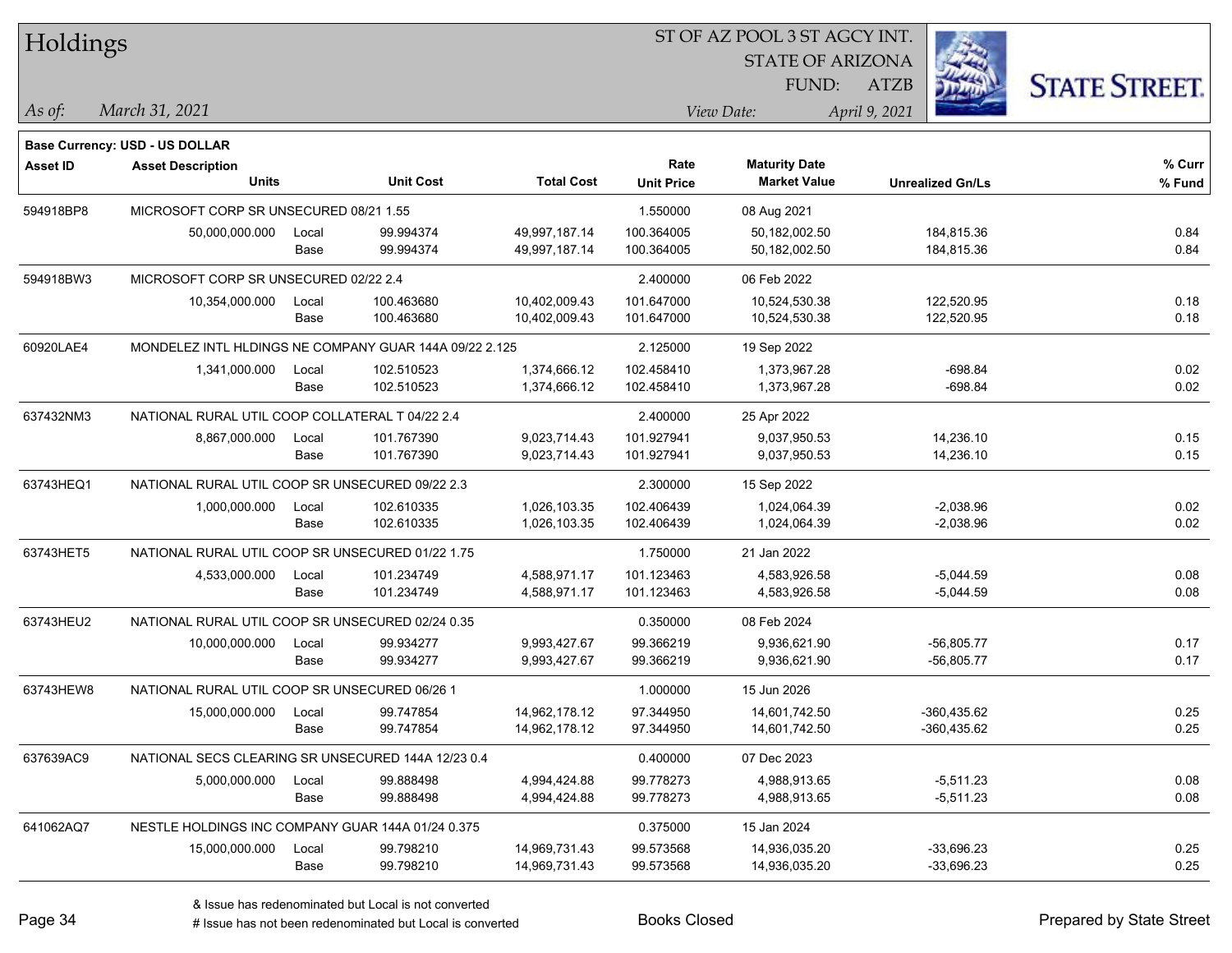# Holdings

ST OF AZ POOL 3 ST AGCY INT.
STATE OF ARIZONA
FUND: ATZB

*As of:* *March 31, 2021*
*View Date:* *April 9, 2021*

**Base Currency: USD - US DOLLAR**

| Asset ID | Asset Description / Units | | Unit Cost | Total Cost | Rate / Unit Price | Maturity Date / Market Value | Unrealized Gn/Ls | % Curr / % Fund |
|---|---|---|---|---|---|---|---|---|
| 594918BP8 | MICROSOFT CORP SR UNSECURED 08/21 1.55 | | | | 1.550000 | 08 Aug 2021 | | |
| | 50,000,000.000 | Local | 99.994374 | 49,997,187.14 | 100.364005 | 50,182,002.50 | 184,815.36 | 0.84 |
| | | Base | 99.994374 | 49,997,187.14 | 100.364005 | 50,182,002.50 | 184,815.36 | 0.84 |
| 594918BW3 | MICROSOFT CORP SR UNSECURED 02/22 2.4 | | | | 2.400000 | 06 Feb 2022 | | |
| | 10,354,000.000 | Local | 100.463680 | 10,402,009.43 | 101.647000 | 10,524,530.38 | 122,520.95 | 0.18 |
| | | Base | 100.463680 | 10,402,009.43 | 101.647000 | 10,524,530.38 | 122,520.95 | 0.18 |
| 60920LAE4 | MONDELEZ INTL HLDINGS NE COMPANY GUAR 144A 09/22 2.125 | | | | 2.125000 | 19 Sep 2022 | | |
| | 1,341,000.000 | Local | 102.510523 | 1,374,666.12 | 102.458410 | 1,373,967.28 | -698.84 | 0.02 |
| | | Base | 102.510523 | 1,374,666.12 | 102.458410 | 1,373,967.28 | -698.84 | 0.02 |
| 637432NM3 | NATIONAL RURAL UTIL COOP COLLATERAL T 04/22 2.4 | | | | 2.400000 | 25 Apr 2022 | | |
| | 8,867,000.000 | Local | 101.767390 | 9,023,714.43 | 101.927941 | 9,037,950.53 | 14,236.10 | 0.15 |
| | | Base | 101.767390 | 9,023,714.43 | 101.927941 | 9,037,950.53 | 14,236.10 | 0.15 |
| 63743HEQ1 | NATIONAL RURAL UTIL COOP SR UNSECURED 09/22 2.3 | | | | 2.300000 | 15 Sep 2022 | | |
| | 1,000,000.000 | Local | 102.610335 | 1,026,103.35 | 102.406439 | 1,024,064.39 | -2,038.96 | 0.02 |
| | | Base | 102.610335 | 1,026,103.35 | 102.406439 | 1,024,064.39 | -2,038.96 | 0.02 |
| 63743HET5 | NATIONAL RURAL UTIL COOP SR UNSECURED 01/22 1.75 | | | | 1.750000 | 21 Jan 2022 | | |
| | 4,533,000.000 | Local | 101.234749 | 4,588,971.17 | 101.123463 | 4,583,926.58 | -5,044.59 | 0.08 |
| | | Base | 101.234749 | 4,588,971.17 | 101.123463 | 4,583,926.58 | -5,044.59 | 0.08 |
| 63743HEU2 | NATIONAL RURAL UTIL COOP SR UNSECURED 02/24 0.35 | | | | 0.350000 | 08 Feb 2024 | | |
| | 10,000,000.000 | Local | 99.934277 | 9,993,427.67 | 99.366219 | 9,936,621.90 | -56,805.77 | 0.17 |
| | | Base | 99.934277 | 9,993,427.67 | 99.366219 | 9,936,621.90 | -56,805.77 | 0.17 |
| 63743HEW8 | NATIONAL RURAL UTIL COOP SR UNSECURED 06/26 1 | | | | 1.000000 | 15 Jun 2026 | | |
| | 15,000,000.000 | Local | 99.747854 | 14,962,178.12 | 97.344950 | 14,601,742.50 | -360,435.62 | 0.25 |
| | | Base | 99.747854 | 14,962,178.12 | 97.344950 | 14,601,742.50 | -360,435.62 | 0.25 |
| 637639AC9 | NATIONAL SECS CLEARING SR UNSECURED 144A 12/23 0.4 | | | | 0.400000 | 07 Dec 2023 | | |
| | 5,000,000.000 | Local | 99.888498 | 4,994,424.88 | 99.778273 | 4,988,913.65 | -5,511.23 | 0.08 |
| | | Base | 99.888498 | 4,994,424.88 | 99.778273 | 4,988,913.65 | -5,511.23 | 0.08 |
| 641062AQ7 | NESTLE HOLDINGS INC COMPANY GUAR 144A 01/24 0.375 | | | | 0.375000 | 15 Jan 2024 | | |
| | 15,000,000.000 | Local | 99.798210 | 14,969,731.43 | 99.573568 | 14,936,035.20 | -33,696.23 | 0.25 |
| | | Base | 99.798210 | 14,969,731.43 | 99.573568 | 14,936,035.20 | -33,696.23 | 0.25 |

& Issue has redenominated but Local is not converted
# Issue has not been redenominated but Local is converted

Books Closed

Prepared by State Street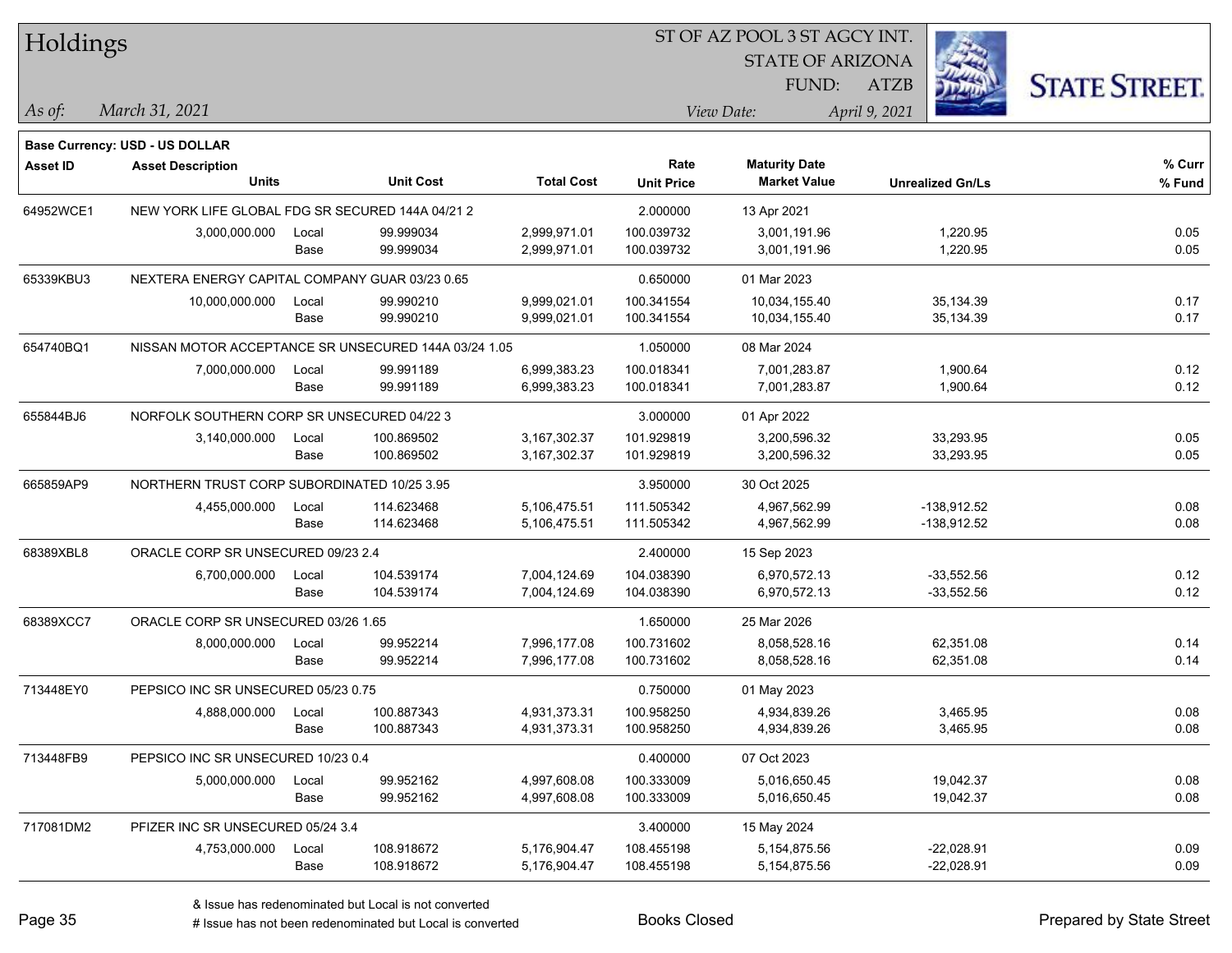# Holdings

ST OF AZ POOL 3 ST AGCY INT.
STATE OF ARIZONA
FUND: ATZB

*As of:* *March 31, 2021* *View Date:* *April 9, 2021*

**Base Currency: USD - US DOLLAR**

| Asset ID | Asset Description / Units | | Unit Cost | Total Cost | Rate / Unit Price | Maturity Date / Market Value | Unrealized Gn/Ls | % Curr / % Fund |
|---|---|---|---|---|---|---|---|---|
| 64952WCE1 | NEW YORK LIFE GLOBAL FDG SR SECURED 144A 04/21 2 | | | | 2.000000 | 13 Apr 2021 | | |
| | 3,000,000.000 | Local | 99.999034 | 2,999,971.01 | 100.039732 | 3,001,191.96 | 1,220.95 | 0.05 |
| | | Base | 99.999034 | 2,999,971.01 | 100.039732 | 3,001,191.96 | 1,220.95 | 0.05 |
| 65339KBU3 | NEXTERA ENERGY CAPITAL COMPANY GUAR 03/23 0.65 | | | | 0.650000 | 01 Mar 2023 | | |
| | 10,000,000.000 | Local | 99.990210 | 9,999,021.01 | 100.341554 | 10,034,155.40 | 35,134.39 | 0.17 |
| | | Base | 99.990210 | 9,999,021.01 | 100.341554 | 10,034,155.40 | 35,134.39 | 0.17 |
| 654740BQ1 | NISSAN MOTOR ACCEPTANCE SR UNSECURED 144A 03/24 1.05 | | | | 1.050000 | 08 Mar 2024 | | |
| | 7,000,000.000 | Local | 99.991189 | 6,999,383.23 | 100.018341 | 7,001,283.87 | 1,900.64 | 0.12 |
| | | Base | 99.991189 | 6,999,383.23 | 100.018341 | 7,001,283.87 | 1,900.64 | 0.12 |
| 655844BJ6 | NORFOLK SOUTHERN CORP SR UNSECURED 04/22 3 | | | | 3.000000 | 01 Apr 2022 | | |
| | 3,140,000.000 | Local | 100.869502 | 3,167,302.37 | 101.929819 | 3,200,596.32 | 33,293.95 | 0.05 |
| | | Base | 100.869502 | 3,167,302.37 | 101.929819 | 3,200,596.32 | 33,293.95 | 0.05 |
| 665859AP9 | NORTHERN TRUST CORP SUBORDINATED 10/25 3.95 | | | | 3.950000 | 30 Oct 2025 | | |
| | 4,455,000.000 | Local | 114.623468 | 5,106,475.51 | 111.505342 | 4,967,562.99 | -138,912.52 | 0.08 |
| | | Base | 114.623468 | 5,106,475.51 | 111.505342 | 4,967,562.99 | -138,912.52 | 0.08 |
| 68389XBL8 | ORACLE CORP SR UNSECURED 09/23 2.4 | | | | 2.400000 | 15 Sep 2023 | | |
| | 6,700,000.000 | Local | 104.539174 | 7,004,124.69 | 104.038390 | 6,970,572.13 | -33,552.56 | 0.12 |
| | | Base | 104.539174 | 7,004,124.69 | 104.038390 | 6,970,572.13 | -33,552.56 | 0.12 |
| 68389XCC7 | ORACLE CORP SR UNSECURED 03/26 1.65 | | | | 1.650000 | 25 Mar 2026 | | |
| | 8,000,000.000 | Local | 99.952214 | 7,996,177.08 | 100.731602 | 8,058,528.16 | 62,351.08 | 0.14 |
| | | Base | 99.952214 | 7,996,177.08 | 100.731602 | 8,058,528.16 | 62,351.08 | 0.14 |
| 713448EY0 | PEPSICO INC SR UNSECURED 05/23 0.75 | | | | 0.750000 | 01 May 2023 | | |
| | 4,888,000.000 | Local | 100.887343 | 4,931,373.31 | 100.958250 | 4,934,839.26 | 3,465.95 | 0.08 |
| | | Base | 100.887343 | 4,931,373.31 | 100.958250 | 4,934,839.26 | 3,465.95 | 0.08 |
| 713448FB9 | PEPSICO INC SR UNSECURED 10/23 0.4 | | | | 0.400000 | 07 Oct 2023 | | |
| | 5,000,000.000 | Local | 99.952162 | 4,997,608.08 | 100.333009 | 5,016,650.45 | 19,042.37 | 0.08 |
| | | Base | 99.952162 | 4,997,608.08 | 100.333009 | 5,016,650.45 | 19,042.37 | 0.08 |
| 717081DM2 | PFIZER INC SR UNSECURED 05/24 3.4 | | | | 3.400000 | 15 May 2024 | | |
| | 4,753,000.000 | Local | 108.918672 | 5,176,904.47 | 108.455198 | 5,154,875.56 | -22,028.91 | 0.09 |
| | | Base | 108.918672 | 5,176,904.47 | 108.455198 | 5,154,875.56 | -22,028.91 | 0.09 |

& Issue has redenominated but Local is not converted
# Issue has not been redenominated but Local is converted

Books Closed

Prepared by State Street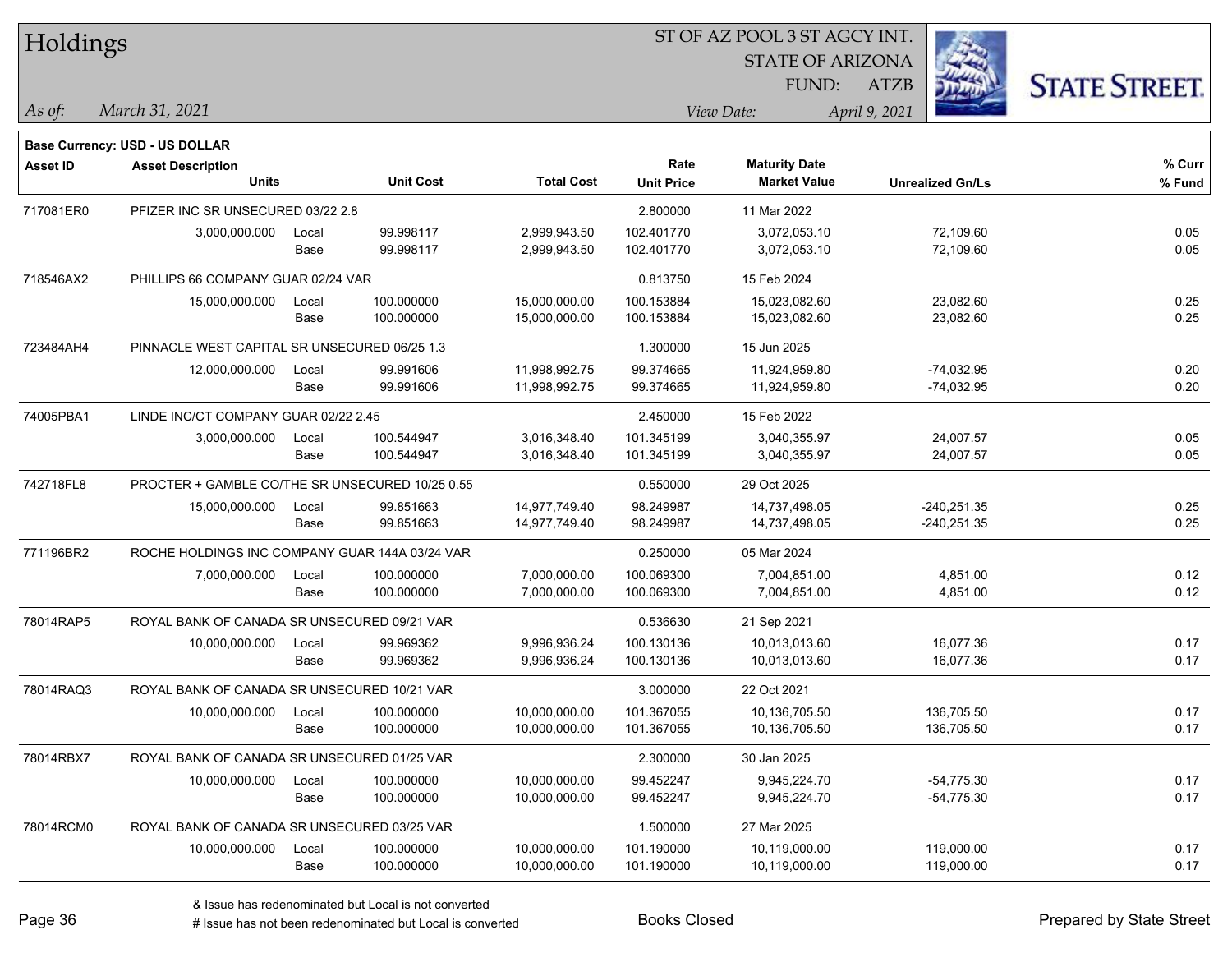# Holdings

ST OF AZ POOL 3 ST AGCY INT.
STATE OF ARIZONA
FUND: ATZB

*As of:* *March 31, 2021*

*View Date:* *April 9, 2021*

**Base Currency: USD - US DOLLAR**

| Asset ID | Asset Description / Units | | Unit Cost | Total Cost | Rate / Unit Price | Maturity Date / Market Value | Unrealized Gn/Ls | % Curr / % Fund |
|---|---|---|---|---|---|---|---|---|
| 717081ER0 | PFIZER INC SR UNSECURED 03/22 2.8 | | | | 2.800000 | 11 Mar 2022 | | |
| | 3,000,000.000 | Local | 99.998117 | 2,999,943.50 | 102.401770 | 3,072,053.10 | 72,109.60 | 0.05 |
| | | Base | 99.998117 | 2,999,943.50 | 102.401770 | 3,072,053.10 | 72,109.60 | 0.05 |
| 718546AX2 | PHILLIPS 66 COMPANY GUAR 02/24 VAR | | | | 0.813750 | 15 Feb 2024 | | |
| | 15,000,000.000 | Local | 100.000000 | 15,000,000.00 | 100.153884 | 15,023,082.60 | 23,082.60 | 0.25 |
| | | Base | 100.000000 | 15,000,000.00 | 100.153884 | 15,023,082.60 | 23,082.60 | 0.25 |
| 723484AH4 | PINNACLE WEST CAPITAL SR UNSECURED 06/25 1.3 | | | | 1.300000 | 15 Jun 2025 | | |
| | 12,000,000.000 | Local | 99.991606 | 11,998,992.75 | 99.374665 | 11,924,959.80 | -74,032.95 | 0.20 |
| | | Base | 99.991606 | 11,998,992.75 | 99.374665 | 11,924,959.80 | -74,032.95 | 0.20 |
| 74005PBA1 | LINDE INC/CT COMPANY GUAR 02/22 2.45 | | | | 2.450000 | 15 Feb 2022 | | |
| | 3,000,000.000 | Local | 100.544947 | 3,016,348.40 | 101.345199 | 3,040,355.97 | 24,007.57 | 0.05 |
| | | Base | 100.544947 | 3,016,348.40 | 101.345199 | 3,040,355.97 | 24,007.57 | 0.05 |
| 742718FL8 | PROCTER + GAMBLE CO/THE SR UNSECURED 10/25 0.55 | | | | 0.550000 | 29 Oct 2025 | | |
| | 15,000,000.000 | Local | 99.851663 | 14,977,749.40 | 98.249987 | 14,737,498.05 | -240,251.35 | 0.25 |
| | | Base | 99.851663 | 14,977,749.40 | 98.249987 | 14,737,498.05 | -240,251.35 | 0.25 |
| 771196BR2 | ROCHE HOLDINGS INC COMPANY GUAR 144A 03/24 VAR | | | | 0.250000 | 05 Mar 2024 | | |
| | 7,000,000.000 | Local | 100.000000 | 7,000,000.00 | 100.069300 | 7,004,851.00 | 4,851.00 | 0.12 |
| | | Base | 100.000000 | 7,000,000.00 | 100.069300 | 7,004,851.00 | 4,851.00 | 0.12 |
| 78014RAP5 | ROYAL BANK OF CANADA SR UNSECURED 09/21 VAR | | | | 0.536630 | 21 Sep 2021 | | |
| | 10,000,000.000 | Local | 99.969362 | 9,996,936.24 | 100.130136 | 10,013,013.60 | 16,077.36 | 0.17 |
| | | Base | 99.969362 | 9,996,936.24 | 100.130136 | 10,013,013.60 | 16,077.36 | 0.17 |
| 78014RAQ3 | ROYAL BANK OF CANADA SR UNSECURED 10/21 VAR | | | | 3.000000 | 22 Oct 2021 | | |
| | 10,000,000.000 | Local | 100.000000 | 10,000,000.00 | 101.367055 | 10,136,705.50 | 136,705.50 | 0.17 |
| | | Base | 100.000000 | 10,000,000.00 | 101.367055 | 10,136,705.50 | 136,705.50 | 0.17 |
| 78014RBX7 | ROYAL BANK OF CANADA SR UNSECURED 01/25 VAR | | | | 2.300000 | 30 Jan 2025 | | |
| | 10,000,000.000 | Local | 100.000000 | 10,000,000.00 | 99.452247 | 9,945,224.70 | -54,775.30 | 0.17 |
| | | Base | 100.000000 | 10,000,000.00 | 99.452247 | 9,945,224.70 | -54,775.30 | 0.17 |
| 78014RCM0 | ROYAL BANK OF CANADA SR UNSECURED 03/25 VAR | | | | 1.500000 | 27 Mar 2025 | | |
| | 10,000,000.000 | Local | 100.000000 | 10,000,000.00 | 101.190000 | 10,119,000.00 | 119,000.00 | 0.17 |
| | | Base | 100.000000 | 10,000,000.00 | 101.190000 | 10,119,000.00 | 119,000.00 | 0.17 |

& Issue has redenominated but Local is not converted
# Issue has not been redenominated but Local is converted

Books Closed

Prepared by State Street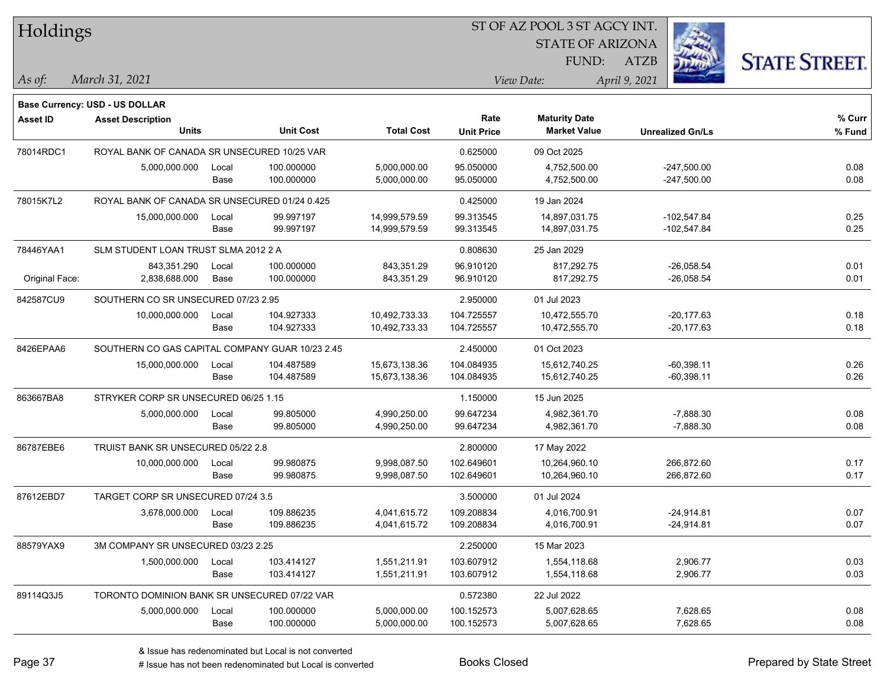# Holdings

ST OF AZ POOL 3 ST AGCY INT.
STATE OF ARIZONA
FUND: ATZB

*As of:* *March 31, 2021*
*View Date:* *April 9, 2021*

**Base Currency: USD - US DOLLAR**

| Asset ID | Asset Description / Units | | Unit Cost | Total Cost | Rate / Unit Price | Maturity Date / Market Value | Unrealized Gn/Ls | % Curr / % Fund |
|---|---|---|---|---|---|---|---|---|
| 78014RDC1 | ROYAL BANK OF CANADA SR UNSECURED 10/25 VAR | | | | 0.625000 | 09 Oct 2025 | | |
| | 5,000,000.000 | Local | 100.000000 | 5,000,000.00 | 95.050000 | 4,752,500.00 | -247,500.00 | 0.08 |
| | | Base | 100.000000 | 5,000,000.00 | 95.050000 | 4,752,500.00 | -247,500.00 | 0.08 |
| 78015K7L2 | ROYAL BANK OF CANADA SR UNSECURED 01/24 0.425 | | | | 0.425000 | 19 Jan 2024 | | |
| | 15,000,000.000 | Local | 99.997197 | 14,999,579.59 | 99.313545 | 14,897,031.75 | -102,547.84 | 0.25 |
| | | Base | 99.997197 | 14,999,579.59 | 99.313545 | 14,897,031.75 | -102,547.84 | 0.25 |
| 78446YAA1 | SLM STUDENT LOAN TRUST SLMA 2012 2 A | | | | 0.808630 | 25 Jan 2029 | | |
| | 843,351.290 | Local | 100.000000 | 843,351.29 | 96.910120 | 817,292.75 | -26,058.54 | 0.01 |
| Original Face: | 2,838,688.000 | Base | 100.000000 | 843,351.29 | 96.910120 | 817,292.75 | -26,058.54 | 0.01 |
| 842587CU9 | SOUTHERN CO SR UNSECURED 07/23 2.95 | | | | 2.950000 | 01 Jul 2023 | | |
| | 10,000,000.000 | Local | 104.927333 | 10,492,733.33 | 104.725557 | 10,472,555.70 | -20,177.63 | 0.18 |
| | | Base | 104.927333 | 10,492,733.33 | 104.725557 | 10,472,555.70 | -20,177.63 | 0.18 |
| 8426EPAA6 | SOUTHERN CO GAS CAPITAL COMPANY GUAR 10/23 2.45 | | | | 2.450000 | 01 Oct 2023 | | |
| | 15,000,000.000 | Local | 104.487589 | 15,673,138.36 | 104.084935 | 15,612,740.25 | -60,398.11 | 0.26 |
| | | Base | 104.487589 | 15,673,138.36 | 104.084935 | 15,612,740.25 | -60,398.11 | 0.26 |
| 863667BA8 | STRYKER CORP SR UNSECURED 06/25 1.15 | | | | 1.150000 | 15 Jun 2025 | | |
| | 5,000,000.000 | Local | 99.805000 | 4,990,250.00 | 99.647234 | 4,982,361.70 | -7,888.30 | 0.08 |
| | | Base | 99.805000 | 4,990,250.00 | 99.647234 | 4,982,361.70 | -7,888.30 | 0.08 |
| 86787EBE6 | TRUIST BANK SR UNSECURED 05/22 2.8 | | | | 2.800000 | 17 May 2022 | | |
| | 10,000,000.000 | Local | 99.980875 | 9,998,087.50 | 102.649601 | 10,264,960.10 | 266,872.60 | 0.17 |
| | | Base | 99.980875 | 9,998,087.50 | 102.649601 | 10,264,960.10 | 266,872.60 | 0.17 |
| 87612EBD7 | TARGET CORP SR UNSECURED 07/24 3.5 | | | | 3.500000 | 01 Jul 2024 | | |
| | 3,678,000.000 | Local | 109.886235 | 4,041,615.72 | 109.208834 | 4,016,700.91 | -24,914.81 | 0.07 |
| | | Base | 109.886235 | 4,041,615.72 | 109.208834 | 4,016,700.91 | -24,914.81 | 0.07 |
| 88579YAX9 | 3M COMPANY SR UNSECURED 03/23 2.25 | | | | 2.250000 | 15 Mar 2023 | | |
| | 1,500,000.000 | Local | 103.414127 | 1,551,211.91 | 103.607912 | 1,554,118.68 | 2,906.77 | 0.03 |
| | | Base | 103.414127 | 1,551,211.91 | 103.607912 | 1,554,118.68 | 2,906.77 | 0.03 |
| 89114Q3J5 | TORONTO DOMINION BANK SR UNSECURED 07/22 VAR | | | | 0.572380 | 22 Jul 2022 | | |
| | 5,000,000.000 | Local | 100.000000 | 5,000,000.00 | 100.152573 | 5,007,628.65 | 7,628.65 | 0.08 |
| | | Base | 100.000000 | 5,000,000.00 | 100.152573 | 5,007,628.65 | 7,628.65 | 0.08 |

& Issue has redenominated but Local is not converted
# Issue has not been redenominated but Local is converted

Books Closed

Prepared by State Street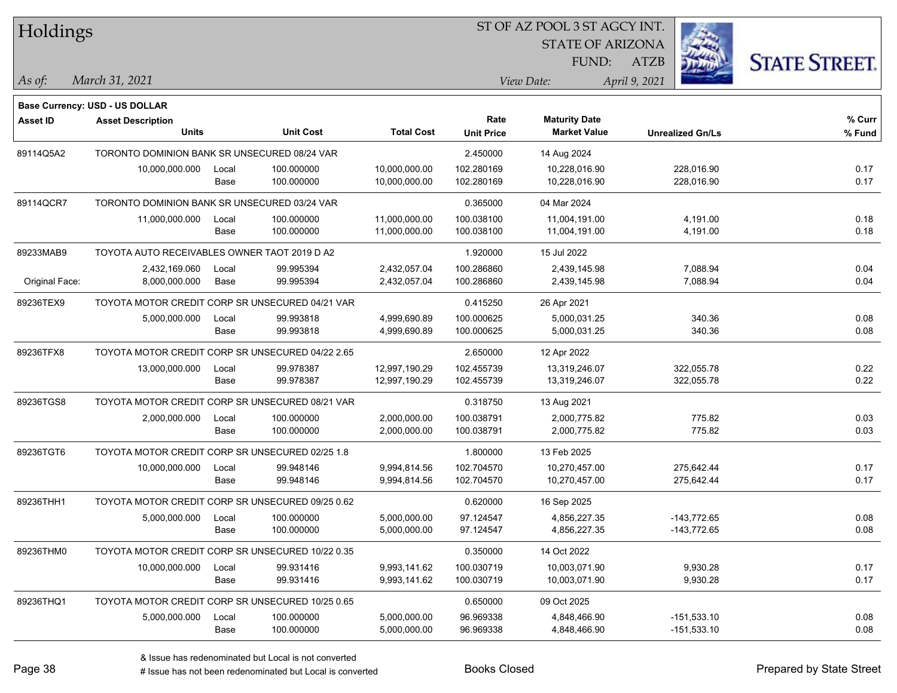# Holdings

ST OF AZ POOL 3 ST AGCY INT.
STATE OF ARIZONA
FUND: ATZB

*As of:* *March 31, 2021*

*View Date:* *April 9, 2021*

**Base Currency: USD - US DOLLAR**

| Asset ID | Asset Description / Units | | Unit Cost | Total Cost | Rate / Unit Price | Maturity Date / Market Value | Unrealized Gn/Ls | % Curr / % Fund |
|---|---|---|---|---|---|---|---|---|
| 89114Q5A2 | TORONTO DOMINION BANK SR UNSECURED 08/24 VAR | | | | 2.450000 | 14 Aug 2024 | | |
| | 10,000,000.000 | Local | 100.000000 | 10,000,000.00 | 102.280169 | 10,228,016.90 | 228,016.90 | 0.17 |
| | | Base | 100.000000 | 10,000,000.00 | 102.280169 | 10,228,016.90 | 228,016.90 | 0.17 |
| 89114QCR7 | TORONTO DOMINION BANK SR UNSECURED 03/24 VAR | | | | 0.365000 | 04 Mar 2024 | | |
| | 11,000,000.000 | Local | 100.000000 | 11,000,000.00 | 100.038100 | 11,004,191.00 | 4,191.00 | 0.18 |
| | | Base | 100.000000 | 11,000,000.00 | 100.038100 | 11,004,191.00 | 4,191.00 | 0.18 |
| 89233MAB9 | TOYOTA AUTO RECEIVABLES OWNER TAOT 2019 D A2 | | | | 1.920000 | 15 Jul 2022 | | |
| | 2,432,169.060 | Local | 99.995394 | 2,432,057.04 | 100.286860 | 2,439,145.98 | 7,088.94 | 0.04 |
| Original Face: | 8,000,000.000 | Base | 99.995394 | 2,432,057.04 | 100.286860 | 2,439,145.98 | 7,088.94 | 0.04 |
| 89236TEX9 | TOYOTA MOTOR CREDIT CORP SR UNSECURED 04/21 VAR | | | | 0.415250 | 26 Apr 2021 | | |
| | 5,000,000.000 | Local | 99.993818 | 4,999,690.89 | 100.000625 | 5,000,031.25 | 340.36 | 0.08 |
| | | Base | 99.993818 | 4,999,690.89 | 100.000625 | 5,000,031.25 | 340.36 | 0.08 |
| 89236TFX8 | TOYOTA MOTOR CREDIT CORP SR UNSECURED 04/22 2.65 | | | | 2.650000 | 12 Apr 2022 | | |
| | 13,000,000.000 | Local | 99.978387 | 12,997,190.29 | 102.455739 | 13,319,246.07 | 322,055.78 | 0.22 |
| | | Base | 99.978387 | 12,997,190.29 | 102.455739 | 13,319,246.07 | 322,055.78 | 0.22 |
| 89236TGS8 | TOYOTA MOTOR CREDIT CORP SR UNSECURED 08/21 VAR | | | | 0.318750 | 13 Aug 2021 | | |
| | 2,000,000.000 | Local | 100.000000 | 2,000,000.00 | 100.038791 | 2,000,775.82 | 775.82 | 0.03 |
| | | Base | 100.000000 | 2,000,000.00 | 100.038791 | 2,000,775.82 | 775.82 | 0.03 |
| 89236TGT6 | TOYOTA MOTOR CREDIT CORP SR UNSECURED 02/25 1.8 | | | | 1.800000 | 13 Feb 2025 | | |
| | 10,000,000.000 | Local | 99.948146 | 9,994,814.56 | 102.704570 | 10,270,457.00 | 275,642.44 | 0.17 |
| | | Base | 99.948146 | 9,994,814.56 | 102.704570 | 10,270,457.00 | 275,642.44 | 0.17 |
| 89236THH1 | TOYOTA MOTOR CREDIT CORP SR UNSECURED 09/25 0.62 | | | | 0.620000 | 16 Sep 2025 | | |
| | 5,000,000.000 | Local | 100.000000 | 5,000,000.00 | 97.124547 | 4,856,227.35 | -143,772.65 | 0.08 |
| | | Base | 100.000000 | 5,000,000.00 | 97.124547 | 4,856,227.35 | -143,772.65 | 0.08 |
| 89236THM0 | TOYOTA MOTOR CREDIT CORP SR UNSECURED 10/22 0.35 | | | | 0.350000 | 14 Oct 2022 | | |
| | 10,000,000.000 | Local | 99.931416 | 9,993,141.62 | 100.030719 | 10,003,071.90 | 9,930.28 | 0.17 |
| | | Base | 99.931416 | 9,993,141.62 | 100.030719 | 10,003,071.90 | 9,930.28 | 0.17 |
| 89236THQ1 | TOYOTA MOTOR CREDIT CORP SR UNSECURED 10/25 0.65 | | | | 0.650000 | 09 Oct 2025 | | |
| | 5,000,000.000 | Local | 100.000000 | 5,000,000.00 | 96.969338 | 4,848,466.90 | -151,533.10 | 0.08 |
| | | Base | 100.000000 | 5,000,000.00 | 96.969338 | 4,848,466.90 | -151,533.10 | 0.08 |

& Issue has redenominated but Local is not converted
# Issue has not been redenominated but Local is converted

Books Closed

Prepared by State Street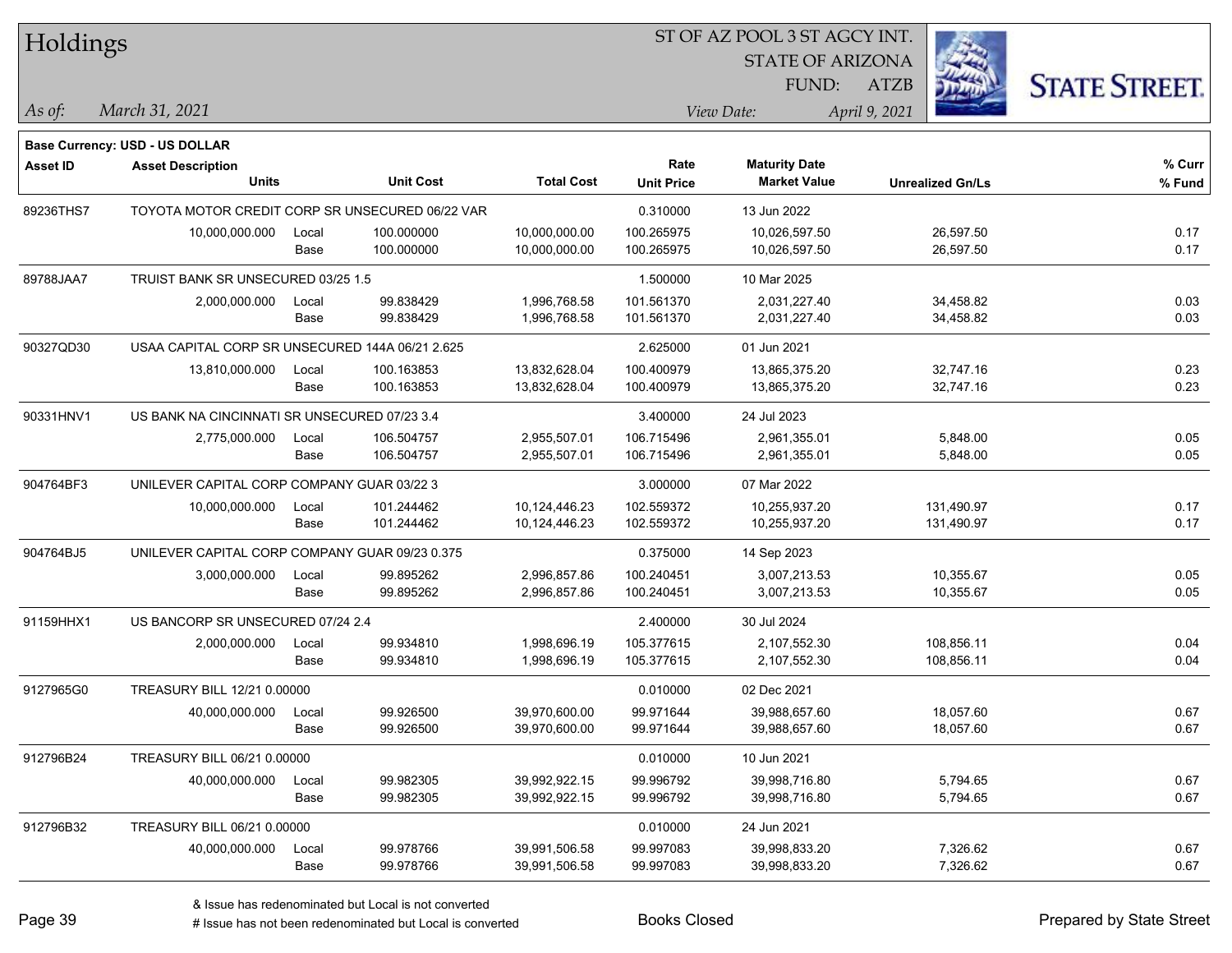# Holdings

ST OF AZ POOL 3 ST AGCY INT.
STATE OF ARIZONA
FUND: ATZB

*As of:* *March 31, 2021*

*View Date:* *April 9, 2021*

**Base Currency: USD - US DOLLAR**

| Asset ID | Asset Description / Units | | Unit Cost | Total Cost | Rate / Unit Price | Maturity Date / Market Value | Unrealized Gn/Ls | % Curr / % Fund |
|---|---|---|---|---|---|---|---|---|
| 89236THS7 | TOYOTA MOTOR CREDIT CORP SR UNSECURED 06/22 VAR | | | | 0.310000 | 13 Jun 2022 | | |
| | 10,000,000.000 | Local | 100.000000 | 10,000,000.00 | 100.265975 | 10,026,597.50 | 26,597.50 | 0.17 |
| | | Base | 100.000000 | 10,000,000.00 | 100.265975 | 10,026,597.50 | 26,597.50 | 0.17 |
| 89788JAA7 | TRUIST BANK SR UNSECURED 03/25 1.5 | | | | 1.500000 | 10 Mar 2025 | | |
| | 2,000,000.000 | Local | 99.838429 | 1,996,768.58 | 101.561370 | 2,031,227.40 | 34,458.82 | 0.03 |
| | | Base | 99.838429 | 1,996,768.58 | 101.561370 | 2,031,227.40 | 34,458.82 | 0.03 |
| 90327QD30 | USAA CAPITAL CORP SR UNSECURED 144A 06/21 2.625 | | | | 2.625000 | 01 Jun 2021 | | |
| | 13,810,000.000 | Local | 100.163853 | 13,832,628.04 | 100.400979 | 13,865,375.20 | 32,747.16 | 0.23 |
| | | Base | 100.163853 | 13,832,628.04 | 100.400979 | 13,865,375.20 | 32,747.16 | 0.23 |
| 90331HNV1 | US BANK NA CINCINNATI SR UNSECURED 07/23 3.4 | | | | 3.400000 | 24 Jul 2023 | | |
| | 2,775,000.000 | Local | 106.504757 | 2,955,507.01 | 106.715496 | 2,961,355.01 | 5,848.00 | 0.05 |
| | | Base | 106.504757 | 2,955,507.01 | 106.715496 | 2,961,355.01 | 5,848.00 | 0.05 |
| 904764BF3 | UNILEVER CAPITAL CORP COMPANY GUAR 03/22 3 | | | | 3.000000 | 07 Mar 2022 | | |
| | 10,000,000.000 | Local | 101.244462 | 10,124,446.23 | 102.559372 | 10,255,937.20 | 131,490.97 | 0.17 |
| | | Base | 101.244462 | 10,124,446.23 | 102.559372 | 10,255,937.20 | 131,490.97 | 0.17 |
| 904764BJ5 | UNILEVER CAPITAL CORP COMPANY GUAR 09/23 0.375 | | | | 0.375000 | 14 Sep 2023 | | |
| | 3,000,000.000 | Local | 99.895262 | 2,996,857.86 | 100.240451 | 3,007,213.53 | 10,355.67 | 0.05 |
| | | Base | 99.895262 | 2,996,857.86 | 100.240451 | 3,007,213.53 | 10,355.67 | 0.05 |
| 91159HHX1 | US BANCORP SR UNSECURED 07/24 2.4 | | | | 2.400000 | 30 Jul 2024 | | |
| | 2,000,000.000 | Local | 99.934810 | 1,998,696.19 | 105.377615 | 2,107,552.30 | 108,856.11 | 0.04 |
| | | Base | 99.934810 | 1,998,696.19 | 105.377615 | 2,107,552.30 | 108,856.11 | 0.04 |
| 9127965G0 | TREASURY BILL 12/21 0.00000 | | | | 0.010000 | 02 Dec 2021 | | |
| | 40,000,000.000 | Local | 99.926500 | 39,970,600.00 | 99.971644 | 39,988,657.60 | 18,057.60 | 0.67 |
| | | Base | 99.926500 | 39,970,600.00 | 99.971644 | 39,988,657.60 | 18,057.60 | 0.67 |
| 912796B24 | TREASURY BILL 06/21 0.00000 | | | | 0.010000 | 10 Jun 2021 | | |
| | 40,000,000.000 | Local | 99.982305 | 39,992,922.15 | 99.996792 | 39,998,716.80 | 5,794.65 | 0.67 |
| | | Base | 99.982305 | 39,992,922.15 | 99.996792 | 39,998,716.80 | 5,794.65 | 0.67 |
| 912796B32 | TREASURY BILL 06/21 0.00000 | | | | 0.010000 | 24 Jun 2021 | | |
| | 40,000,000.000 | Local | 99.978766 | 39,991,506.58 | 99.997083 | 39,998,833.20 | 7,326.62 | 0.67 |
| | | Base | 99.978766 | 39,991,506.58 | 99.997083 | 39,998,833.20 | 7,326.62 | 0.67 |

& Issue has redenominated but Local is not converted
# Issue has not been redenominated but Local is converted

Books Closed

Prepared by State Street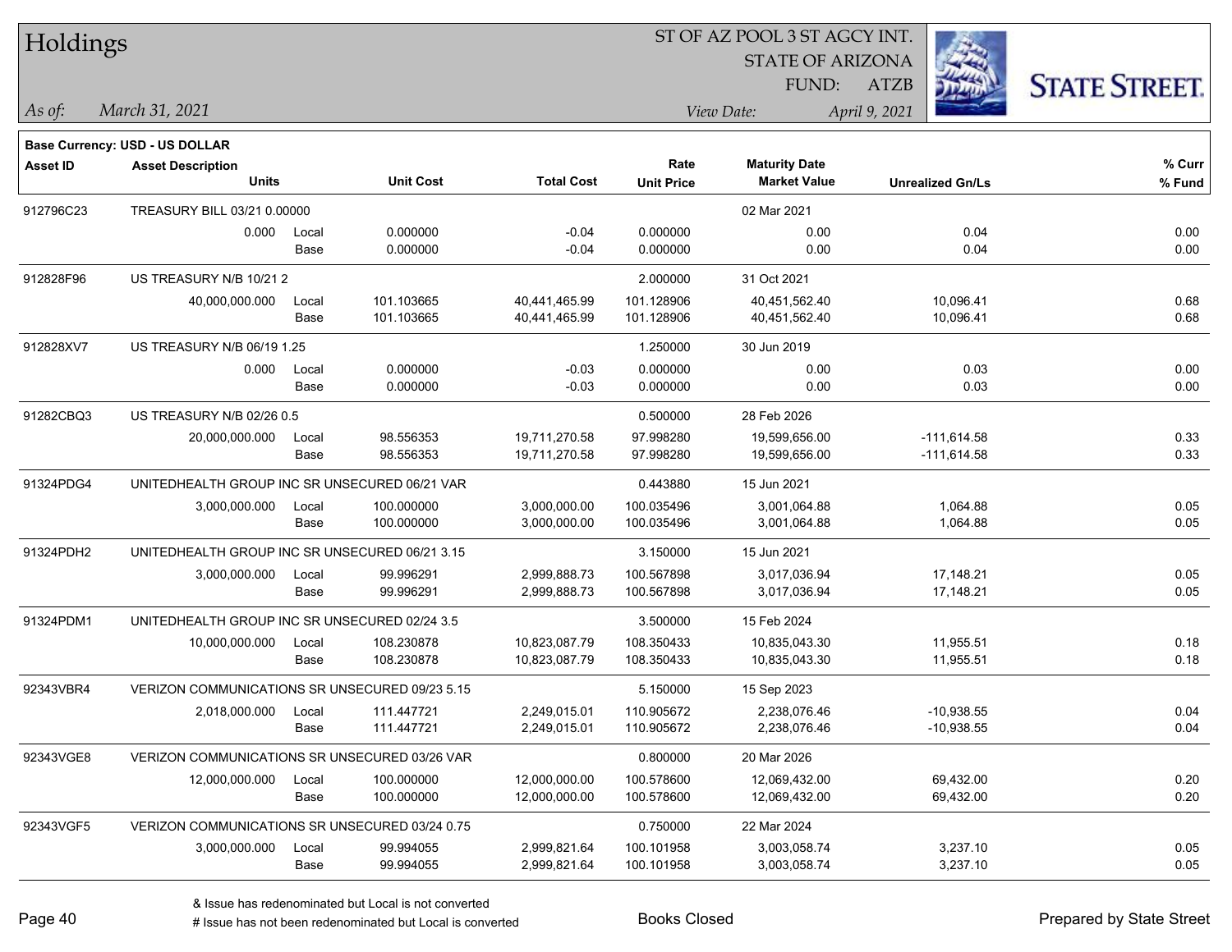# Holdings

ST OF AZ POOL 3 ST AGCY INT.
STATE OF ARIZONA
FUND: ATZB

*As of:* *March 31, 2021*

*View Date:* *April 9, 2021*

**Base Currency: USD - US DOLLAR**

| Asset ID | Asset Description / Units | | Unit Cost | Total Cost | Rate / Unit Price | Maturity Date / Market Value | Unrealized Gn/Ls | % Curr / % Fund |
|---|---|---|---|---|---|---|---|---|
| 912796C23 | TREASURY BILL 03/21 0.00000 | | | | | 02 Mar 2021 | | |
| | 0.000 | Local | 0.000000 | -0.04 | 0.000000 | 0.00 | 0.04 | 0.00 |
| | | Base | 0.000000 | -0.04 | 0.000000 | 0.00 | 0.04 | 0.00 |
| 912828F96 | US TREASURY N/B 10/21 2 | | | | 2.000000 | 31 Oct 2021 | | |
| | 40,000,000.000 | Local | 101.103665 | 40,441,465.99 | 101.128906 | 40,451,562.40 | 10,096.41 | 0.68 |
| | | Base | 101.103665 | 40,441,465.99 | 101.128906 | 40,451,562.40 | 10,096.41 | 0.68 |
| 912828XV7 | US TREASURY N/B 06/19 1.25 | | | | 1.250000 | 30 Jun 2019 | | |
| | 0.000 | Local | 0.000000 | -0.03 | 0.000000 | 0.00 | 0.03 | 0.00 |
| | | Base | 0.000000 | -0.03 | 0.000000 | 0.00 | 0.03 | 0.00 |
| 91282CBQ3 | US TREASURY N/B 02/26 0.5 | | | | 0.500000 | 28 Feb 2026 | | |
| | 20,000,000.000 | Local | 98.556353 | 19,711,270.58 | 97.998280 | 19,599,656.00 | -111,614.58 | 0.33 |
| | | Base | 98.556353 | 19,711,270.58 | 97.998280 | 19,599,656.00 | -111,614.58 | 0.33 |
| 91324PDG4 | UNITEDHEALTH GROUP INC SR UNSECURED 06/21 VAR | | | | 0.443880 | 15 Jun 2021 | | |
| | 3,000,000.000 | Local | 100.000000 | 3,000,000.00 | 100.035496 | 3,001,064.88 | 1,064.88 | 0.05 |
| | | Base | 100.000000 | 3,000,000.00 | 100.035496 | 3,001,064.88 | 1,064.88 | 0.05 |
| 91324PDH2 | UNITEDHEALTH GROUP INC SR UNSECURED 06/21 3.15 | | | | 3.150000 | 15 Jun 2021 | | |
| | 3,000,000.000 | Local | 99.996291 | 2,999,888.73 | 100.567898 | 3,017,036.94 | 17,148.21 | 0.05 |
| | | Base | 99.996291 | 2,999,888.73 | 100.567898 | 3,017,036.94 | 17,148.21 | 0.05 |
| 91324PDM1 | UNITEDHEALTH GROUP INC SR UNSECURED 02/24 3.5 | | | | 3.500000 | 15 Feb 2024 | | |
| | 10,000,000.000 | Local | 108.230878 | 10,823,087.79 | 108.350433 | 10,835,043.30 | 11,955.51 | 0.18 |
| | | Base | 108.230878 | 10,823,087.79 | 108.350433 | 10,835,043.30 | 11,955.51 | 0.18 |
| 92343VBR4 | VERIZON COMMUNICATIONS SR UNSECURED 09/23 5.15 | | | | 5.150000 | 15 Sep 2023 | | |
| | 2,018,000.000 | Local | 111.447721 | 2,249,015.01 | 110.905672 | 2,238,076.46 | -10,938.55 | 0.04 |
| | | Base | 111.447721 | 2,249,015.01 | 110.905672 | 2,238,076.46 | -10,938.55 | 0.04 |
| 92343VGE8 | VERIZON COMMUNICATIONS SR UNSECURED 03/26 VAR | | | | 0.800000 | 20 Mar 2026 | | |
| | 12,000,000.000 | Local | 100.000000 | 12,000,000.00 | 100.578600 | 12,069,432.00 | 69,432.00 | 0.20 |
| | | Base | 100.000000 | 12,000,000.00 | 100.578600 | 12,069,432.00 | 69,432.00 | 0.20 |
| 92343VGF5 | VERIZON COMMUNICATIONS SR UNSECURED 03/24 0.75 | | | | 0.750000 | 22 Mar 2024 | | |
| | 3,000,000.000 | Local | 99.994055 | 2,999,821.64 | 100.101958 | 3,003,058.74 | 3,237.10 | 0.05 |
| | | Base | 99.994055 | 2,999,821.64 | 100.101958 | 3,003,058.74 | 3,237.10 | 0.05 |

& Issue has redenominated but Local is not converted
# Issue has not been redenominated but Local is converted

Books Closed

Prepared by State Street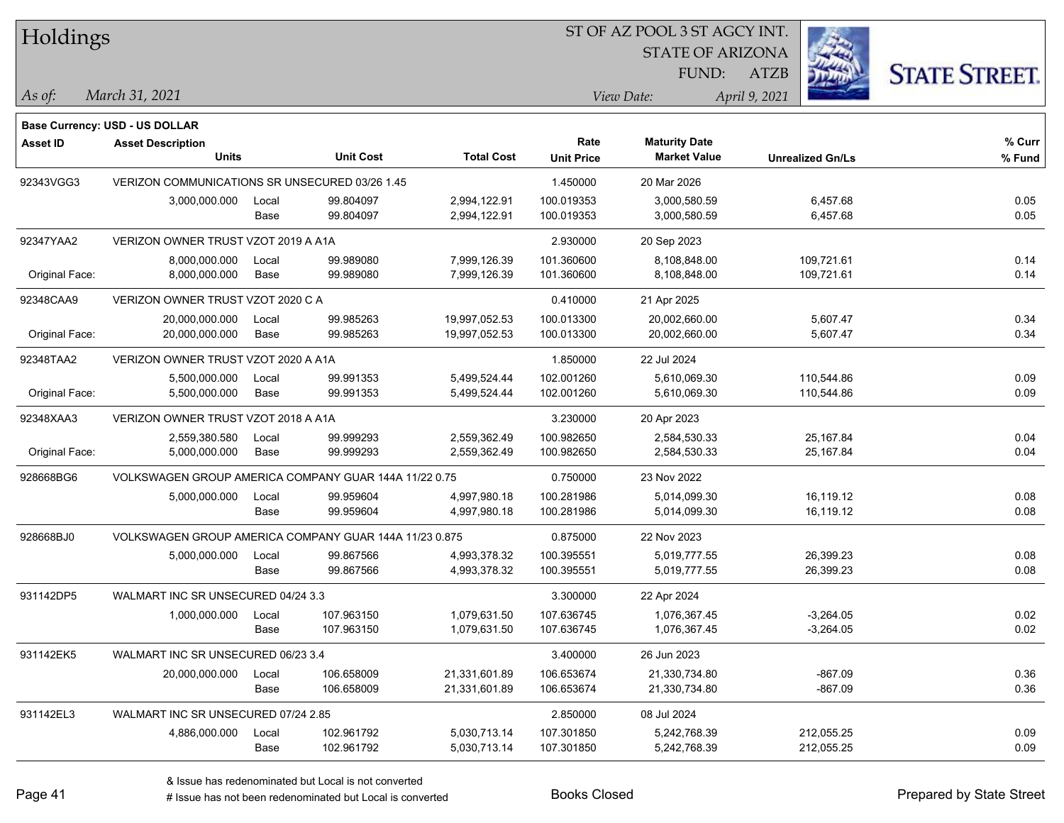# Holdings

ST OF AZ POOL 3 ST AGCY INT.
STATE OF ARIZONA
FUND: ATZB

*As of:* *March 31, 2021*

*View Date:* *April 9, 2021*

**Base Currency: USD - US DOLLAR**

| Asset ID | Asset Description / Units | | Unit Cost | Total Cost | Rate / Unit Price | Maturity Date / Market Value | Unrealized Gn/Ls | % Curr / % Fund |
|---|---|---|---|---|---|---|---|---|
| 92343VGG3 | VERIZON COMMUNICATIONS SR UNSECURED 03/26 1.45 | | | | 1.450000 | 20 Mar 2026 | | |
| | 3,000,000.000 | Local | 99.804097 | 2,994,122.91 | 100.019353 | 3,000,580.59 | 6,457.68 | 0.05 |
| | | Base | 99.804097 | 2,994,122.91 | 100.019353 | 3,000,580.59 | 6,457.68 | 0.05 |
| 92347YAA2 | VERIZON OWNER TRUST VZOT 2019 A A1A | | | | 2.930000 | 20 Sep 2023 | | |
| | 8,000,000.000 | Local | 99.989080 | 7,999,126.39 | 101.360600 | 8,108,848.00 | 109,721.61 | 0.14 |
| Original Face: | 8,000,000.000 | Base | 99.989080 | 7,999,126.39 | 101.360600 | 8,108,848.00 | 109,721.61 | 0.14 |
| 92348CAA9 | VERIZON OWNER TRUST VZOT 2020 C A | | | | 0.410000 | 21 Apr 2025 | | |
| | 20,000,000.000 | Local | 99.985263 | 19,997,052.53 | 100.013300 | 20,002,660.00 | 5,607.47 | 0.34 |
| Original Face: | 20,000,000.000 | Base | 99.985263 | 19,997,052.53 | 100.013300 | 20,002,660.00 | 5,607.47 | 0.34 |
| 92348TAA2 | VERIZON OWNER TRUST VZOT 2020 A A1A | | | | 1.850000 | 22 Jul 2024 | | |
| | 5,500,000.000 | Local | 99.991353 | 5,499,524.44 | 102.001260 | 5,610,069.30 | 110,544.86 | 0.09 |
| Original Face: | 5,500,000.000 | Base | 99.991353 | 5,499,524.44 | 102.001260 | 5,610,069.30 | 110,544.86 | 0.09 |
| 92348XAA3 | VERIZON OWNER TRUST VZOT 2018 A A1A | | | | 3.230000 | 20 Apr 2023 | | |
| | 2,559,380.580 | Local | 99.999293 | 2,559,362.49 | 100.982650 | 2,584,530.33 | 25,167.84 | 0.04 |
| Original Face: | 5,000,000.000 | Base | 99.999293 | 2,559,362.49 | 100.982650 | 2,584,530.33 | 25,167.84 | 0.04 |
| 928668BG6 | VOLKSWAGEN GROUP AMERICA COMPANY GUAR 144A 11/22 0.75 | | | | 0.750000 | 23 Nov 2022 | | |
| | 5,000,000.000 | Local | 99.959604 | 4,997,980.18 | 100.281986 | 5,014,099.30 | 16,119.12 | 0.08 |
| | | Base | 99.959604 | 4,997,980.18 | 100.281986 | 5,014,099.30 | 16,119.12 | 0.08 |
| 928668BJ0 | VOLKSWAGEN GROUP AMERICA COMPANY GUAR 144A 11/23 0.875 | | | | 0.875000 | 22 Nov 2023 | | |
| | 5,000,000.000 | Local | 99.867566 | 4,993,378.32 | 100.395551 | 5,019,777.55 | 26,399.23 | 0.08 |
| | | Base | 99.867566 | 4,993,378.32 | 100.395551 | 5,019,777.55 | 26,399.23 | 0.08 |
| 931142DP5 | WALMART INC SR UNSECURED 04/24 3.3 | | | | 3.300000 | 22 Apr 2024 | | |
| | 1,000,000.000 | Local | 107.963150 | 1,079,631.50 | 107.636745 | 1,076,367.45 | -3,264.05 | 0.02 |
| | | Base | 107.963150 | 1,079,631.50 | 107.636745 | 1,076,367.45 | -3,264.05 | 0.02 |
| 931142EK5 | WALMART INC SR UNSECURED 06/23 3.4 | | | | 3.400000 | 26 Jun 2023 | | |
| | 20,000,000.000 | Local | 106.658009 | 21,331,601.89 | 106.653674 | 21,330,734.80 | -867.09 | 0.36 |
| | | Base | 106.658009 | 21,331,601.89 | 106.653674 | 21,330,734.80 | -867.09 | 0.36 |
| 931142EL3 | WALMART INC SR UNSECURED 07/24 2.85 | | | | 2.850000 | 08 Jul 2024 | | |
| | 4,886,000.000 | Local | 102.961792 | 5,030,713.14 | 107.301850 | 5,242,768.39 | 212,055.25 | 0.09 |
| | | Base | 102.961792 | 5,030,713.14 | 107.301850 | 5,242,768.39 | 212,055.25 | 0.09 |

& Issue has redenominated but Local is not converted

# Issue has not been redenominated but Local is converted

Books Closed

Prepared by State Street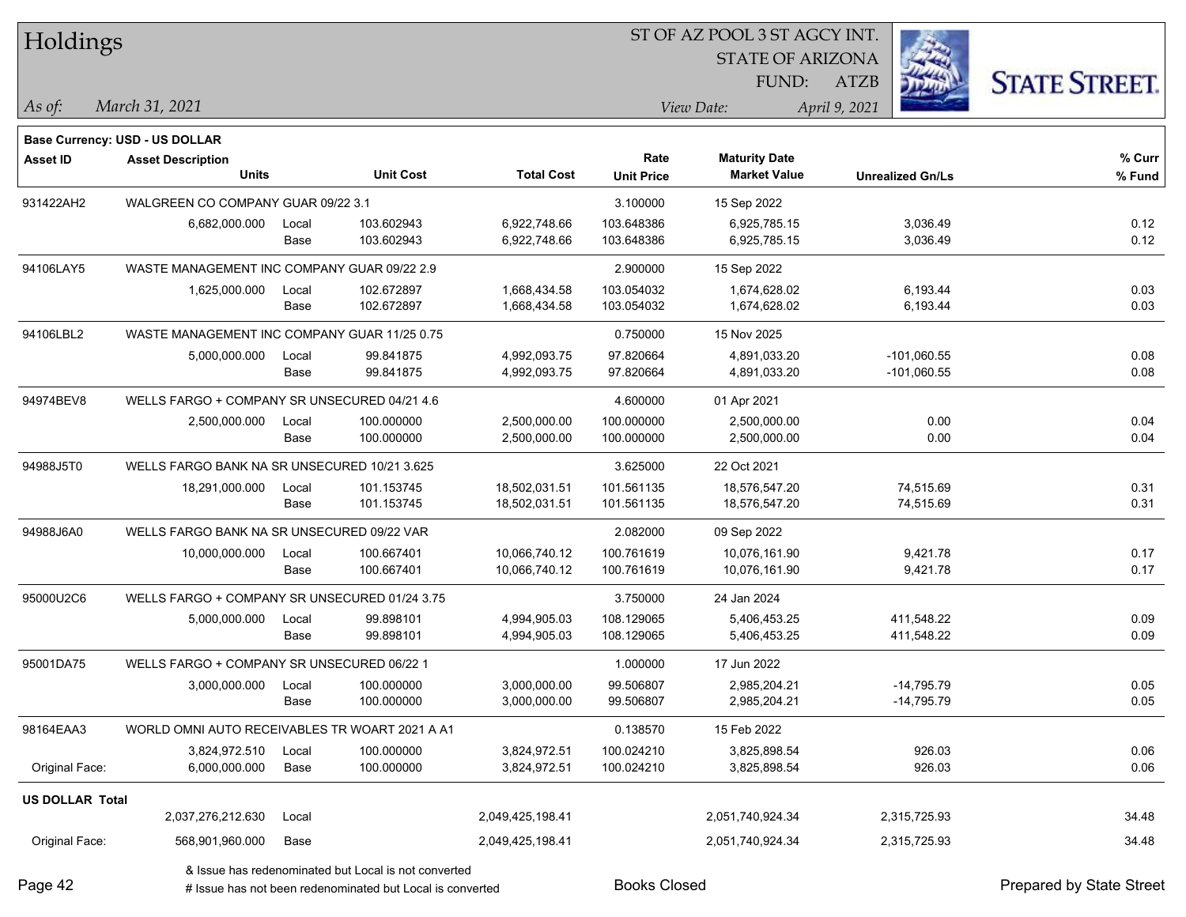# Holdings

ST OF AZ POOL 3 ST AGCY INT.
STATE OF ARIZONA
FUND: ATZB

*As of:* *March 31, 2021*

*View Date:* *April 9, 2021*

**Base Currency: USD - US DOLLAR**

| Asset ID | Asset Description / Units | | Unit Cost | Total Cost | Rate / Unit Price | Maturity Date / Market Value | Unrealized Gn/Ls | % Curr / % Fund |
|---|---|---|---|---|---|---|---|---|
| 931422AH2 | WALGREEN CO COMPANY GUAR 09/22 3.1 | | | | 3.100000 | 15 Sep 2022 | | |
| | 6,682,000.000 | Local | 103.602943 | 6,922,748.66 | 103.648386 | 6,925,785.15 | 3,036.49 | 0.12 |
| | | Base | 103.602943 | 6,922,748.66 | 103.648386 | 6,925,785.15 | 3,036.49 | 0.12 |
| 94106LAY5 | WASTE MANAGEMENT INC COMPANY GUAR 09/22 2.9 | | | | 2.900000 | 15 Sep 2022 | | |
| | 1,625,000.000 | Local | 102.672897 | 1,668,434.58 | 103.054032 | 1,674,628.02 | 6,193.44 | 0.03 |
| | | Base | 102.672897 | 1,668,434.58 | 103.054032 | 1,674,628.02 | 6,193.44 | 0.03 |
| 94106LBL2 | WASTE MANAGEMENT INC COMPANY GUAR 11/25 0.75 | | | | 0.750000 | 15 Nov 2025 | | |
| | 5,000,000.000 | Local | 99.841875 | 4,992,093.75 | 97.820664 | 4,891,033.20 | -101,060.55 | 0.08 |
| | | Base | 99.841875 | 4,992,093.75 | 97.820664 | 4,891,033.20 | -101,060.55 | 0.08 |
| 94974BEV8 | WELLS FARGO + COMPANY SR UNSECURED 04/21 4.6 | | | | 4.600000 | 01 Apr 2021 | | |
| | 2,500,000.000 | Local | 100.000000 | 2,500,000.00 | 100.000000 | 2,500,000.00 | 0.00 | 0.04 |
| | | Base | 100.000000 | 2,500,000.00 | 100.000000 | 2,500,000.00 | 0.00 | 0.04 |
| 94988J5T0 | WELLS FARGO BANK NA SR UNSECURED 10/21 3.625 | | | | 3.625000 | 22 Oct 2021 | | |
| | 18,291,000.000 | Local | 101.153745 | 18,502,031.51 | 101.561135 | 18,576,547.20 | 74,515.69 | 0.31 |
| | | Base | 101.153745 | 18,502,031.51 | 101.561135 | 18,576,547.20 | 74,515.69 | 0.31 |
| 94988J6A0 | WELLS FARGO BANK NA SR UNSECURED 09/22 VAR | | | | 2.082000 | 09 Sep 2022 | | |
| | 10,000,000.000 | Local | 100.667401 | 10,066,740.12 | 100.761619 | 10,076,161.90 | 9,421.78 | 0.17 |
| | | Base | 100.667401 | 10,066,740.12 | 100.761619 | 10,076,161.90 | 9,421.78 | 0.17 |
| 95000U2C6 | WELLS FARGO + COMPANY SR UNSECURED 01/24 3.75 | | | | 3.750000 | 24 Jan 2024 | | |
| | 5,000,000.000 | Local | 99.898101 | 4,994,905.03 | 108.129065 | 5,406,453.25 | 411,548.22 | 0.09 |
| | | Base | 99.898101 | 4,994,905.03 | 108.129065 | 5,406,453.25 | 411,548.22 | 0.09 |
| 95001DA75 | WELLS FARGO + COMPANY SR UNSECURED 06/22 1 | | | | 1.000000 | 17 Jun 2022 | | |
| | 3,000,000.000 | Local | 100.000000 | 3,000,000.00 | 99.506807 | 2,985,204.21 | -14,795.79 | 0.05 |
| | | Base | 100.000000 | 3,000,000.00 | 99.506807 | 2,985,204.21 | -14,795.79 | 0.05 |
| 98164EAA3 | WORLD OMNI AUTO RECEIVABLES TR WOART 2021 A A1 | | | | 0.138570 | 15 Feb 2022 | | |
| | 3,824,972.510 | Local | 100.000000 | 3,824,972.51 | 100.024210 | 3,825,898.54 | 926.03 | 0.06 |
| Original Face: | 6,000,000.000 | Base | 100.000000 | 3,824,972.51 | 100.024210 | 3,825,898.54 | 926.03 | 0.06 |
| **US DOLLAR Total** | | | | | | | | |
| | 2,037,276,212.630 | Local | | 2,049,425,198.41 | | 2,051,740,924.34 | 2,315,725.93 | 34.48 |
| Original Face: | 568,901,960.000 | Base | | 2,049,425,198.41 | | 2,051,740,924.34 | 2,315,725.93 | 34.48 |

& Issue has redenominated but Local is not converted
# Issue has not been redenominated but Local is converted

Books Closed

Prepared by State Street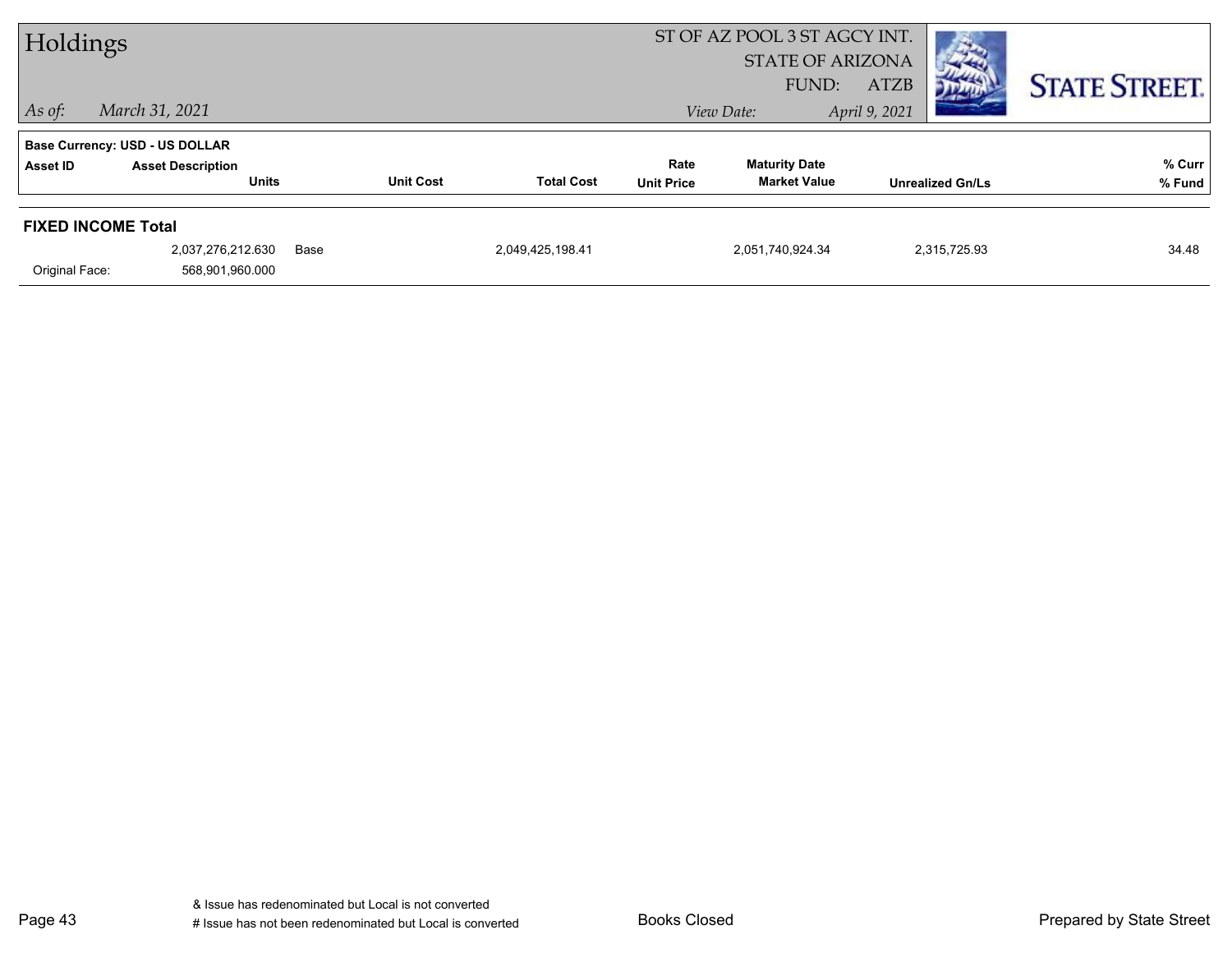# Holdings

ST OF AZ POOL 3 ST AGCY INT.
STATE OF ARIZONA
FUND: ATZB

*As of:* *March 31, 2021*

*View Date:* *April 9, 2021*

STATE STREET.

Base Currency: USD - US DOLLAR

| Asset ID | Asset Description / Units | | Unit Cost | Total Cost | Rate / Unit Price | Maturity Date / Market Value | Unrealized Gn/Ls | % Curr / % Fund |
|---|---|---|---|---|---|---|---|---|
| **FIXED INCOME Total** | | | | | | | | |
| | 2,037,276,212.630 | Base | | 2,049,425,198.41 | | 2,051,740,924.34 | 2,315,725.93 | 34.48 |
| Original Face: | 568,901,960.000 | | | | | | | |

& Issue has redenominated but Local is not converted
# Issue has not been redenominated but Local is converted

Books Closed

Prepared by State Street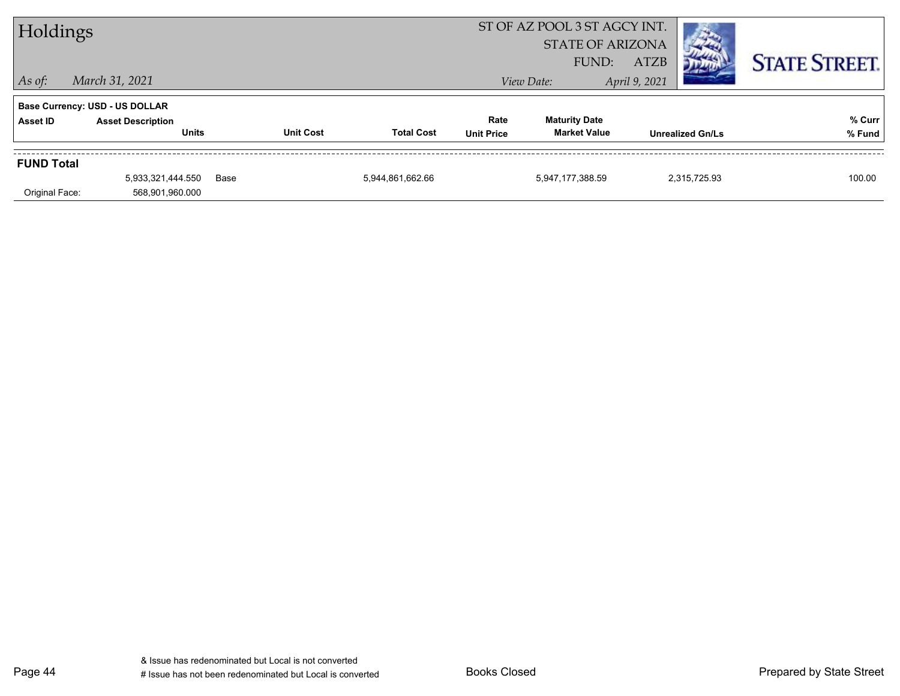# Holdings

ST OF AZ POOL 3 ST AGCY INT.
STATE OF ARIZONA
FUND: ATZB

*As of:* *March 31, 2021*

*View Date:* *April 9, 2021*

**Base Currency: USD - US DOLLAR**

| Asset ID | Asset Description / Units | | Unit Cost | Total Cost | Rate / Unit Price | Maturity Date / Market Value | Unrealized Gn/Ls | % Curr / % Fund |
|---|---|---|---|---|---|---|---|---|
| **FUND Total** | | | | | | | | |
| | 5,933,321,444.550 | Base | | 5,944,861,662.66 | | 5,947,177,388.59 | 2,315,725.93 | 100.00 |
| Original Face: | 568,901,960.000 | | | | | | | |

& Issue has redenominated but Local is not converted
# Issue has not been redenominated but Local is converted

Books Closed

Prepared by State Street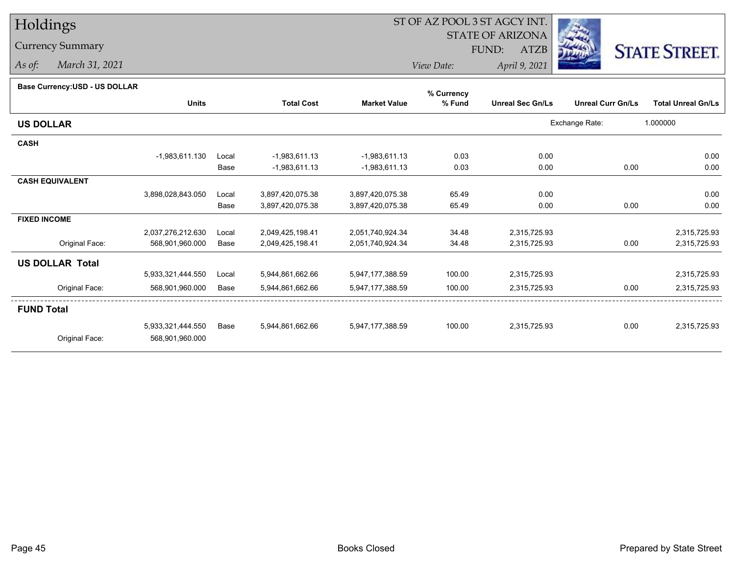# Holdings

## Currency Summary

*As of: March 31, 2021*

ST OF AZ POOL 3 ST AGCY INT.
STATE OF ARIZONA
FUND: ATZB
*View Date: April 9, 2021*

STATE STREET.

**Base Currency:USD - US DOLLAR**

| | Units | | Total Cost | Market Value | % Currency % Fund | Unreal Sec Gn/Ls | Unreal Curr Gn/Ls | Total Unreal Gn/Ls |
|---|---|---|---|---|---|---|---|---|
| **US DOLLAR** | | | | | | | Exchange Rate: | 1.000000 |
| **CASH** | | | | | | | | |
| | -1,983,611.130 | Local | -1,983,611.13 | -1,983,611.13 | 0.03 | 0.00 | | 0.00 |
| | | Base | -1,983,611.13 | -1,983,611.13 | 0.03 | 0.00 | 0.00 | 0.00 |
| **CASH EQUIVALENT** | | | | | | | | |
| | 3,898,028,843.050 | Local | 3,897,420,075.38 | 3,897,420,075.38 | 65.49 | 0.00 | | 0.00 |
| | | Base | 3,897,420,075.38 | 3,897,420,075.38 | 65.49 | 0.00 | 0.00 | 0.00 |
| **FIXED INCOME** | | | | | | | | |
| | 2,037,276,212.630 | Local | 2,049,425,198.41 | 2,051,740,924.34 | 34.48 | 2,315,725.93 | | 2,315,725.93 |
| Original Face: | 568,901,960.000 | Base | 2,049,425,198.41 | 2,051,740,924.34 | 34.48 | 2,315,725.93 | 0.00 | 2,315,725.93 |
| **US DOLLAR Total** | | | | | | | | |
| | 5,933,321,444.550 | Local | 5,944,861,662.66 | 5,947,177,388.59 | 100.00 | 2,315,725.93 | | 2,315,725.93 |
| Original Face: | 568,901,960.000 | Base | 5,944,861,662.66 | 5,947,177,388.59 | 100.00 | 2,315,725.93 | 0.00 | 2,315,725.93 |
| **FUND Total** | | | | | | | | |
| | 5,933,321,444.550 | Base | 5,944,861,662.66 | 5,947,177,388.59 | 100.00 | 2,315,725.93 | 0.00 | 2,315,725.93 |
| Original Face: | 568,901,960.000 | | | | | | | |

Books Closed

Prepared by State Street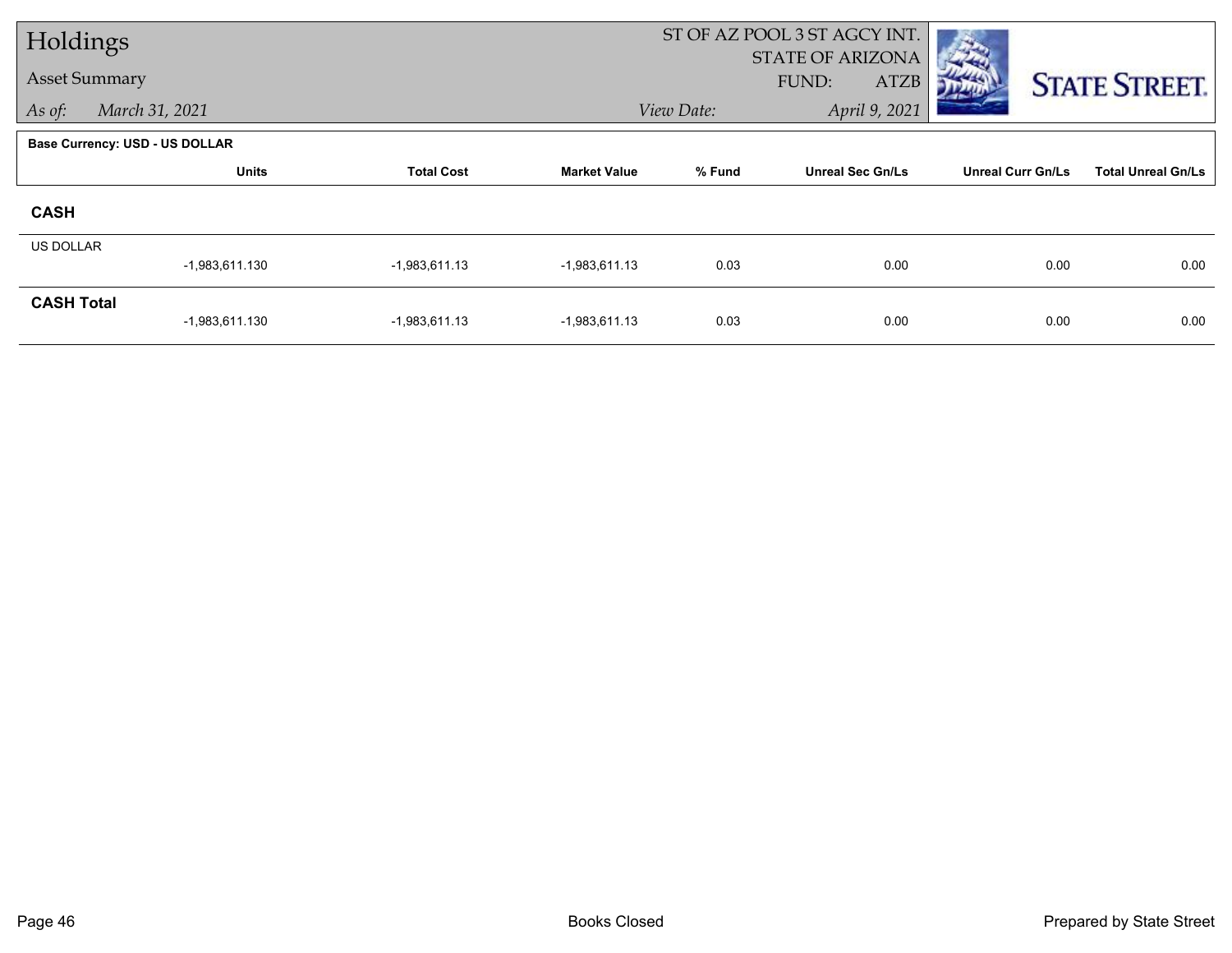# Holdings

## Asset Summary

*As of:* March 31, 2021

ST OF AZ POOL 3 ST AGCY INT.
STATE OF ARIZONA
FUND: ATZB

*View Date:* April 9, 2021

**Base Currency: USD - US DOLLAR**

| | Units | Total Cost | Market Value | % Fund | Unreal Sec Gn/Ls | Unreal Curr Gn/Ls | Total Unreal Gn/Ls |
|---|---|---|---|---|---|---|---|
| **CASH** | | | | | | | |
| US DOLLAR | -1,983,611.130 | -1,983,611.13 | -1,983,611.13 | 0.03 | 0.00 | 0.00 | 0.00 |
| **CASH Total** | -1,983,611.130 | -1,983,611.13 | -1,983,611.13 | 0.03 | 0.00 | 0.00 | 0.00 |

Books Closed

Prepared by State Street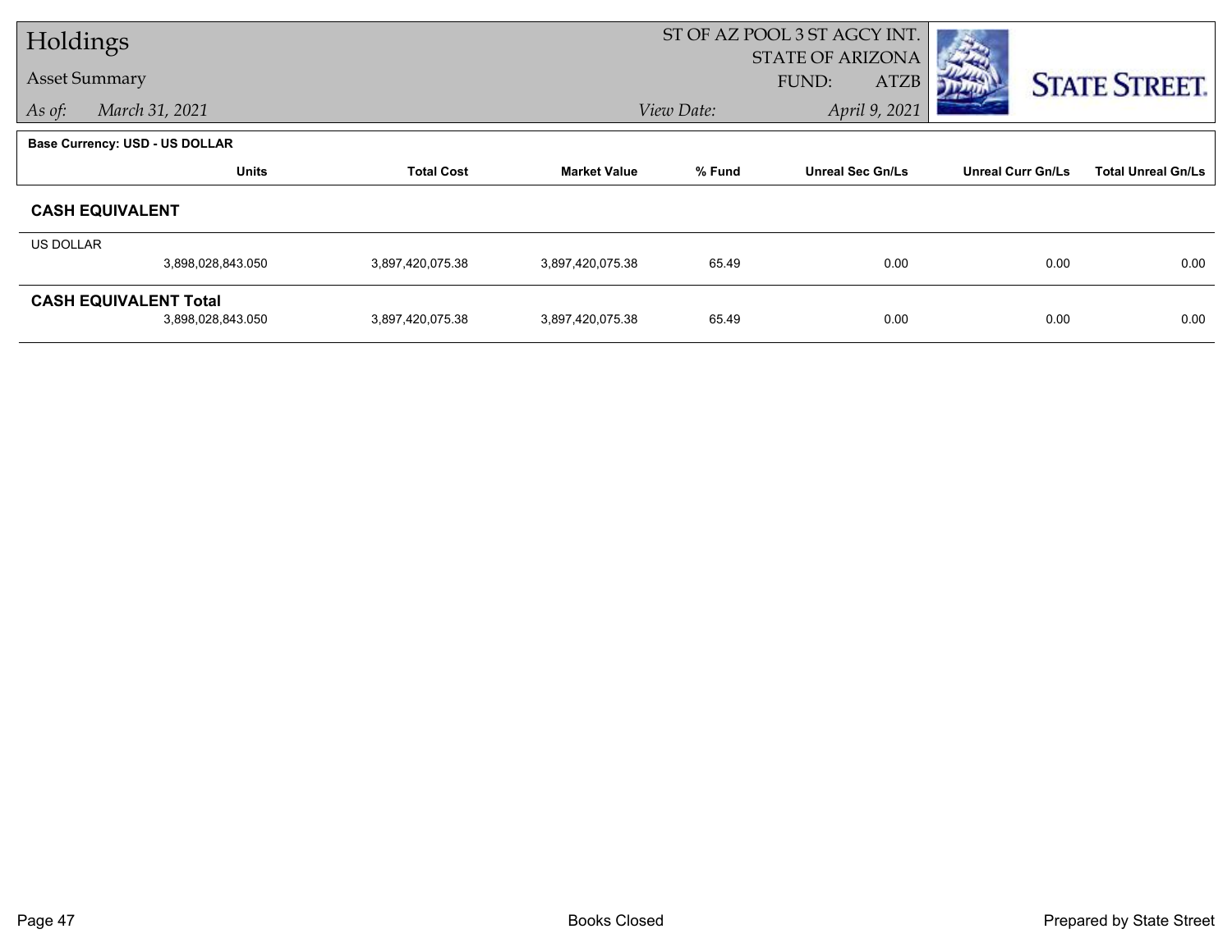# Holdings

## Asset Summary

*As of:* *March 31, 2021*

ST OF AZ POOL 3 ST AGCY INT.
STATE OF ARIZONA
FUND: ATZB

*View Date:* *April 9, 2021*

**Base Currency: USD - US DOLLAR**

| | Units | Total Cost | Market Value | % Fund | Unreal Sec Gn/Ls | Unreal Curr Gn/Ls | Total Unreal Gn/Ls |
|---|---|---|---|---|---|---|---|
| **CASH EQUIVALENT** | | | | | | | |
| US DOLLAR | 3,898,028,843.050 | 3,897,420,075.38 | 3,897,420,075.38 | 65.49 | 0.00 | 0.00 | 0.00 |
| **CASH EQUIVALENT Total** | 3,898,028,843.050 | 3,897,420,075.38 | 3,897,420,075.38 | 65.49 | 0.00 | 0.00 | 0.00 |

Books Closed

Prepared by State Street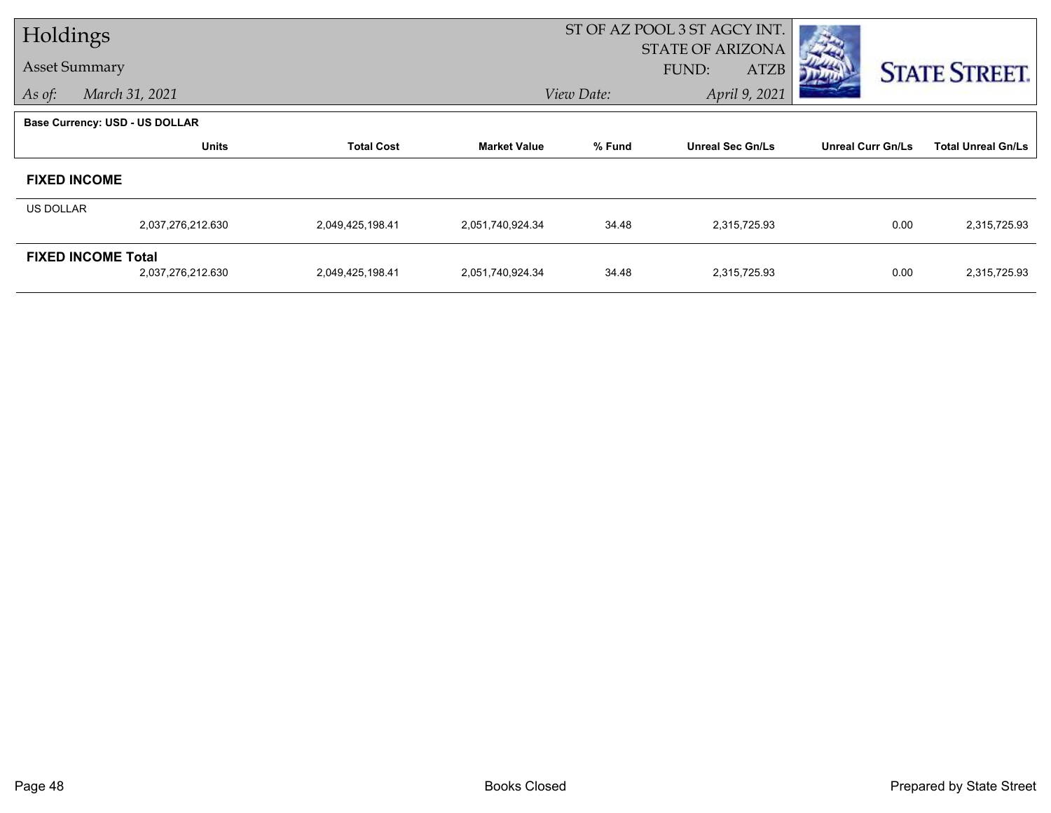# Holdings

**Asset Summary**

*As of:* *March 31, 2021*

ST OF AZ POOL 3 ST AGCY INT.
STATE OF ARIZONA
FUND: ATZB

*View Date:* *April 9, 2021*

STATE STREET.

**Base Currency: USD - US DOLLAR**

| | Units | Total Cost | Market Value | % Fund | Unreal Sec Gn/Ls | Unreal Curr Gn/Ls | Total Unreal Gn/Ls |
|---|---|---|---|---|---|---|---|
| **FIXED INCOME** | | | | | | | |
| US DOLLAR | | | | | | | |
| | 2,037,276,212.630 | 2,049,425,198.41 | 2,051,740,924.34 | 34.48 | 2,315,725.93 | 0.00 | 2,315,725.93 |
| **FIXED INCOME Total** | | | | | | | |
| | 2,037,276,212.630 | 2,049,425,198.41 | 2,051,740,924.34 | 34.48 | 2,315,725.93 | 0.00 | 2,315,725.93 |

Books Closed

Prepared by State Street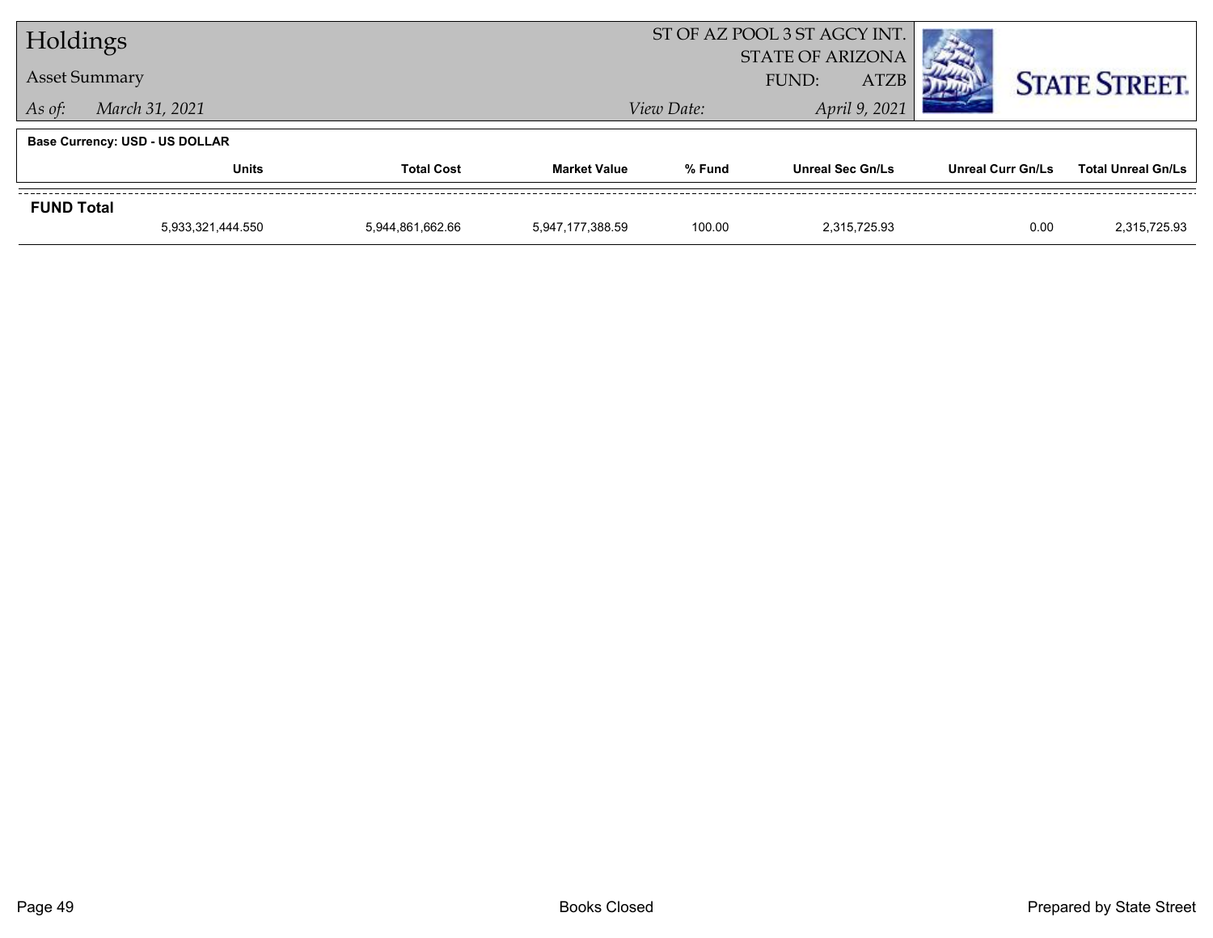# Holdings

## Asset Summary

*As of:* *March 31, 2021*

ST OF AZ POOL 3 ST AGCY INT.
STATE OF ARIZONA
FUND: ATZB

*View Date:* *April 9, 2021*

STATE STREET.

**Base Currency: USD - US DOLLAR**

| | Units | Total Cost | Market Value | % Fund | Unreal Sec Gn/Ls | Unreal Curr Gn/Ls | Total Unreal Gn/Ls |
|---|---|---|---|---|---|---|---|
| **FUND Total** | | | | | | | |
| | 5,933,321,444.550 | 5,944,861,662.66 | 5,947,177,388.59 | 100.00 | 2,315,725.93 | 0.00 | 2,315,725.93 |

Books Closed

Prepared by State Street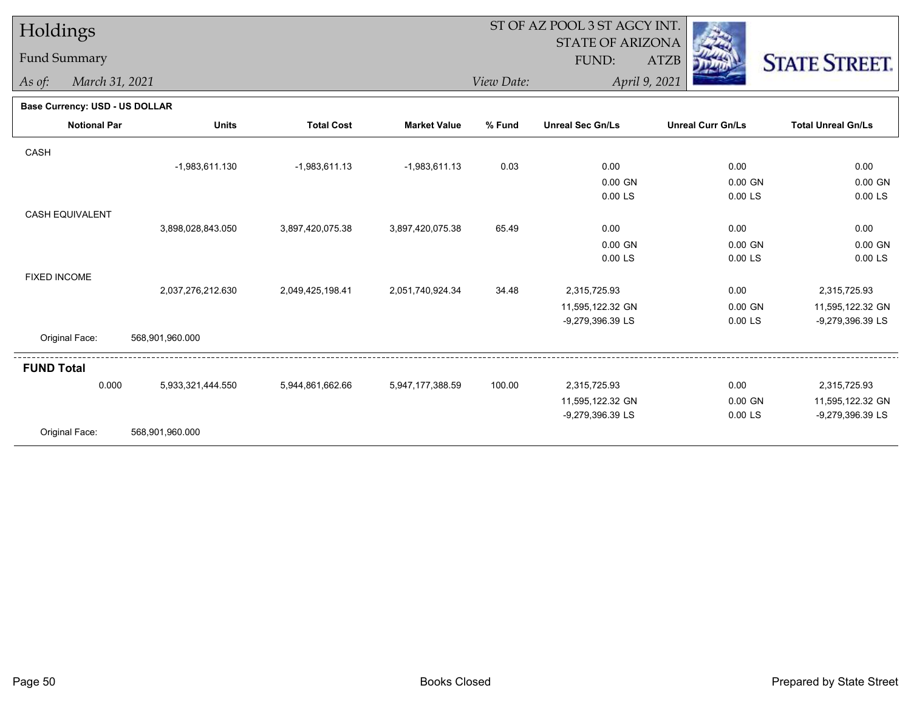# Holdings

Fund Summary

*As of:* *March 31, 2021*

ST OF AZ POOL 3 ST AGCY INT.
STATE OF ARIZONA
FUND: ATZB

*View Date:* *April 9, 2021*

STATE STREET.

**Base Currency: USD - US DOLLAR**

| Notional Par | Units | Total Cost | Market Value | % Fund | Unreal Sec Gn/Ls | Unreal Curr Gn/Ls | Total Unreal Gn/Ls |
|---|---|---|---|---|---|---|---|
| CASH | | | | | | | |
| | -1,983,611.130 | -1,983,611.13 | -1,983,611.13 | 0.03 | 0.00 | 0.00 | 0.00 |
| | | | | | 0.00 GN | 0.00 GN | 0.00 GN |
| | | | | | 0.00 LS | 0.00 LS | 0.00 LS |
| CASH EQUIVALENT | | | | | | | |
| | 3,898,028,843.050 | 3,897,420,075.38 | 3,897,420,075.38 | 65.49 | 0.00 | 0.00 | 0.00 |
| | | | | | 0.00 GN | 0.00 GN | 0.00 GN |
| | | | | | 0.00 LS | 0.00 LS | 0.00 LS |
| FIXED INCOME | | | | | | | |
| | 2,037,276,212.630 | 2,049,425,198.41 | 2,051,740,924.34 | 34.48 | 2,315,725.93 | 0.00 | 2,315,725.93 |
| | | | | | 11,595,122.32 GN | 0.00 GN | 11,595,122.32 GN |
| | | | | | -9,279,396.39 LS | 0.00 LS | -9,279,396.39 LS |
| Original Face: | 568,901,960.000 | | | | | | |
| **FUND Total** | | | | | | | |
| 0.000 | 5,933,321,444.550 | 5,944,861,662.66 | 5,947,177,388.59 | 100.00 | 2,315,725.93 | 0.00 | 2,315,725.93 |
| | | | | | 11,595,122.32 GN | 0.00 GN | 11,595,122.32 GN |
| | | | | | -9,279,396.39 LS | 0.00 LS | -9,279,396.39 LS |
| Original Face: | 568,901,960.000 | | | | | | |

Books Closed

Prepared by State Street